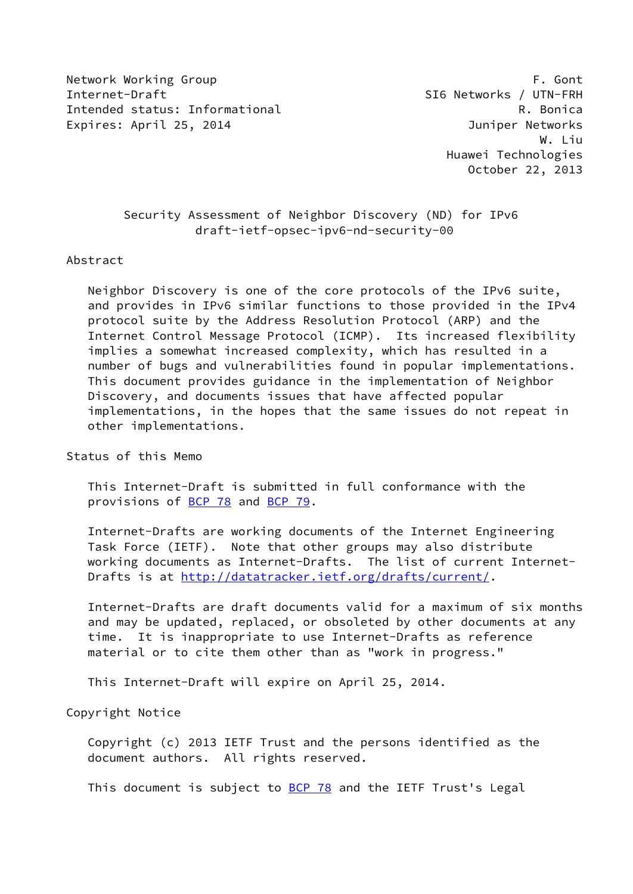Network Working Group F. Gont
Internet-Draft SI6 Networks / UTN-FRH
Intended status: Informational R. Bonica
Expires: April 25, 2014 Juniper Networks
W. Liu
Huawei Technologies
October 22, 2013

# Security Assessment of Neighbor Discovery (ND) for IPv6
draft-ietf-opsec-ipv6-nd-security-00

## Abstract

Neighbor Discovery is one of the core protocols of the IPv6 suite, and provides in IPv6 similar functions to those provided in the IPv4 protocol suite by the Address Resolution Protocol (ARP) and the Internet Control Message Protocol (ICMP). Its increased flexibility implies a somewhat increased complexity, which has resulted in a number of bugs and vulnerabilities found in popular implementations. This document provides guidance in the implementation of Neighbor Discovery, and documents issues that have affected popular implementations, in the hopes that the same issues do not repeat in other implementations.

## Status of this Memo

This Internet-Draft is submitted in full conformance with the provisions of BCP 78 and BCP 79.

Internet-Drafts are working documents of the Internet Engineering Task Force (IETF). Note that other groups may also distribute working documents as Internet-Drafts. The list of current Internet-Drafts is at http://datatracker.ietf.org/drafts/current/.

Internet-Drafts are draft documents valid for a maximum of six months and may be updated, replaced, or obsoleted by other documents at any time. It is inappropriate to use Internet-Drafts as reference material or to cite them other than as "work in progress."

This Internet-Draft will expire on April 25, 2014.

## Copyright Notice

Copyright (c) 2013 IETF Trust and the persons identified as the document authors. All rights reserved.

This document is subject to BCP 78 and the IETF Trust's Legal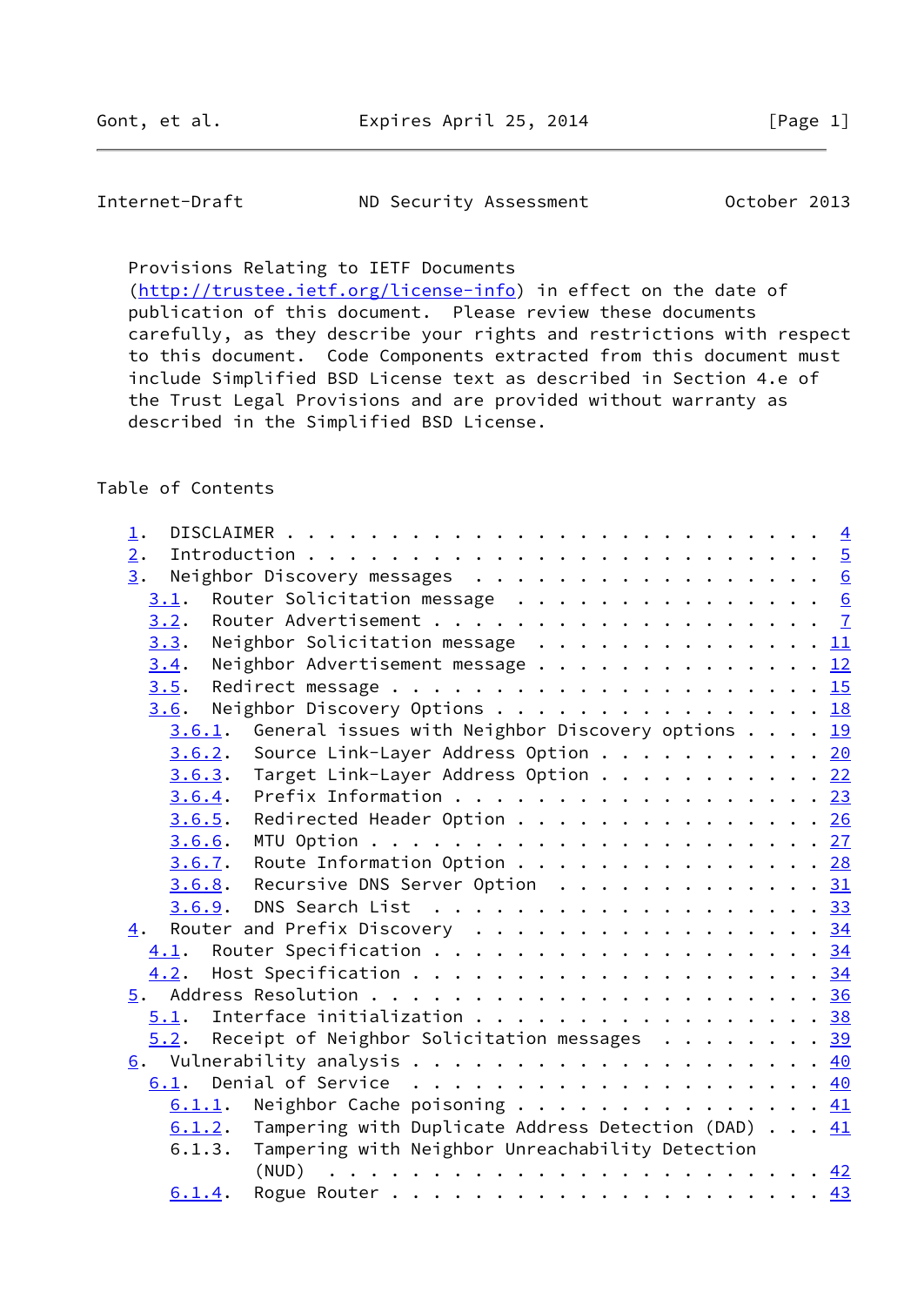Provisions Relating to IETF Documents
(http://trustee.ietf.org/license-info) in effect on the date of
publication of this document. Please review these documents
carefully, as they describe your rights and restrictions with respect
to this document. Code Components extracted from this document must
include Simplified BSD License text as described in Section 4.e of
the Trust Legal Provisions and are provided without warranty as
described in the Simplified BSD License.

## Table of Contents

- 1. DISCLAIMER . . . . . . . . . . . . . . . . . . . . . . . . . . 4
- 2. Introduction . . . . . . . . . . . . . . . . . . . . . . . . . 5
- 3. Neighbor Discovery messages . . . . . . . . . . . . . . . . . 6
  - 3.1. Router Solicitation message . . . . . . . . . . . . . . . 6
  - 3.2. Router Advertisement . . . . . . . . . . . . . . . . . . . 7
  - 3.3. Neighbor Solicitation message . . . . . . . . . . . . . . 11
  - 3.4. Neighbor Advertisement message . . . . . . . . . . . . . . 12
  - 3.5. Redirect message . . . . . . . . . . . . . . . . . . . . . 15
  - 3.6. Neighbor Discovery Options . . . . . . . . . . . . . . . . 18
    - 3.6.1. General issues with Neighbor Discovery options . . . . 19
    - 3.6.2. Source Link-Layer Address Option . . . . . . . . . . . 20
    - 3.6.3. Target Link-Layer Address Option . . . . . . . . . . . 22
    - 3.6.4. Prefix Information . . . . . . . . . . . . . . . . . . 23
    - 3.6.5. Redirected Header Option . . . . . . . . . . . . . . . 26
    - 3.6.6. MTU Option . . . . . . . . . . . . . . . . . . . . . . 27
    - 3.6.7. Route Information Option . . . . . . . . . . . . . . . 28
    - 3.6.8. Recursive DNS Server Option . . . . . . . . . . . . . 31
    - 3.6.9. DNS Search List . . . . . . . . . . . . . . . . . . . 33
- 4. Router and Prefix Discovery . . . . . . . . . . . . . . . . . 34
  - 4.1. Router Specification . . . . . . . . . . . . . . . . . . . 34
  - 4.2. Host Specification . . . . . . . . . . . . . . . . . . . . 34
- 5. Address Resolution . . . . . . . . . . . . . . . . . . . . . . 36
  - 5.1. Interface initialization . . . . . . . . . . . . . . . . . 38
  - 5.2. Receipt of Neighbor Solicitation messages . . . . . . . . 39
- 6. Vulnerability analysis . . . . . . . . . . . . . . . . . . . . 40
  - 6.1. Denial of Service . . . . . . . . . . . . . . . . . . . . 40
    - 6.1.1. Neighbor Cache poisoning . . . . . . . . . . . . . . . 41
    - 6.1.2. Tampering with Duplicate Address Detection (DAD) . . . 41
    - 6.1.3. Tampering with Neighbor Unreachability Detection (NUD) . . . . . . . . . . . . . . . . . . . . . . . . 42
    - 6.1.4. Rogue Router . . . . . . . . . . . . . . . . . . . . . 43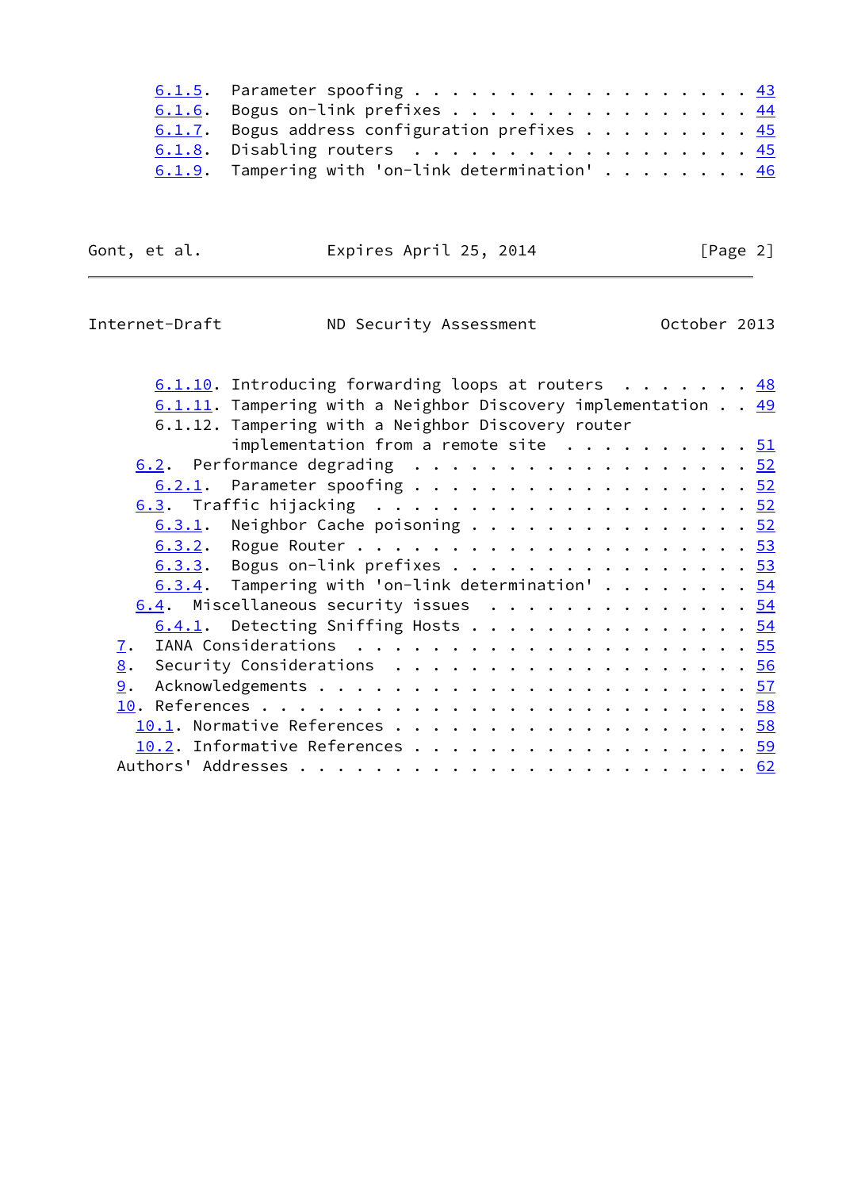6.1.5. Parameter spoofing . . . . . . . . . . . . . . . . . 43
      6.1.6. Bogus on-link prefixes . . . . . . . . . . . . . . . 44
      6.1.7. Bogus address configuration prefixes . . . . . . . . 45
      6.1.8. Disabling routers . . . . . . . . . . . . . . . . . 45
      6.1.9. Tampering with 'on-link determination' . . . . . . . 46
      6.1.10. Introducing forwarding loops at routers . . . . . . . 48
      6.1.11. Tampering with a Neighbor Discovery implementation . . 49
      6.1.12. Tampering with a Neighbor Discovery router
              implementation from a remote site . . . . . . . . . 51
    6.2. Performance degrading . . . . . . . . . . . . . . . . . 52
      6.2.1. Parameter spoofing . . . . . . . . . . . . . . . . . 52
    6.3. Traffic hijacking . . . . . . . . . . . . . . . . . . . 52
      6.3.1. Neighbor Cache poisoning . . . . . . . . . . . . . . 52
      6.3.2. Rogue Router . . . . . . . . . . . . . . . . . . . . 53
      6.3.3. Bogus on-link prefixes . . . . . . . . . . . . . . . 53
      6.3.4. Tampering with 'on-link determination' . . . . . . . 54
    6.4. Miscellaneous security issues . . . . . . . . . . . . . 54
      6.4.1. Detecting Sniffing Hosts . . . . . . . . . . . . . . 54
  7. IANA Considerations . . . . . . . . . . . . . . . . . . . . 55
  8. Security Considerations . . . . . . . . . . . . . . . . . . 56
  9. Acknowledgements . . . . . . . . . . . . . . . . . . . . . . 57
  10. References . . . . . . . . . . . . . . . . . . . . . . . . 58
    10.1. Normative References . . . . . . . . . . . . . . . . . 58
    10.2. Informative References . . . . . . . . . . . . . . . . 59
  Authors' Addresses . . . . . . . . . . . . . . . . . . . . . . 62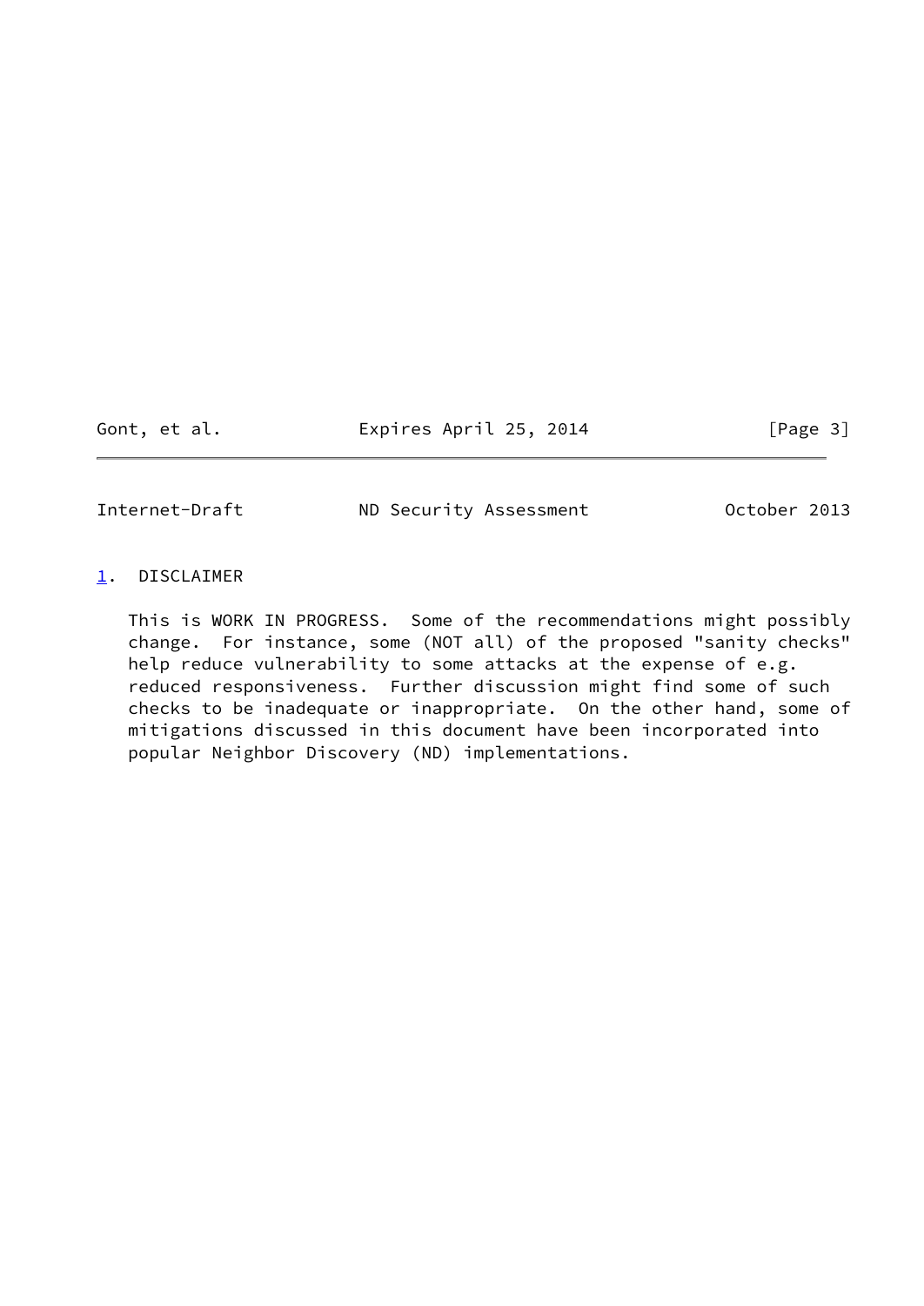## 1. DISCLAIMER

This is WORK IN PROGRESS. Some of the recommendations might possibly change. For instance, some (NOT all) of the proposed "sanity checks" help reduce vulnerability to some attacks at the expense of e.g. reduced responsiveness. Further discussion might find some of such checks to be inadequate or inappropriate. On the other hand, some of mitigations discussed in this document have been incorporated into popular Neighbor Discovery (ND) implementations.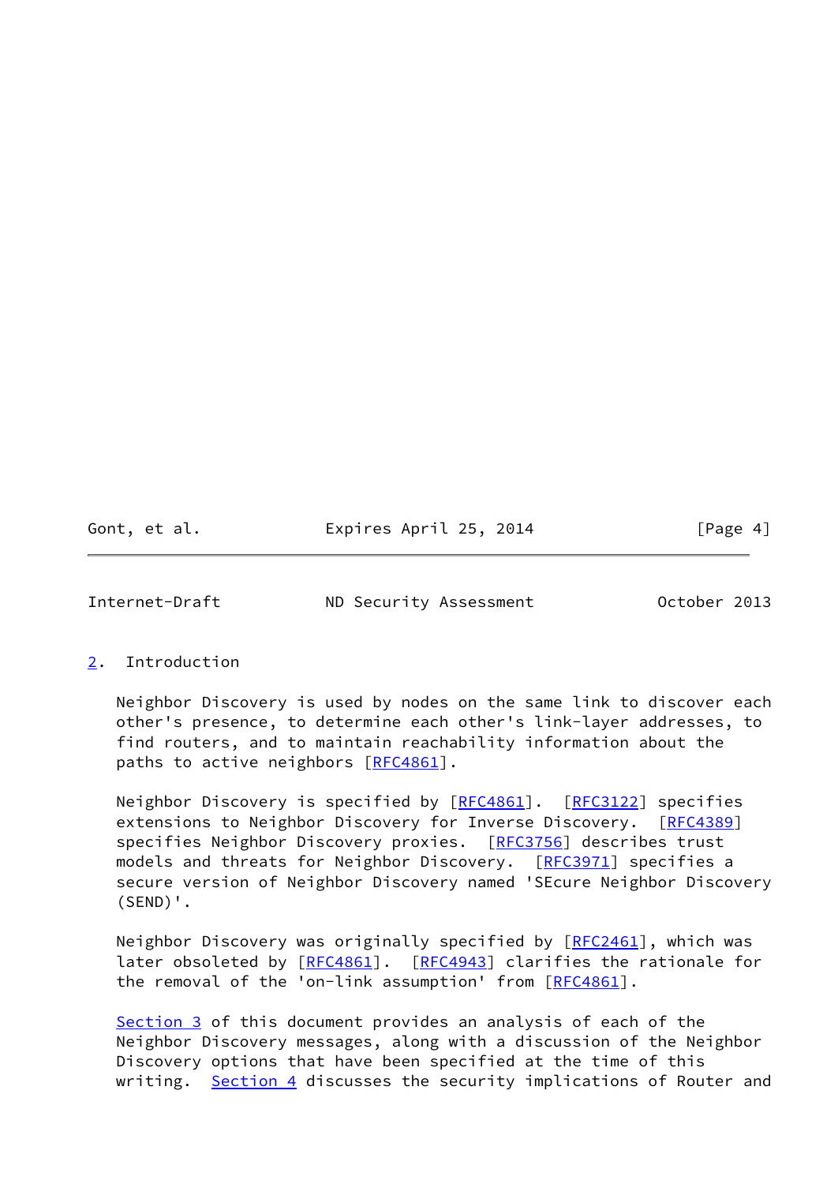## 2. Introduction

Neighbor Discovery is used by nodes on the same link to discover each other's presence, to determine each other's link-layer addresses, to find routers, and to maintain reachability information about the paths to active neighbors [RFC4861].

Neighbor Discovery is specified by [RFC4861]. [RFC3122] specifies extensions to Neighbor Discovery for Inverse Discovery. [RFC4389] specifies Neighbor Discovery proxies. [RFC3756] describes trust models and threats for Neighbor Discovery. [RFC3971] specifies a secure version of Neighbor Discovery named 'SEcure Neighbor Discovery (SEND)'.

Neighbor Discovery was originally specified by [RFC2461], which was later obsoleted by [RFC4861]. [RFC4943] clarifies the rationale for the removal of the 'on-link assumption' from [RFC4861].

Section 3 of this document provides an analysis of each of the Neighbor Discovery messages, along with a discussion of the Neighbor Discovery options that have been specified at the time of this writing. Section 4 discusses the security implications of Router and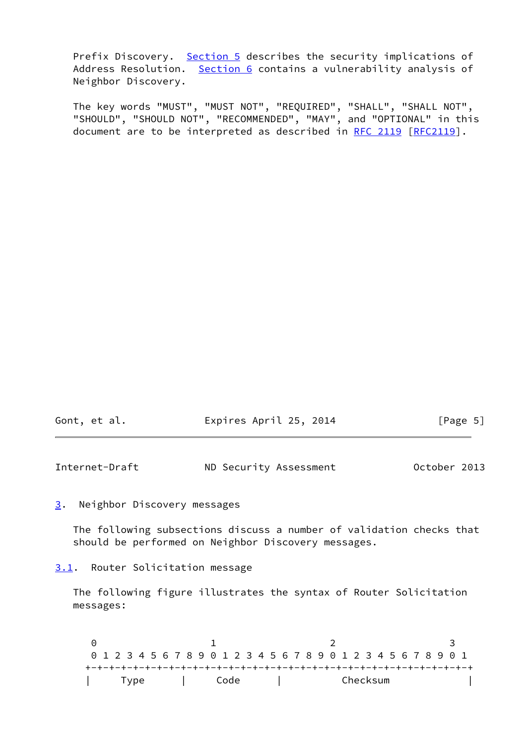Prefix Discovery.  Section 5 describes the security implications of Address Resolution.  Section 6 contains a vulnerability analysis of Neighbor Discovery.

The key words "MUST", "MUST NOT", "REQUIRED", "SHALL", "SHALL NOT", "SHOULD", "SHOULD NOT", "RECOMMENDED", "MAY", and "OPTIONAL" in this document are to be interpreted as described in RFC 2119 [RFC2119].

# 3.  Neighbor Discovery messages

The following subsections discuss a number of validation checks that should be performed on Neighbor Discovery messages.

## 3.1.  Router Solicitation message

The following figure illustrates the syntax of Router Solicitation messages:

```
 0                   1                   2                   3
 0 1 2 3 4 5 6 7 8 9 0 1 2 3 4 5 6 7 8 9 0 1 2 3 4 5 6 7 8 9 0 1
+-+-+-+-+-+-+-+-+-+-+-+-+-+-+-+-+-+-+-+-+-+-+-+-+-+-+-+-+-+-+-+-+
|     Type      |     Code      |          Checksum             |
```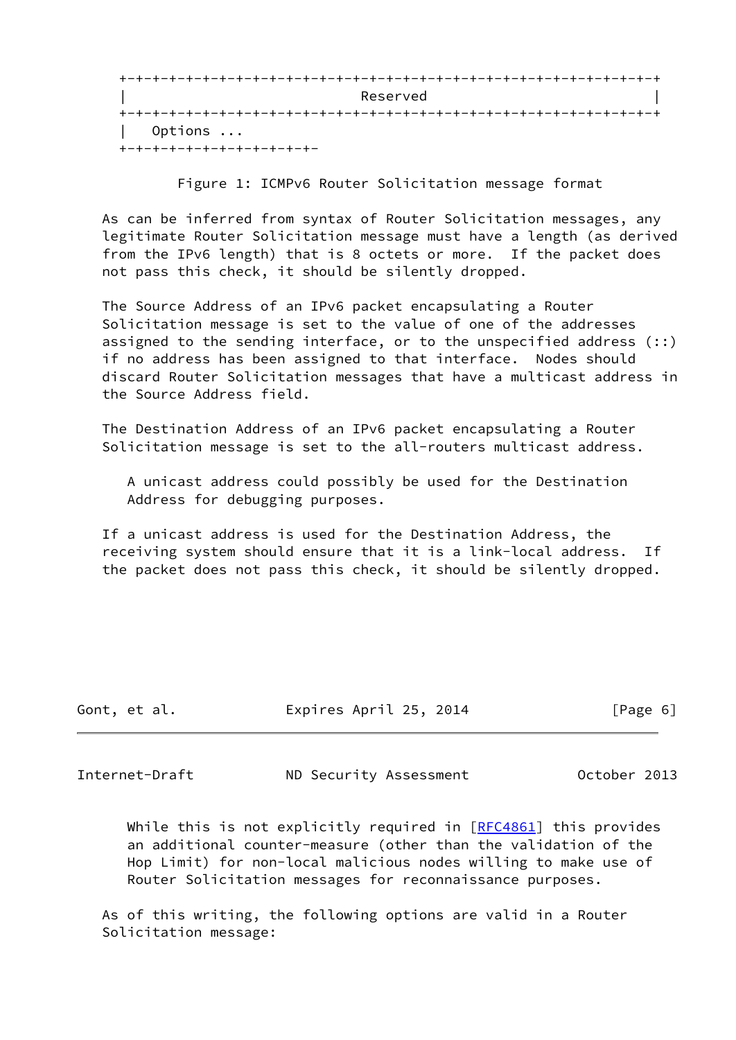```
 +-+-+-+-+-+-+-+-+-+-+-+-+-+-+-+-+-+-+-+-+-+-+-+-+-+-+-+-+-+-+-+-+
 |                            Reserved                           |
 +-+-+-+-+-+-+-+-+-+-+-+-+-+-+-+-+-+-+-+-+-+-+-+-+-+-+-+-+-+-+-+-+
 |   Options ...
 +-+-+-+-+-+-+-+-+-+-+-+-
```

Figure 1: ICMPv6 Router Solicitation message format

As can be inferred from syntax of Router Solicitation messages, any legitimate Router Solicitation message must have a length (as derived from the IPv6 length) that is 8 octets or more. If the packet does not pass this check, it should be silently dropped.

The Source Address of an IPv6 packet encapsulating a Router Solicitation message is set to the value of one of the addresses assigned to the sending interface, or to the unspecified address (::) if no address has been assigned to that interface. Nodes should discard Router Solicitation messages that have a multicast address in the Source Address field.

The Destination Address of an IPv6 packet encapsulating a Router Solicitation message is set to the all-routers multicast address.

> A unicast address could possibly be used for the Destination Address for debugging purposes.

If a unicast address is used for the Destination Address, the receiving system should ensure that it is a link-local address. If the packet does not pass this check, it should be silently dropped.

> While this is not explicitly required in [RFC4861] this provides an additional counter-measure (other than the validation of the Hop Limit) for non-local malicious nodes willing to make use of Router Solicitation messages for reconnaissance purposes.

As of this writing, the following options are valid in a Router Solicitation message: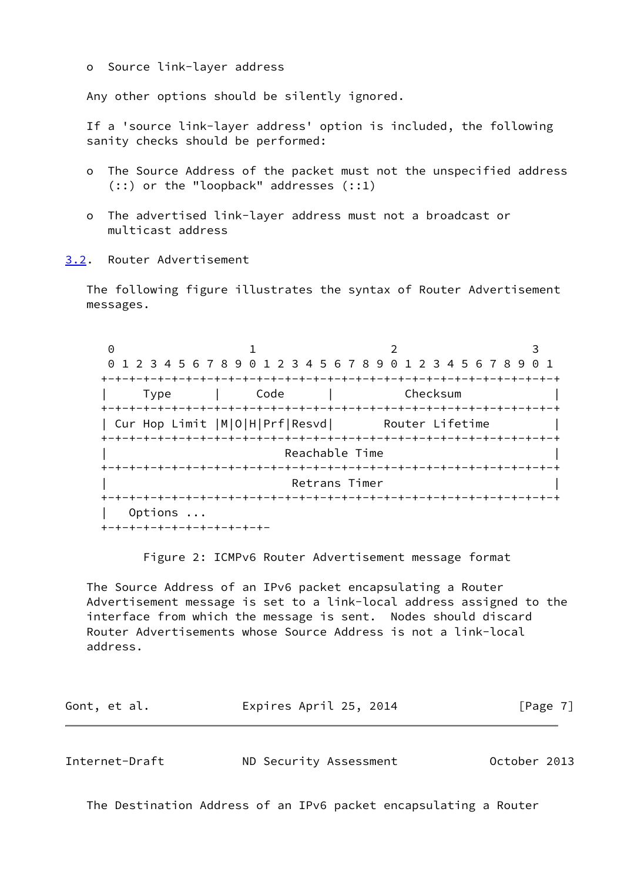o  Source link-layer address

Any other options should be silently ignored.

If a 'source link-layer address' option is included, the following sanity checks should be performed:

o  The Source Address of the packet must not the unspecified address (::) or the "loopback" addresses (::1)

o  The advertised link-layer address must not a broadcast or multicast address

## 3.2.  Router Advertisement

The following figure illustrates the syntax of Router Advertisement messages.

```
 0                   1                   2                   3
 0 1 2 3 4 5 6 7 8 9 0 1 2 3 4 5 6 7 8 9 0 1 2 3 4 5 6 7 8 9 0 1
+-+-+-+-+-+-+-+-+-+-+-+-+-+-+-+-+-+-+-+-+-+-+-+-+-+-+-+-+-+-+-+-+
|     Type      |     Code      |          Checksum             |
+-+-+-+-+-+-+-+-+-+-+-+-+-+-+-+-+-+-+-+-+-+-+-+-+-+-+-+-+-+-+-+-+
| Cur Hop Limit |M|O|H|Prf|Resvd|       Router Lifetime         |
+-+-+-+-+-+-+-+-+-+-+-+-+-+-+-+-+-+-+-+-+-+-+-+-+-+-+-+-+-+-+-+-+
|                         Reachable Time                        |
+-+-+-+-+-+-+-+-+-+-+-+-+-+-+-+-+-+-+-+-+-+-+-+-+-+-+-+-+-+-+-+-+
|                          Retrans Timer                        |
+-+-+-+-+-+-+-+-+-+-+-+-+-+-+-+-+-+-+-+-+-+-+-+-+-+-+-+-+-+-+-+-+
|   Options ...
+-+-+-+-+-+-+-+-+-+-+-+-
```

Figure 2: ICMPv6 Router Advertisement message format

The Source Address of an IPv6 packet encapsulating a Router Advertisement message is set to a link-local address assigned to the interface from which the message is sent.  Nodes should discard Router Advertisements whose Source Address is not a link-local address.

The Destination Address of an IPv6 packet encapsulating a Router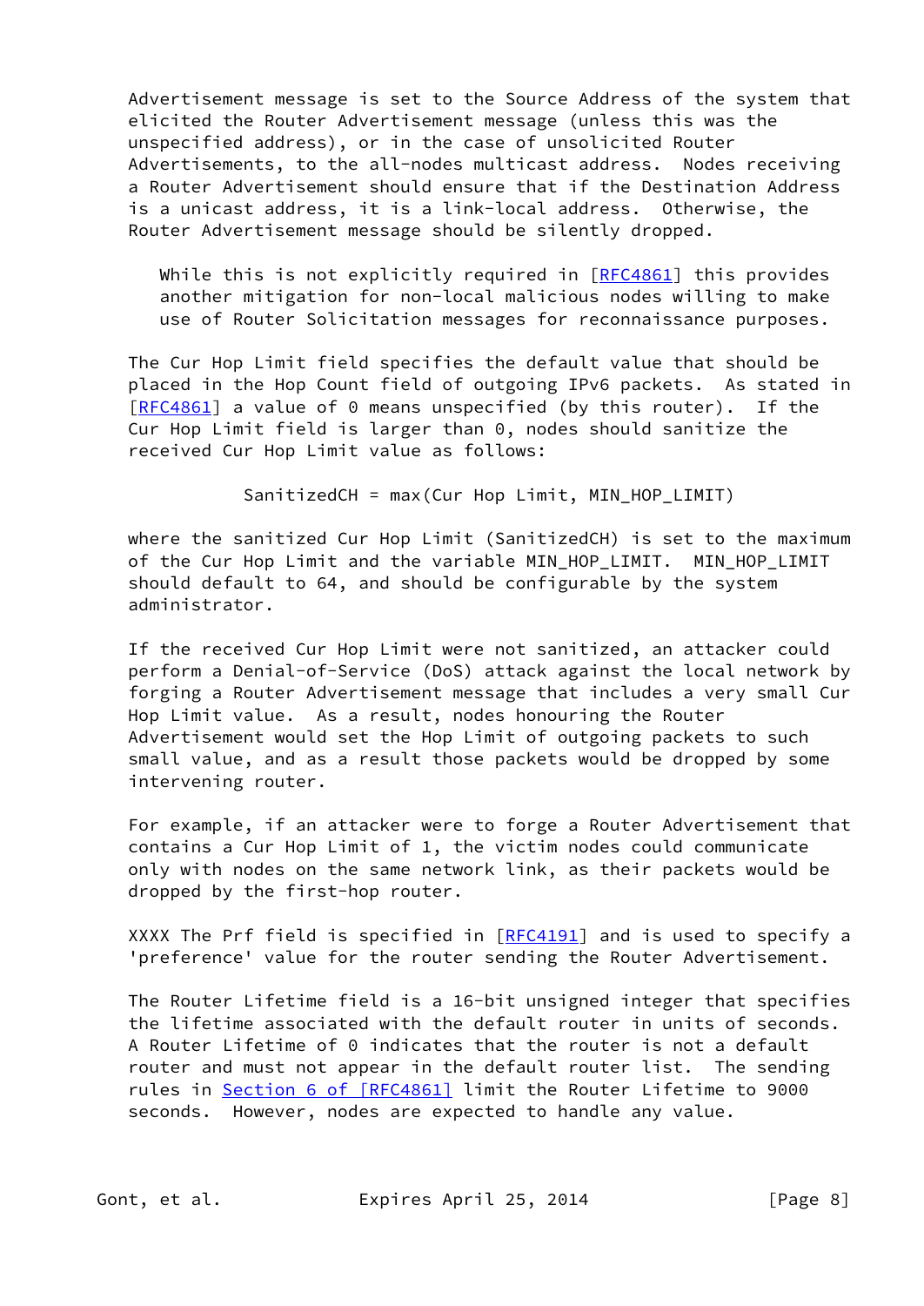Advertisement message is set to the Source Address of the system that elicited the Router Advertisement message (unless this was the unspecified address), or in the case of unsolicited Router Advertisements, to the all-nodes multicast address. Nodes receiving a Router Advertisement should ensure that if the Destination Address is a unicast address, it is a link-local address. Otherwise, the Router Advertisement message should be silently dropped.

> While this is not explicitly required in [RFC4861] this provides another mitigation for non-local malicious nodes willing to make use of Router Solicitation messages for reconnaissance purposes.

The Cur Hop Limit field specifies the default value that should be placed in the Hop Count field of outgoing IPv6 packets. As stated in [RFC4861] a value of 0 means unspecified (by this router). If the Cur Hop Limit field is larger than 0, nodes should sanitize the received Cur Hop Limit value as follows:

```
SanitizedCH = max(Cur Hop Limit, MIN_HOP_LIMIT)
```

where the sanitized Cur Hop Limit (SanitizedCH) is set to the maximum of the Cur Hop Limit and the variable MIN_HOP_LIMIT. MIN_HOP_LIMIT should default to 64, and should be configurable by the system administrator.

If the received Cur Hop Limit were not sanitized, an attacker could perform a Denial-of-Service (DoS) attack against the local network by forging a Router Advertisement message that includes a very small Cur Hop Limit value. As a result, nodes honouring the Router Advertisement would set the Hop Limit of outgoing packets to such small value, and as a result those packets would be dropped by some intervening router.

For example, if an attacker were to forge a Router Advertisement that contains a Cur Hop Limit of 1, the victim nodes could communicate only with nodes on the same network link, as their packets would be dropped by the first-hop router.

XXXX The Prf field is specified in [RFC4191] and is used to specify a 'preference' value for the router sending the Router Advertisement.

The Router Lifetime field is a 16-bit unsigned integer that specifies the lifetime associated with the default router in units of seconds. A Router Lifetime of 0 indicates that the router is not a default router and must not appear in the default router list. The sending rules in Section 6 of [RFC4861] limit the Router Lifetime to 9000 seconds. However, nodes are expected to handle any value.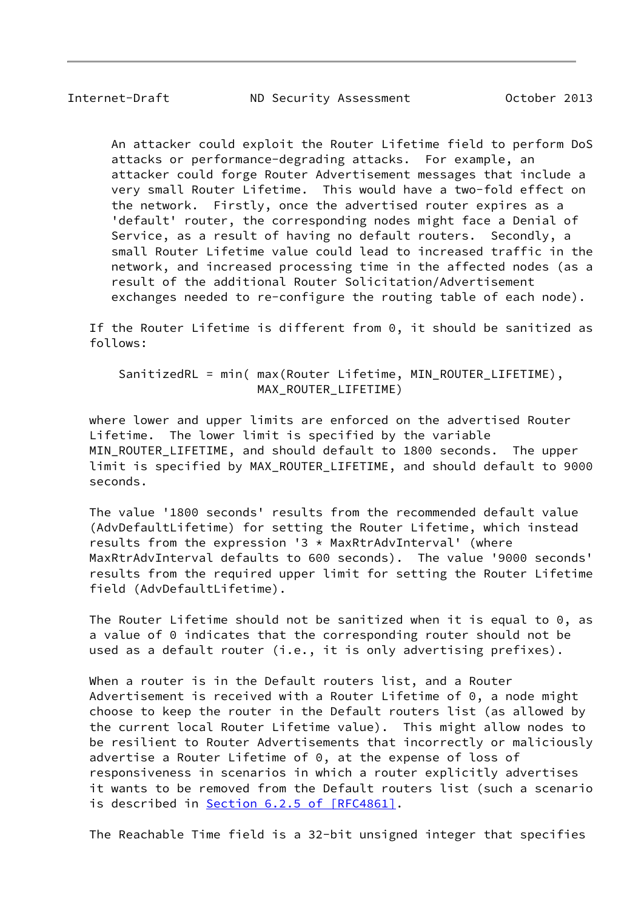An attacker could exploit the Router Lifetime field to perform DoS attacks or performance-degrading attacks. For example, an attacker could forge Router Advertisement messages that include a very small Router Lifetime. This would have a two-fold effect on the network. Firstly, once the advertised router expires as a 'default' router, the corresponding nodes might face a Denial of Service, as a result of having no default routers. Secondly, a small Router Lifetime value could lead to increased traffic in the network, and increased processing time in the affected nodes (as a result of the additional Router Solicitation/Advertisement exchanges needed to re-configure the routing table of each node).

If the Router Lifetime is different from 0, it should be sanitized as follows:

```
SanitizedRL = min( max(Router Lifetime, MIN_ROUTER_LIFETIME),
                   MAX_ROUTER_LIFETIME)
```

where lower and upper limits are enforced on the advertised Router Lifetime. The lower limit is specified by the variable MIN_ROUTER_LIFETIME, and should default to 1800 seconds. The upper limit is specified by MAX_ROUTER_LIFETIME, and should default to 9000 seconds.

The value '1800 seconds' results from the recommended default value (AdvDefaultLifetime) for setting the Router Lifetime, which instead results from the expression '3 * MaxRtrAdvInterval' (where MaxRtrAdvInterval defaults to 600 seconds). The value '9000 seconds' results from the required upper limit for setting the Router Lifetime field (AdvDefaultLifetime).

The Router Lifetime should not be sanitized when it is equal to 0, as a value of 0 indicates that the corresponding router should not be used as a default router (i.e., it is only advertising prefixes).

When a router is in the Default routers list, and a Router Advertisement is received with a Router Lifetime of 0, a node might choose to keep the router in the Default routers list (as allowed by the current local Router Lifetime value). This might allow nodes to be resilient to Router Advertisements that incorrectly or maliciously advertise a Router Lifetime of 0, at the expense of loss of responsiveness in scenarios in which a router explicitly advertises it wants to be removed from the Default routers list (such a scenario is described in Section 6.2.5 of [RFC4861].

The Reachable Time field is a 32-bit unsigned integer that specifies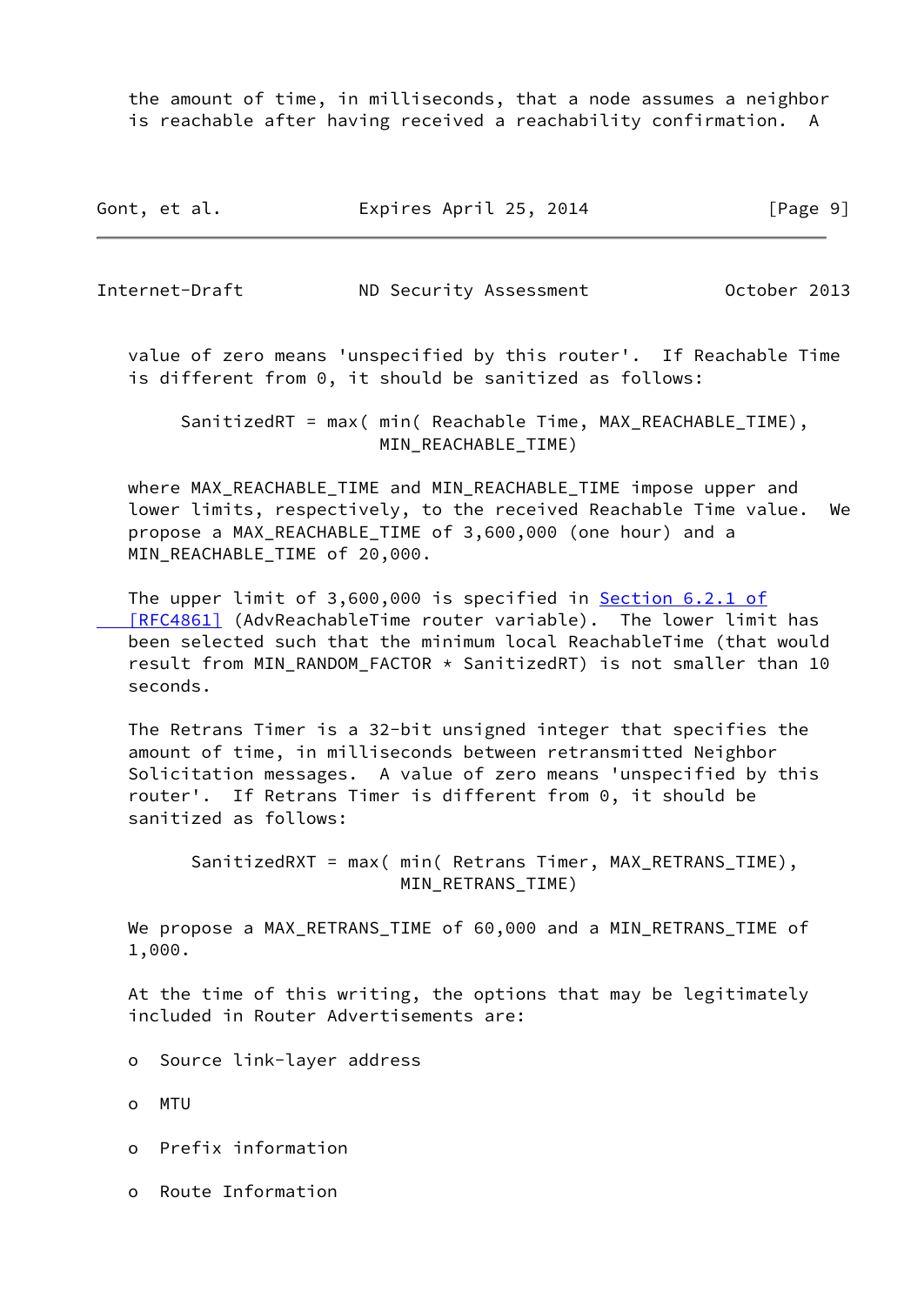the amount of time, in milliseconds, that a node assumes a neighbor is reachable after having received a reachability confirmation. A value of zero means 'unspecified by this router'. If Reachable Time is different from 0, it should be sanitized as follows:

```
SanitizedRT = max( min( Reachable Time, MAX_REACHABLE_TIME),
                   MIN_REACHABLE_TIME)
```

where MAX_REACHABLE_TIME and MIN_REACHABLE_TIME impose upper and lower limits, respectively, to the received Reachable Time value. We propose a MAX_REACHABLE_TIME of 3,600,000 (one hour) and a MIN_REACHABLE_TIME of 20,000.

The upper limit of 3,600,000 is specified in Section 6.2.1 of [RFC4861] (AdvReachableTime router variable). The lower limit has been selected such that the minimum local ReachableTime (that would result from MIN_RANDOM_FACTOR * SanitizedRT) is not smaller than 10 seconds.

The Retrans Timer is a 32-bit unsigned integer that specifies the amount of time, in milliseconds between retransmitted Neighbor Solicitation messages. A value of zero means 'unspecified by this router'. If Retrans Timer is different from 0, it should be sanitized as follows:

```
SanitizedRXT = max( min( Retrans Timer, MAX_RETRANS_TIME),
                    MIN_RETRANS_TIME)
```

We propose a MAX_RETRANS_TIME of 60,000 and a MIN_RETRANS_TIME of 1,000.

At the time of this writing, the options that may be legitimately included in Router Advertisements are:

- Source link-layer address
- MTU
- Prefix information
- Route Information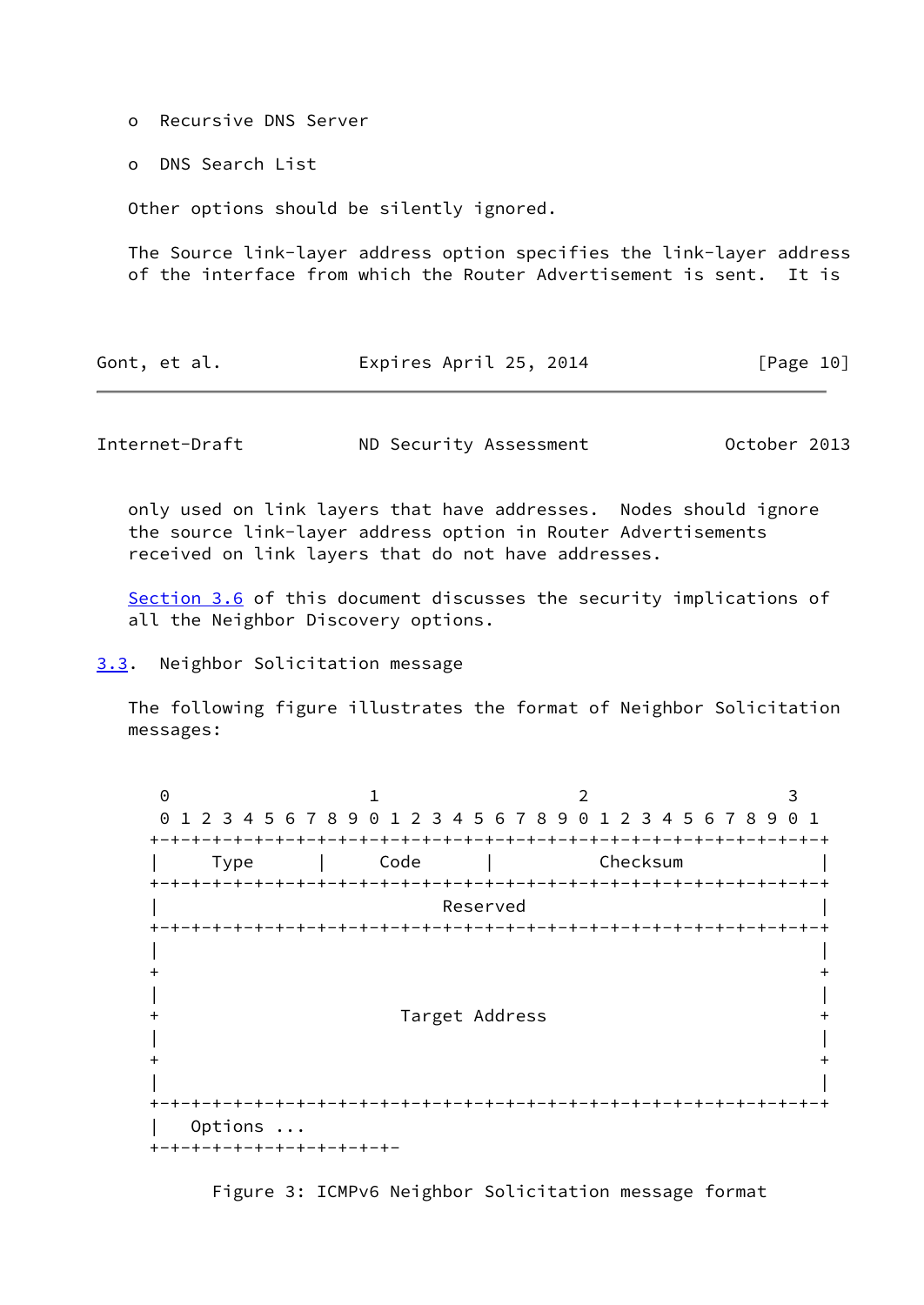- Recursive DNS Server

- DNS Search List

Other options should be silently ignored.

The Source link-layer address option specifies the link-layer address of the interface from which the Router Advertisement is sent. It is only used on link layers that have addresses. Nodes should ignore the source link-layer address option in Router Advertisements received on link layers that do not have addresses.

Section 3.6 of this document discusses the security implications of all the Neighbor Discovery options.

### 3.3. Neighbor Solicitation message

The following figure illustrates the format of Neighbor Solicitation messages:

```
 0                   1                   2                   3
 0 1 2 3 4 5 6 7 8 9 0 1 2 3 4 5 6 7 8 9 0 1 2 3 4 5 6 7 8 9 0 1
+-+-+-+-+-+-+-+-+-+-+-+-+-+-+-+-+-+-+-+-+-+-+-+-+-+-+-+-+-+-+-+-+
|     Type      |     Code      |          Checksum             |
+-+-+-+-+-+-+-+-+-+-+-+-+-+-+-+-+-+-+-+-+-+-+-+-+-+-+-+-+-+-+-+-+
|                           Reserved                            |
+-+-+-+-+-+-+-+-+-+-+-+-+-+-+-+-+-+-+-+-+-+-+-+-+-+-+-+-+-+-+-+-+
|                                                               |
+                                                               +
|                                                               |
+                       Target Address                          +
|                                                               |
+                                                               +
|                                                               |
+-+-+-+-+-+-+-+-+-+-+-+-+-+-+-+-+-+-+-+-+-+-+-+-+-+-+-+-+-+-+-+-+
|   Options ...
+-+-+-+-+-+-+-+-+-+-+-+-
```

Figure 3: ICMPv6 Neighbor Solicitation message format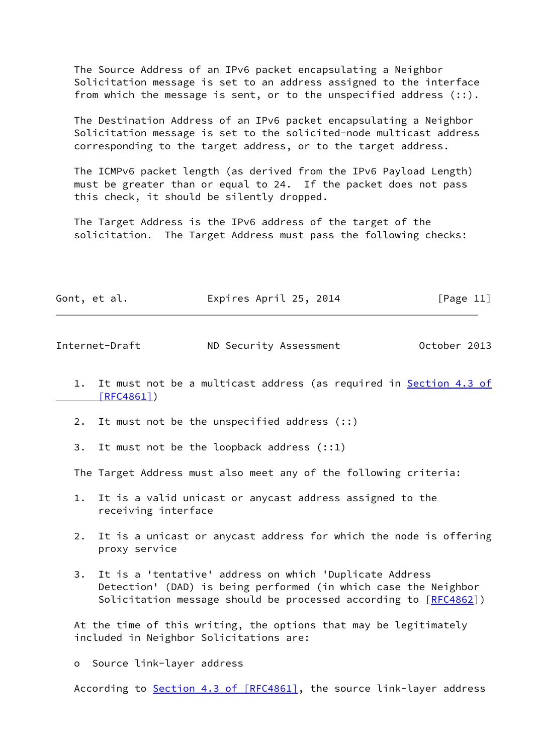The Source Address of an IPv6 packet encapsulating a Neighbor Solicitation message is set to an address assigned to the interface from which the message is sent, or to the unspecified address (::).

The Destination Address of an IPv6 packet encapsulating a Neighbor Solicitation message is set to the solicited-node multicast address corresponding to the target address, or to the target address.

The ICMPv6 packet length (as derived from the IPv6 Payload Length) must be greater than or equal to 24. If the packet does not pass this check, it should be silently dropped.

The Target Address is the IPv6 address of the target of the solicitation. The Target Address must pass the following checks:

1. It must not be a multicast address (as required in Section 4.3 of [RFC4861])

2. It must not be the unspecified address (::)

3. It must not be the loopback address (::1)

The Target Address must also meet any of the following criteria:

1. It is a valid unicast or anycast address assigned to the receiving interface

2. It is a unicast or anycast address for which the node is offering proxy service

3. It is a 'tentative' address on which 'Duplicate Address Detection' (DAD) is being performed (in which case the Neighbor Solicitation message should be processed according to [RFC4862])

At the time of this writing, the options that may be legitimately included in Neighbor Solicitations are:

- Source link-layer address

According to Section 4.3 of [RFC4861], the source link-layer address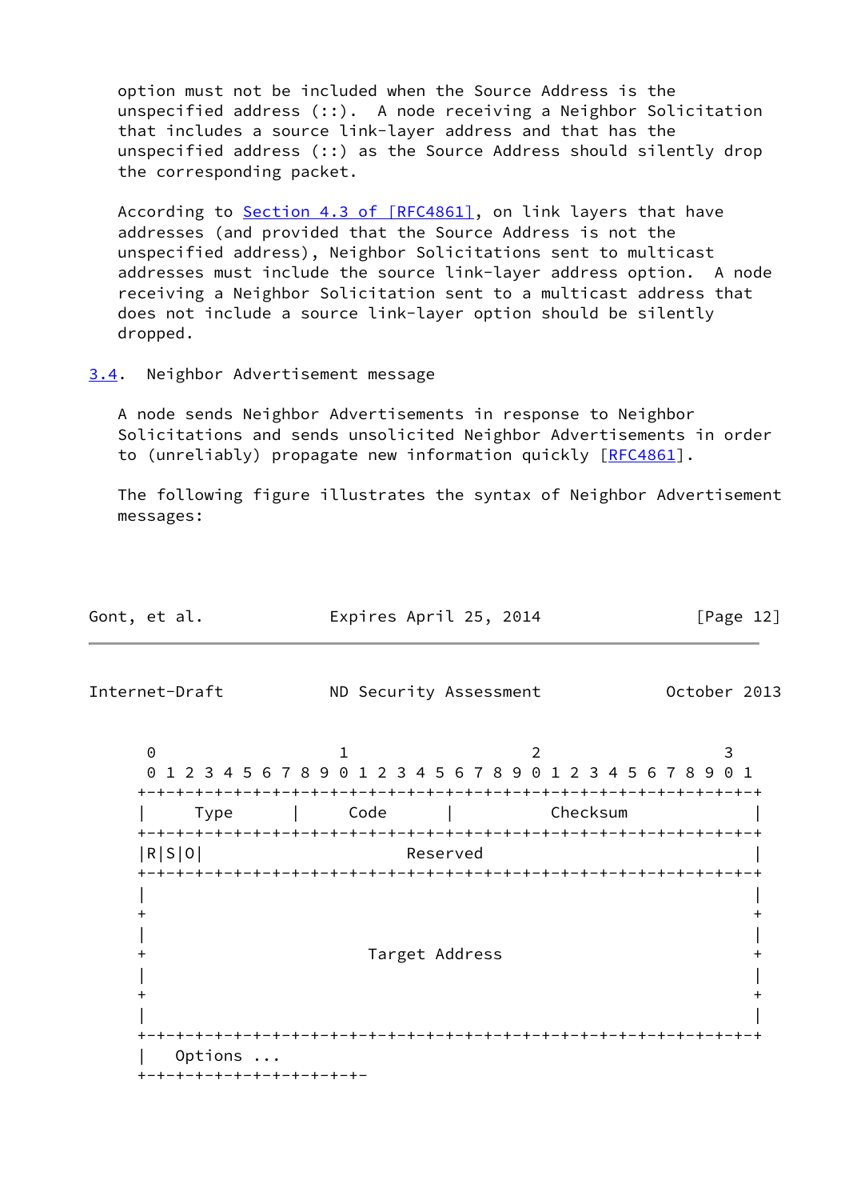option must not be included when the Source Address is the unspecified address (::). A node receiving a Neighbor Solicitation that includes a source link-layer address and that has the unspecified address (::) as the Source Address should silently drop the corresponding packet.

According to Section 4.3 of [RFC4861], on link layers that have addresses (and provided that the Source Address is not the unspecified address), Neighbor Solicitations sent to multicast addresses must include the source link-layer address option. A node receiving a Neighbor Solicitation sent to a multicast address that does not include a source link-layer option should be silently dropped.

### 3.4. Neighbor Advertisement message

A node sends Neighbor Advertisements in response to Neighbor Solicitations and sends unsolicited Neighbor Advertisements in order to (unreliably) propagate new information quickly [RFC4861].

The following figure illustrates the syntax of Neighbor Advertisement messages:

```
 0                   1                   2                   3
 0 1 2 3 4 5 6 7 8 9 0 1 2 3 4 5 6 7 8 9 0 1 2 3 4 5 6 7 8 9 0 1
+-+-+-+-+-+-+-+-+-+-+-+-+-+-+-+-+-+-+-+-+-+-+-+-+-+-+-+-+-+-+-+-+
|     Type      |     Code      |          Checksum             |
+-+-+-+-+-+-+-+-+-+-+-+-+-+-+-+-+-+-+-+-+-+-+-+-+-+-+-+-+-+-+-+-+
|R|S|O|                     Reserved                            |
+-+-+-+-+-+-+-+-+-+-+-+-+-+-+-+-+-+-+-+-+-+-+-+-+-+-+-+-+-+-+-+-+
|                                                               |
+                                                               +
|                                                               |
+                       Target Address                          +
|                                                               |
+                                                               +
|                                                               |
+-+-+-+-+-+-+-+-+-+-+-+-+-+-+-+-+-+-+-+-+-+-+-+-+-+-+-+-+-+-+-+-+
|   Options ...
+-+-+-+-+-+-+-+-+-+-+-+-
```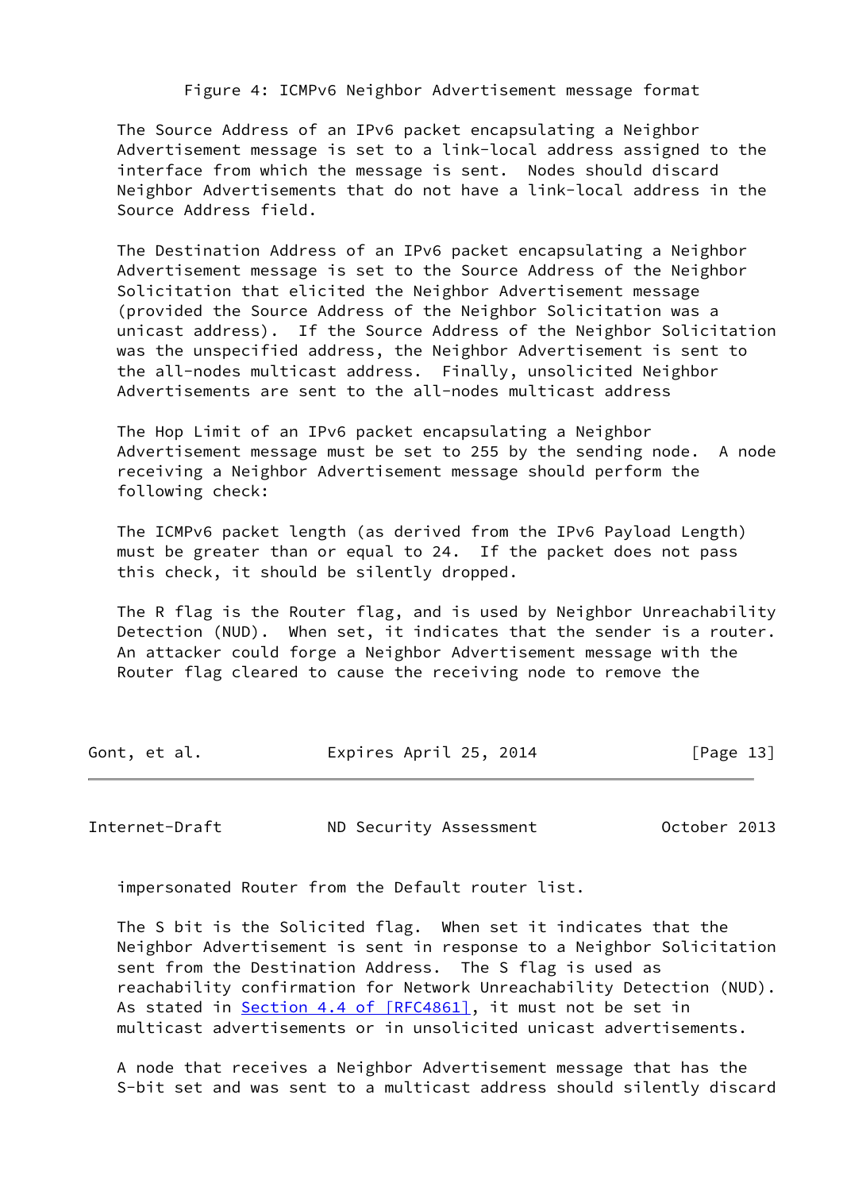Figure 4: ICMPv6 Neighbor Advertisement message format

The Source Address of an IPv6 packet encapsulating a Neighbor Advertisement message is set to a link-local address assigned to the interface from which the message is sent. Nodes should discard Neighbor Advertisements that do not have a link-local address in the Source Address field.

The Destination Address of an IPv6 packet encapsulating a Neighbor Advertisement message is set to the Source Address of the Neighbor Solicitation that elicited the Neighbor Advertisement message (provided the Source Address of the Neighbor Solicitation was a unicast address). If the Source Address of the Neighbor Solicitation was the unspecified address, the Neighbor Advertisement is sent to the all-nodes multicast address. Finally, unsolicited Neighbor Advertisements are sent to the all-nodes multicast address

The Hop Limit of an IPv6 packet encapsulating a Neighbor Advertisement message must be set to 255 by the sending node. A node receiving a Neighbor Advertisement message should perform the following check:

The ICMPv6 packet length (as derived from the IPv6 Payload Length) must be greater than or equal to 24. If the packet does not pass this check, it should be silently dropped.

The R flag is the Router flag, and is used by Neighbor Unreachability Detection (NUD). When set, it indicates that the sender is a router. An attacker could forge a Neighbor Advertisement message with the Router flag cleared to cause the receiving node to remove the impersonated Router from the Default router list.

The S bit is the Solicited flag. When set it indicates that the Neighbor Advertisement is sent in response to a Neighbor Solicitation sent from the Destination Address. The S flag is used as reachability confirmation for Network Unreachability Detection (NUD). As stated in Section 4.4 of [RFC4861], it must not be set in multicast advertisements or in unsolicited unicast advertisements.

A node that receives a Neighbor Advertisement message that has the S-bit set and was sent to a multicast address should silently discard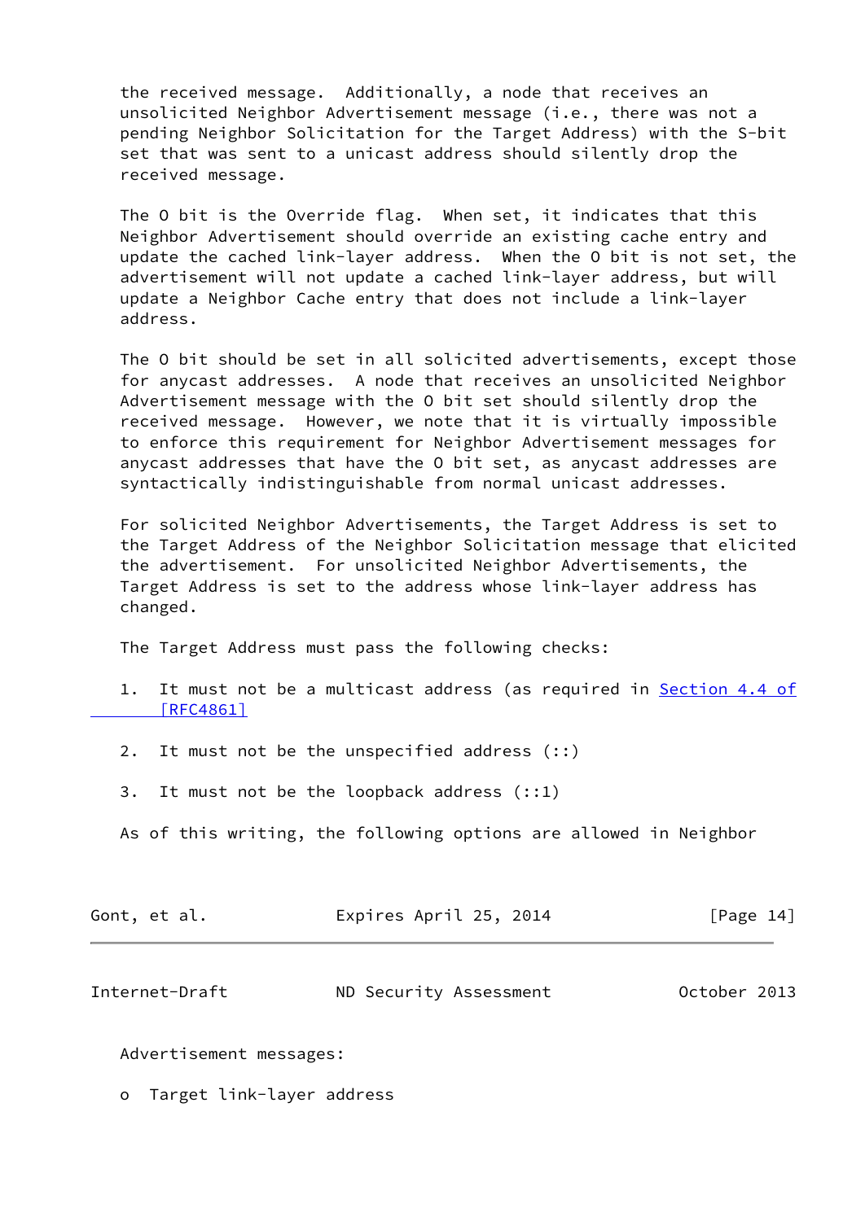the received message. Additionally, a node that receives an unsolicited Neighbor Advertisement message (i.e., there was not a pending Neighbor Solicitation for the Target Address) with the S-bit set that was sent to a unicast address should silently drop the received message.

The O bit is the Override flag. When set, it indicates that this Neighbor Advertisement should override an existing cache entry and update the cached link-layer address. When the O bit is not set, the advertisement will not update a cached link-layer address, but will update a Neighbor Cache entry that does not include a link-layer address.

The O bit should be set in all solicited advertisements, except those for anycast addresses. A node that receives an unsolicited Neighbor Advertisement message with the O bit set should silently drop the received message. However, we note that it is virtually impossible to enforce this requirement for Neighbor Advertisement messages for anycast addresses that have the O bit set, as anycast addresses are syntactically indistinguishable from normal unicast addresses.

For solicited Neighbor Advertisements, the Target Address is set to the Target Address of the Neighbor Solicitation message that elicited the advertisement. For unsolicited Neighbor Advertisements, the Target Address is set to the address whose link-layer address has changed.

The Target Address must pass the following checks:

1. It must not be a multicast address (as required in Section 4.4 of [RFC4861]

2. It must not be the unspecified address (::)

3. It must not be the loopback address (::1)

As of this writing, the following options are allowed in Neighbor Advertisement messages:

o Target link-layer address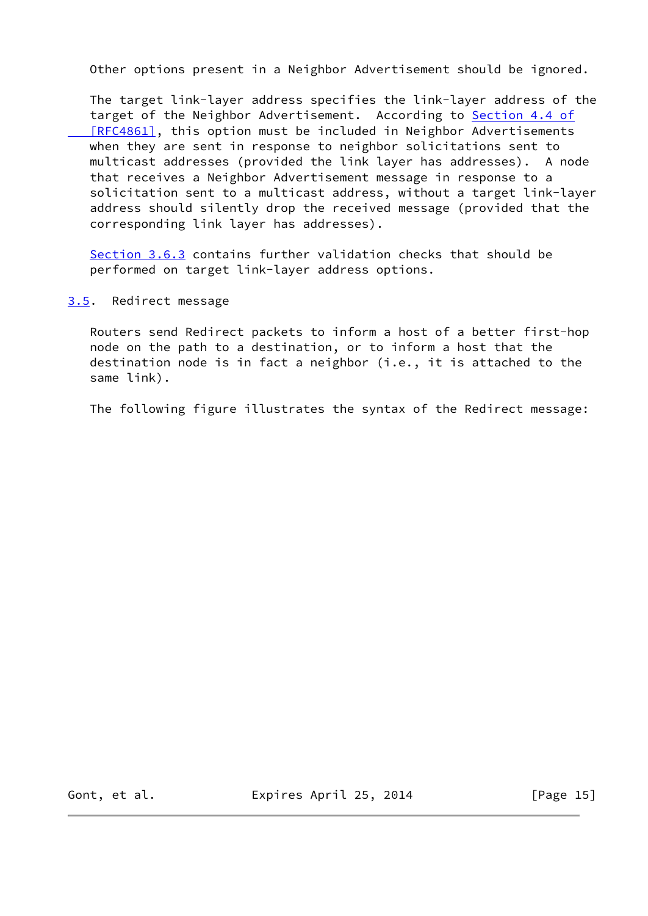Other options present in a Neighbor Advertisement should be ignored.

The target link-layer address specifies the link-layer address of the target of the Neighbor Advertisement. According to Section 4.4 of [RFC4861], this option must be included in Neighbor Advertisements when they are sent in response to neighbor solicitations sent to multicast addresses (provided the link layer has addresses). A node that receives a Neighbor Advertisement message in response to a solicitation sent to a multicast address, without a target link-layer address should silently drop the received message (provided that the corresponding link layer has addresses).

Section 3.6.3 contains further validation checks that should be performed on target link-layer address options.

## 3.5. Redirect message

Routers send Redirect packets to inform a host of a better first-hop node on the path to a destination, or to inform a host that the destination node is in fact a neighbor (i.e., it is attached to the same link).

The following figure illustrates the syntax of the Redirect message: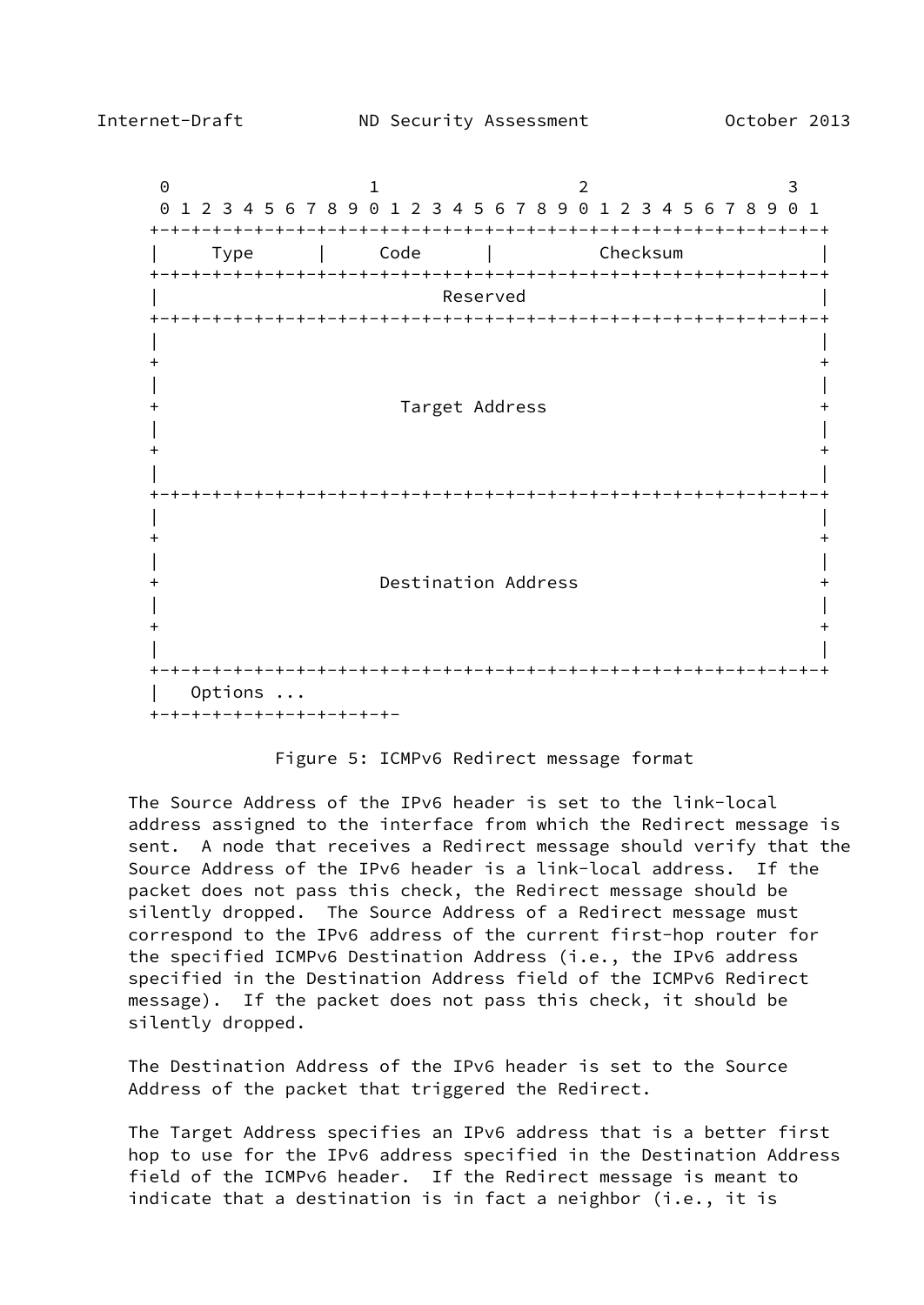```
      0                   1                   2                   3
      0 1 2 3 4 5 6 7 8 9 0 1 2 3 4 5 6 7 8 9 0 1 2 3 4 5 6 7 8 9 0 1
     +-+-+-+-+-+-+-+-+-+-+-+-+-+-+-+-+-+-+-+-+-+-+-+-+-+-+-+-+-+-+-+-+
     |     Type      |     Code      |          Checksum             |
     +-+-+-+-+-+-+-+-+-+-+-+-+-+-+-+-+-+-+-+-+-+-+-+-+-+-+-+-+-+-+-+-+
     |                           Reserved                            |
     +-+-+-+-+-+-+-+-+-+-+-+-+-+-+-+-+-+-+-+-+-+-+-+-+-+-+-+-+-+-+-+-+
     |                                                               |
     +                                                               +
     |                                                               |
     +                       Target Address                          +
     |                                                               |
     +                                                               +
     |                                                               |
     +-+-+-+-+-+-+-+-+-+-+-+-+-+-+-+-+-+-+-+-+-+-+-+-+-+-+-+-+-+-+-+-+
     |                                                               |
     +                                                               +
     |                                                               |
     +                     Destination Address                       +
     |                                                               |
     +                                                               +
     |                                                               |
     +-+-+-+-+-+-+-+-+-+-+-+-+-+-+-+-+-+-+-+-+-+-+-+-+-+-+-+-+-+-+-+-+
     |   Options ...
     +-+-+-+-+-+-+-+-+-+-+-+-
```

Figure 5: ICMPv6 Redirect message format

The Source Address of the IPv6 header is set to the link-local address assigned to the interface from which the Redirect message is sent. A node that receives a Redirect message should verify that the Source Address of the IPv6 header is a link-local address. If the packet does not pass this check, the Redirect message should be silently dropped. The Source Address of a Redirect message must correspond to the IPv6 address of the current first-hop router for the specified ICMPv6 Destination Address (i.e., the IPv6 address specified in the Destination Address field of the ICMPv6 Redirect message). If the packet does not pass this check, it should be silently dropped.

The Destination Address of the IPv6 header is set to the Source Address of the packet that triggered the Redirect.

The Target Address specifies an IPv6 address that is a better first hop to use for the IPv6 address specified in the Destination Address field of the ICMPv6 header. If the Redirect message is meant to indicate that a destination is in fact a neighbor (i.e., it is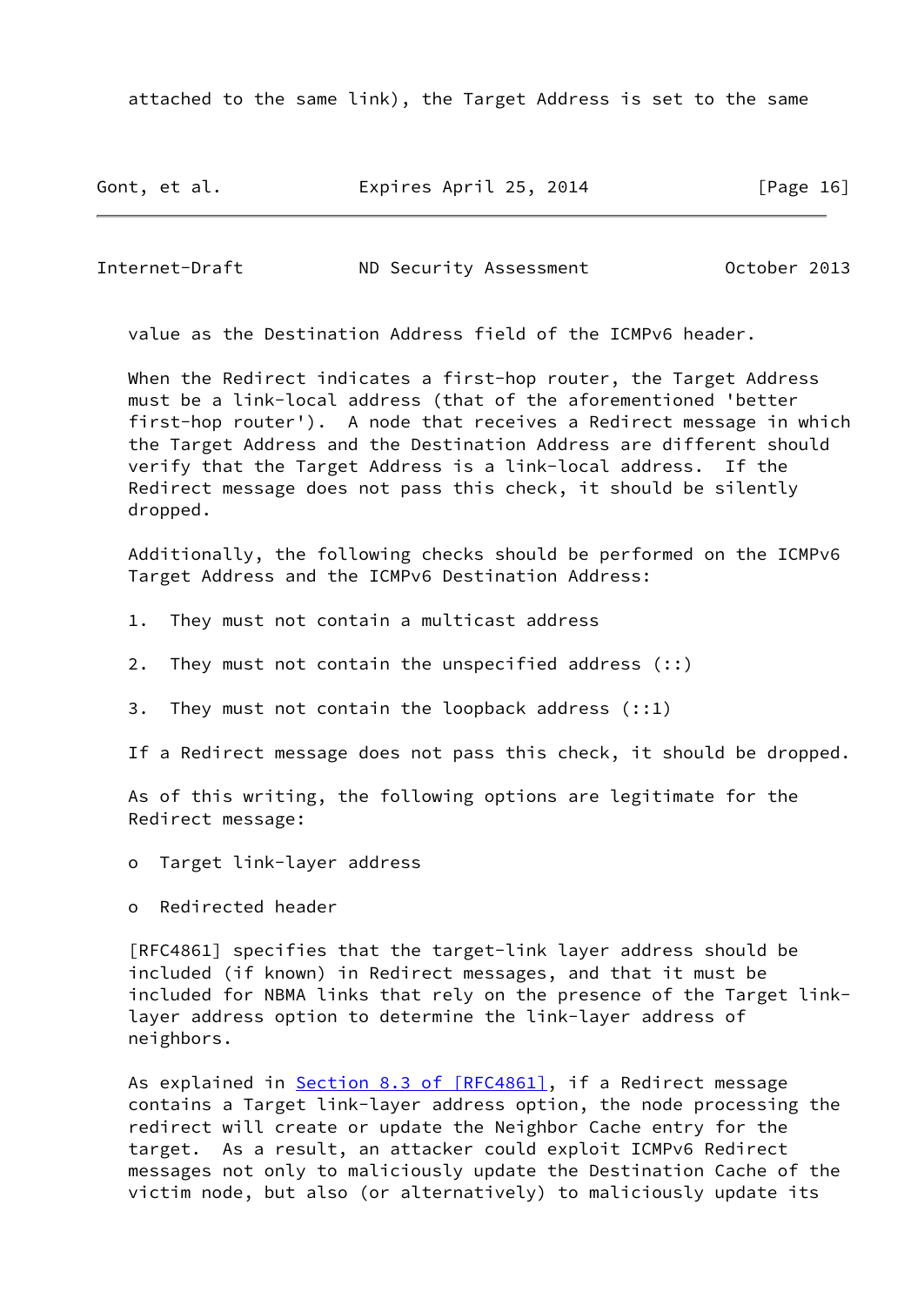attached to the same link), the Target Address is set to the same

value as the Destination Address field of the ICMPv6 header.

When the Redirect indicates a first-hop router, the Target Address must be a link-local address (that of the aforementioned 'better first-hop router'). A node that receives a Redirect message in which the Target Address and the Destination Address are different should verify that the Target Address is a link-local address. If the Redirect message does not pass this check, it should be silently dropped.

Additionally, the following checks should be performed on the ICMPv6 Target Address and the ICMPv6 Destination Address:

1. They must not contain a multicast address

2. They must not contain the unspecified address (::)

3. They must not contain the loopback address (::1)

If a Redirect message does not pass this check, it should be dropped.

As of this writing, the following options are legitimate for the Redirect message:

- Target link-layer address

- Redirected header

[RFC4861] specifies that the target-link layer address should be included (if known) in Redirect messages, and that it must be included for NBMA links that rely on the presence of the Target link-layer address option to determine the link-layer address of neighbors.

As explained in Section 8.3 of [RFC4861], if a Redirect message contains a Target link-layer address option, the node processing the redirect will create or update the Neighbor Cache entry for the target. As a result, an attacker could exploit ICMPv6 Redirect messages not only to maliciously update the Destination Cache of the victim node, but also (or alternatively) to maliciously update its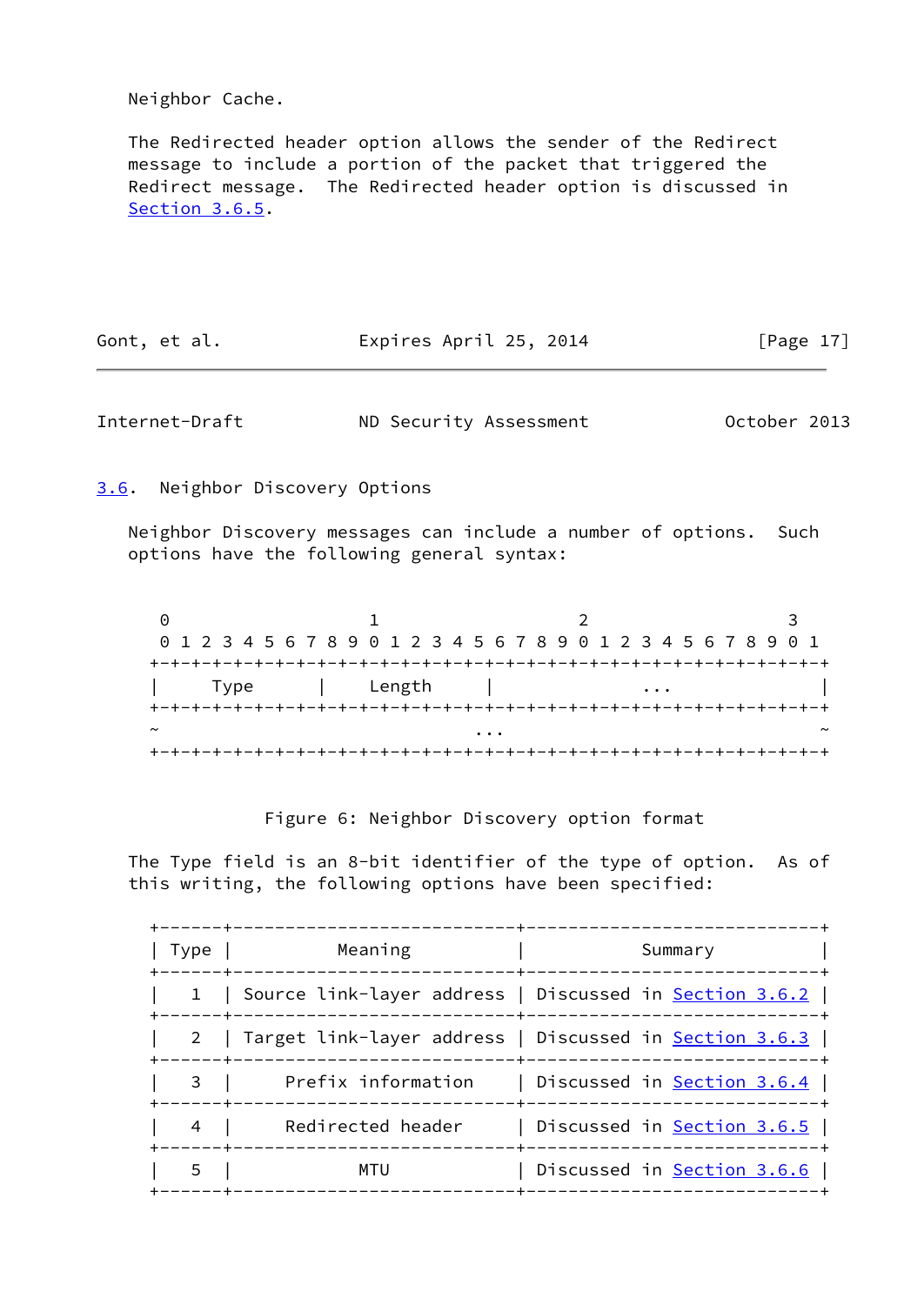Neighbor Cache.

The Redirected header option allows the sender of the Redirect message to include a portion of the packet that triggered the Redirect message. The Redirected header option is discussed in Section 3.6.5.

## 3.6. Neighbor Discovery Options

Neighbor Discovery messages can include a number of options. Such options have the following general syntax:

```
 0                   1                   2                   3
 0 1 2 3 4 5 6 7 8 9 0 1 2 3 4 5 6 7 8 9 0 1 2 3 4 5 6 7 8 9 0 1
+-+-+-+-+-+-+-+-+-+-+-+-+-+-+-+-+-+-+-+-+-+-+-+-+-+-+-+-+-+-+-+-+
|     Type      |    Length     |              ...              |
+-+-+-+-+-+-+-+-+-+-+-+-+-+-+-+-+-+-+-+-+-+-+-+-+-+-+-+-+-+-+-+-+
~                              ...                              ~
+-+-+-+-+-+-+-+-+-+-+-+-+-+-+-+-+-+-+-+-+-+-+-+-+-+-+-+-+-+-+-+-+
```

Figure 6: Neighbor Discovery option format

The Type field is an 8-bit identifier of the type of option. As of this writing, the following options have been specified:

| Type | Meaning | Summary |
|---|---|---|
| 1 | Source link-layer address | Discussed in Section 3.6.2 |
| 2 | Target link-layer address | Discussed in Section 3.6.3 |
| 3 | Prefix information | Discussed in Section 3.6.4 |
| 4 | Redirected header | Discussed in Section 3.6.5 |
| 5 | MTU | Discussed in Section 3.6.6 |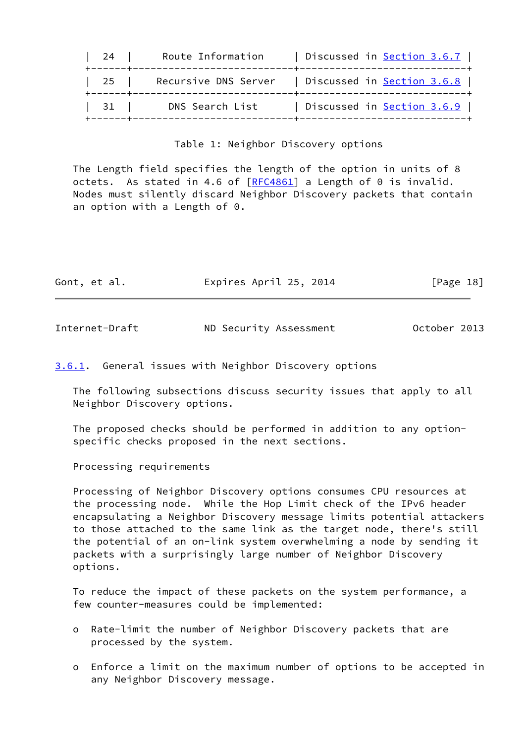| 24 | Route Information | Discussed in Section 3.6.7 |
|---|---|---|
| 25 | Recursive DNS Server | Discussed in Section 3.6.8 |
| 31 | DNS Search List | Discussed in Section 3.6.9 |

Table 1: Neighbor Discovery options

The Length field specifies the length of the option in units of 8 octets. As stated in 4.6 of [RFC4861] a Length of 0 is invalid. Nodes must silently discard Neighbor Discovery packets that contain an option with a Length of 0.

### 3.6.1. General issues with Neighbor Discovery options

The following subsections discuss security issues that apply to all Neighbor Discovery options.

The proposed checks should be performed in addition to any option-specific checks proposed in the next sections.

Processing requirements

Processing of Neighbor Discovery options consumes CPU resources at the processing node. While the Hop Limit check of the IPv6 header encapsulating a Neighbor Discovery message limits potential attackers to those attached to the same link as the target node, there's still the potential of an on-link system overwhelming a node by sending it packets with a surprisingly large number of Neighbor Discovery options.

To reduce the impact of these packets on the system performance, a few counter-measures could be implemented:

- Rate-limit the number of Neighbor Discovery packets that are processed by the system.
- Enforce a limit on the maximum number of options to be accepted in any Neighbor Discovery message.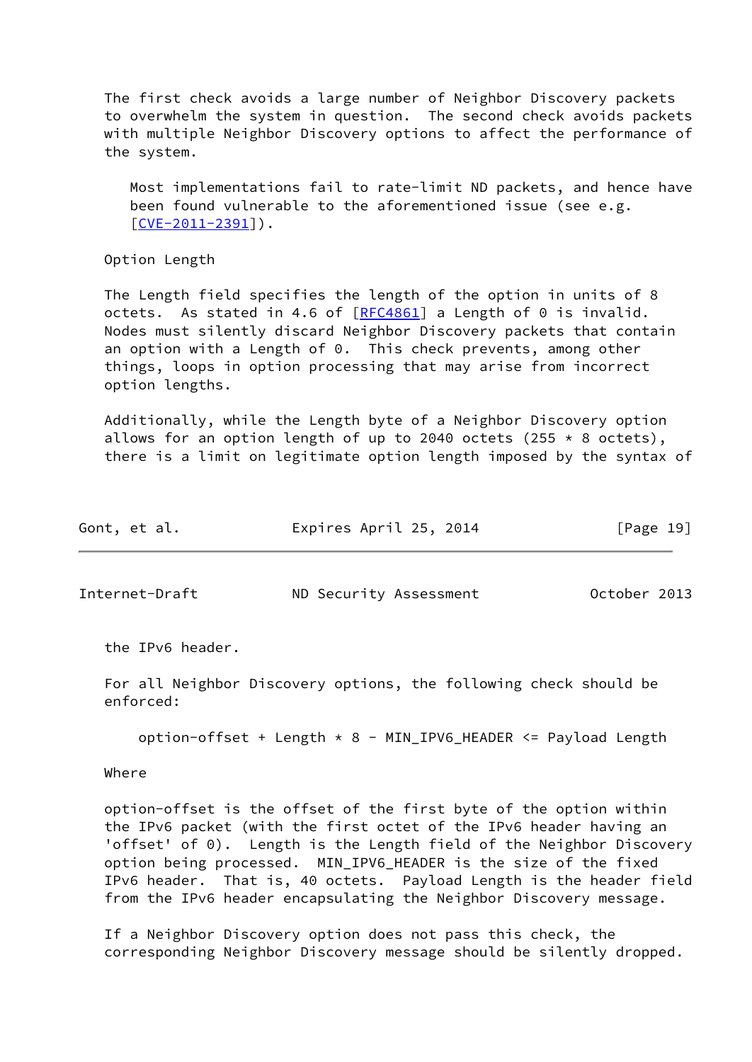The first check avoids a large number of Neighbor Discovery packets to overwhelm the system in question. The second check avoids packets with multiple Neighbor Discovery options to affect the performance of the system.

> Most implementations fail to rate-limit ND packets, and hence have been found vulnerable to the aforementioned issue (see e.g. [CVE-2011-2391]).

Option Length

The Length field specifies the length of the option in units of 8 octets. As stated in 4.6 of [RFC4861] a Length of 0 is invalid. Nodes must silently discard Neighbor Discovery packets that contain an option with a Length of 0. This check prevents, among other things, loops in option processing that may arise from incorrect option lengths.

Additionally, while the Length byte of a Neighbor Discovery option allows for an option length of up to 2040 octets (255 * 8 octets), there is a limit on legitimate option length imposed by the syntax of the IPv6 header.

For all Neighbor Discovery options, the following check should be enforced:

```
option-offset + Length * 8 - MIN_IPV6_HEADER <= Payload Length
```

Where

option-offset is the offset of the first byte of the option within the IPv6 packet (with the first octet of the IPv6 header having an 'offset' of 0). Length is the Length field of the Neighbor Discovery option being processed. MIN_IPV6_HEADER is the size of the fixed IPv6 header. That is, 40 octets. Payload Length is the header field from the IPv6 header encapsulating the Neighbor Discovery message.

If a Neighbor Discovery option does not pass this check, the corresponding Neighbor Discovery message should be silently dropped.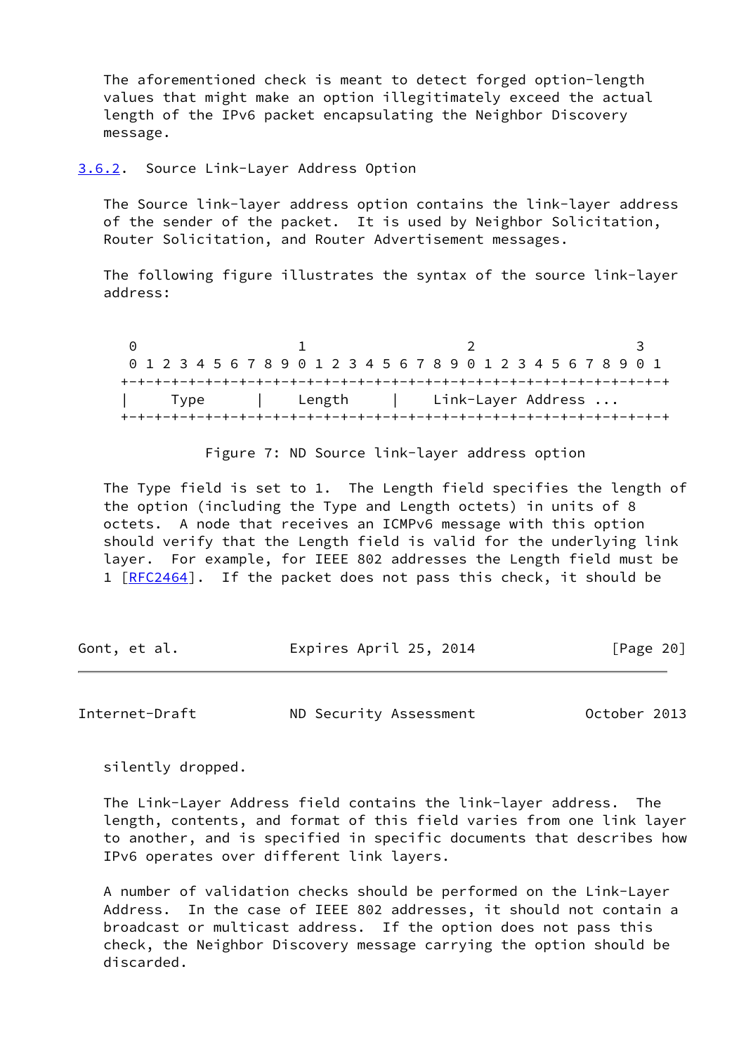The aforementioned check is meant to detect forged option-length values that might make an option illegitimately exceed the actual length of the IPv6 packet encapsulating the Neighbor Discovery message.

### 3.6.2. Source Link-Layer Address Option

The Source link-layer address option contains the link-layer address of the sender of the packet. It is used by Neighbor Solicitation, Router Solicitation, and Router Advertisement messages.

The following figure illustrates the syntax of the source link-layer address:

```
 0                   1                   2                   3
 0 1 2 3 4 5 6 7 8 9 0 1 2 3 4 5 6 7 8 9 0 1 2 3 4 5 6 7 8 9 0 1
+-+-+-+-+-+-+-+-+-+-+-+-+-+-+-+-+-+-+-+-+-+-+-+-+-+-+-+-+-+-+-+-+
|     Type      |    Length     |    Link-Layer Address ...
+-+-+-+-+-+-+-+-+-+-+-+-+-+-+-+-+-+-+-+-+-+-+-+-+-+-+-+-+-+-+-+-+
```

Figure 7: ND Source link-layer address option

The Type field is set to 1. The Length field specifies the length of the option (including the Type and Length octets) in units of 8 octets. A node that receives an ICMPv6 message with this option should verify that the Length field is valid for the underlying link layer. For example, for IEEE 802 addresses the Length field must be 1 [RFC2464]. If the packet does not pass this check, it should be silently dropped.

The Link-Layer Address field contains the link-layer address. The length, contents, and format of this field varies from one link layer to another, and is specified in specific documents that describes how IPv6 operates over different link layers.

A number of validation checks should be performed on the Link-Layer Address. In the case of IEEE 802 addresses, it should not contain a broadcast or multicast address. If the option does not pass this check, the Neighbor Discovery message carrying the option should be discarded.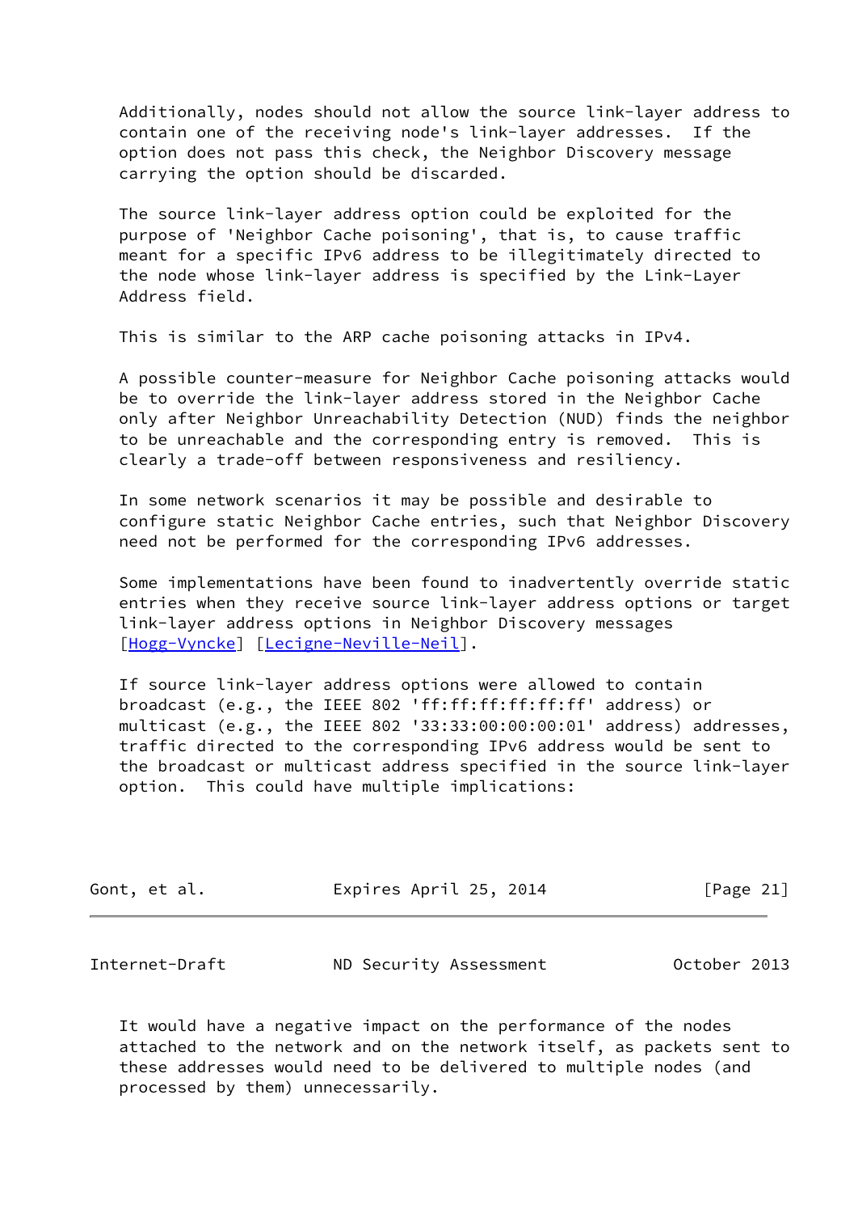Additionally, nodes should not allow the source link-layer address to contain one of the receiving node's link-layer addresses. If the option does not pass this check, the Neighbor Discovery message carrying the option should be discarded.

The source link-layer address option could be exploited for the purpose of 'Neighbor Cache poisoning', that is, to cause traffic meant for a specific IPv6 address to be illegitimately directed to the node whose link-layer address is specified by the Link-Layer Address field.

This is similar to the ARP cache poisoning attacks in IPv4.

A possible counter-measure for Neighbor Cache poisoning attacks would be to override the link-layer address stored in the Neighbor Cache only after Neighbor Unreachability Detection (NUD) finds the neighbor to be unreachable and the corresponding entry is removed. This is clearly a trade-off between responsiveness and resiliency.

In some network scenarios it may be possible and desirable to configure static Neighbor Cache entries, such that Neighbor Discovery need not be performed for the corresponding IPv6 addresses.

Some implementations have been found to inadvertently override static entries when they receive source link-layer address options or target link-layer address options in Neighbor Discovery messages [Hogg-Vyncke] [Lecigne-Neville-Neil].

If source link-layer address options were allowed to contain broadcast (e.g., the IEEE 802 'ff:ff:ff:ff:ff:ff' address) or multicast (e.g., the IEEE 802 '33:33:00:00:00:01' address) addresses, traffic directed to the corresponding IPv6 address would be sent to the broadcast or multicast address specified in the source link-layer option. This could have multiple implications:

It would have a negative impact on the performance of the nodes attached to the network and on the network itself, as packets sent to these addresses would need to be delivered to multiple nodes (and processed by them) unnecessarily.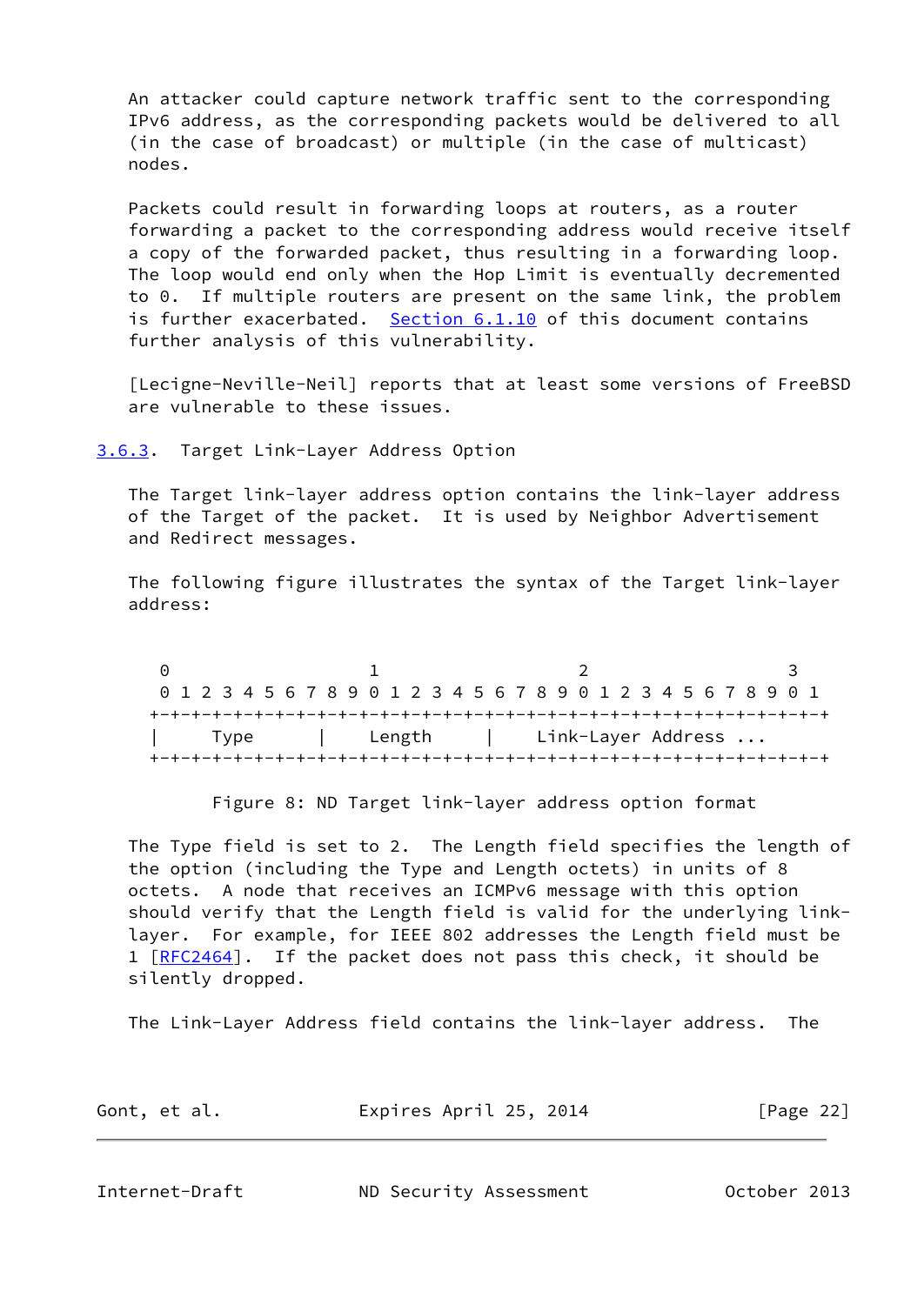An attacker could capture network traffic sent to the corresponding IPv6 address, as the corresponding packets would be delivered to all (in the case of broadcast) or multiple (in the case of multicast) nodes.

Packets could result in forwarding loops at routers, as a router forwarding a packet to the corresponding address would receive itself a copy of the forwarded packet, thus resulting in a forwarding loop. The loop would end only when the Hop Limit is eventually decremented to 0. If multiple routers are present on the same link, the problem is further exacerbated. Section 6.1.10 of this document contains further analysis of this vulnerability.

[Lecigne-Neville-Neil] reports that at least some versions of FreeBSD are vulnerable to these issues.

### 3.6.3. Target Link-Layer Address Option

The Target link-layer address option contains the link-layer address of the Target of the packet. It is used by Neighbor Advertisement and Redirect messages.

The following figure illustrates the syntax of the Target link-layer address:

```
 0                   1                   2                   3
 0 1 2 3 4 5 6 7 8 9 0 1 2 3 4 5 6 7 8 9 0 1 2 3 4 5 6 7 8 9 0 1
+-+-+-+-+-+-+-+-+-+-+-+-+-+-+-+-+-+-+-+-+-+-+-+-+-+-+-+-+-+-+-+-+
|     Type      |    Length     |    Link-Layer Address ...
+-+-+-+-+-+-+-+-+-+-+-+-+-+-+-+-+-+-+-+-+-+-+-+-+-+-+-+-+-+-+-+-+
```

Figure 8: ND Target link-layer address option format

The Type field is set to 2. The Length field specifies the length of the option (including the Type and Length octets) in units of 8 octets. A node that receives an ICMPv6 message with this option should verify that the Length field is valid for the underlying link-layer. For example, for IEEE 802 addresses the Length field must be 1 [RFC2464]. If the packet does not pass this check, it should be silently dropped.

The Link-Layer Address field contains the link-layer address. The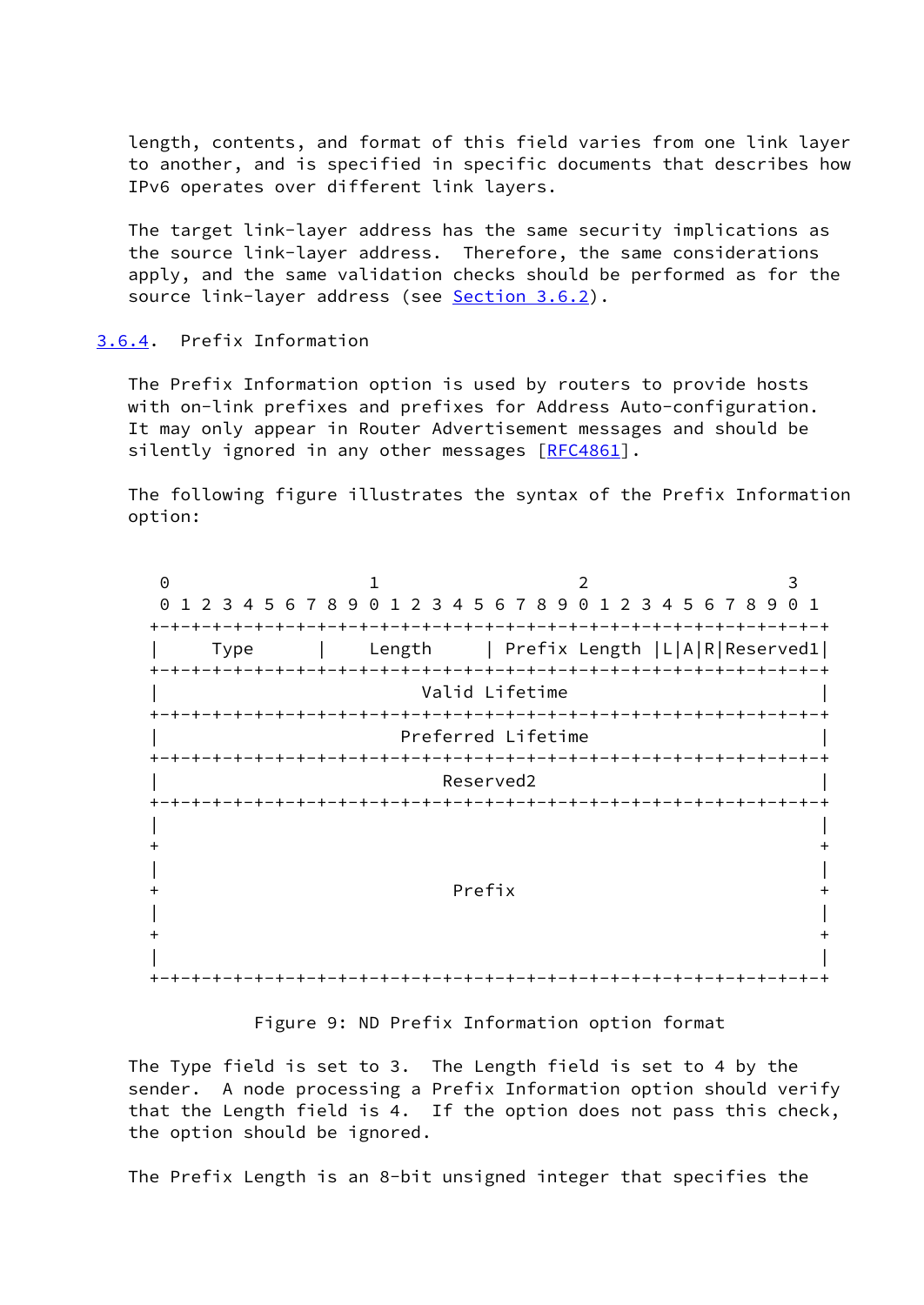length, contents, and format of this field varies from one link layer to another, and is specified in specific documents that describes how IPv6 operates over different link layers.

The target link-layer address has the same security implications as the source link-layer address. Therefore, the same considerations apply, and the same validation checks should be performed as for the source link-layer address (see Section 3.6.2).

### 3.6.4. Prefix Information

The Prefix Information option is used by routers to provide hosts with on-link prefixes and prefixes for Address Auto-configuration. It may only appear in Router Advertisement messages and should be silently ignored in any other messages [RFC4861].

The following figure illustrates the syntax of the Prefix Information option:

```
 0                   1                   2                   3
 0 1 2 3 4 5 6 7 8 9 0 1 2 3 4 5 6 7 8 9 0 1 2 3 4 5 6 7 8 9 0 1
+-+-+-+-+-+-+-+-+-+-+-+-+-+-+-+-+-+-+-+-+-+-+-+-+-+-+-+-+-+-+-+-+
|     Type      |    Length     | Prefix Length |L|A|R|Reserved1|
+-+-+-+-+-+-+-+-+-+-+-+-+-+-+-+-+-+-+-+-+-+-+-+-+-+-+-+-+-+-+-+-+
|                         Valid Lifetime                        |
+-+-+-+-+-+-+-+-+-+-+-+-+-+-+-+-+-+-+-+-+-+-+-+-+-+-+-+-+-+-+-+-+
|                       Preferred Lifetime                      |
+-+-+-+-+-+-+-+-+-+-+-+-+-+-+-+-+-+-+-+-+-+-+-+-+-+-+-+-+-+-+-+-+
|                           Reserved2                           |
+-+-+-+-+-+-+-+-+-+-+-+-+-+-+-+-+-+-+-+-+-+-+-+-+-+-+-+-+-+-+-+-+
|                                                               |
+                                                               +
|                                                               |
+                            Prefix                             +
|                                                               |
+                                                               +
|                                                               |
+-+-+-+-+-+-+-+-+-+-+-+-+-+-+-+-+-+-+-+-+-+-+-+-+-+-+-+-+-+-+-+-+
```

Figure 9: ND Prefix Information option format

The Type field is set to 3. The Length field is set to 4 by the sender. A node processing a Prefix Information option should verify that the Length field is 4. If the option does not pass this check, the option should be ignored.

The Prefix Length is an 8-bit unsigned integer that specifies the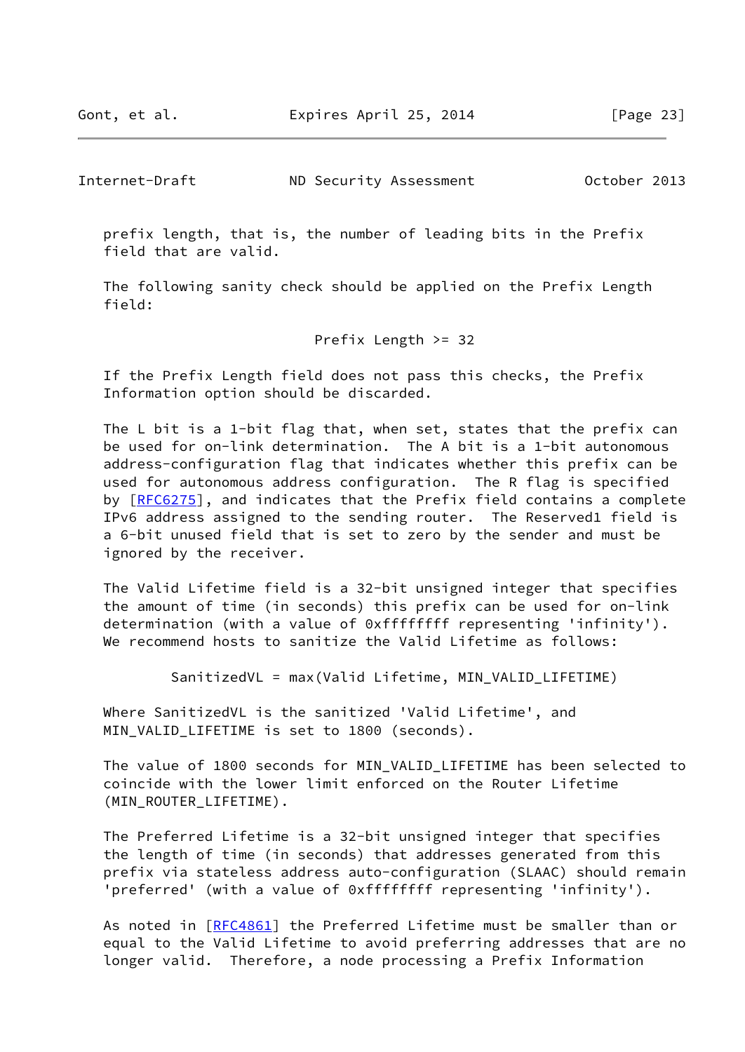prefix length, that is, the number of leading bits in the Prefix field that are valid.

The following sanity check should be applied on the Prefix Length field:

```
                    Prefix Length >= 32
```

If the Prefix Length field does not pass this checks, the Prefix Information option should be discarded.

The L bit is a 1-bit flag that, when set, states that the prefix can be used for on-link determination. The A bit is a 1-bit autonomous address-configuration flag that indicates whether this prefix can be used for autonomous address configuration. The R flag is specified by [RFC6275], and indicates that the Prefix field contains a complete IPv6 address assigned to the sending router. The Reserved1 field is a 6-bit unused field that is set to zero by the sender and must be ignored by the receiver.

The Valid Lifetime field is a 32-bit unsigned integer that specifies the amount of time (in seconds) this prefix can be used for on-link determination (with a value of 0xffffffff representing 'infinity'). We recommend hosts to sanitize the Valid Lifetime as follows:

```
        SanitizedVL = max(Valid Lifetime, MIN_VALID_LIFETIME)
```

Where SanitizedVL is the sanitized 'Valid Lifetime', and MIN_VALID_LIFETIME is set to 1800 (seconds).

The value of 1800 seconds for MIN_VALID_LIFETIME has been selected to coincide with the lower limit enforced on the Router Lifetime (MIN_ROUTER_LIFETIME).

The Preferred Lifetime is a 32-bit unsigned integer that specifies the length of time (in seconds) that addresses generated from this prefix via stateless address auto-configuration (SLAAC) should remain 'preferred' (with a value of 0xffffffff representing 'infinity').

As noted in [RFC4861] the Preferred Lifetime must be smaller than or equal to the Valid Lifetime to avoid preferring addresses that are no longer valid. Therefore, a node processing a Prefix Information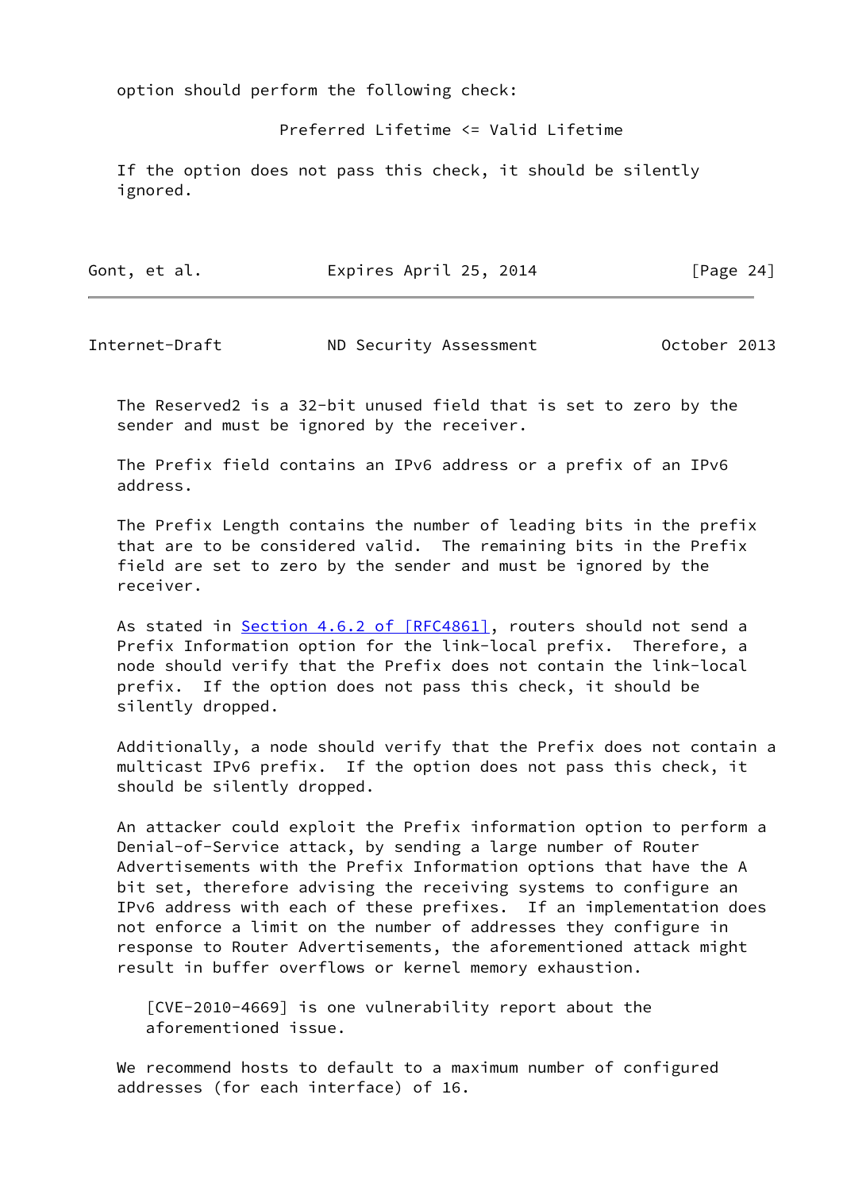option should perform the following check:

Preferred Lifetime <= Valid Lifetime

If the option does not pass this check, it should be silently ignored.

The Reserved2 is a 32-bit unused field that is set to zero by the sender and must be ignored by the receiver.

The Prefix field contains an IPv6 address or a prefix of an IPv6 address.

The Prefix Length contains the number of leading bits in the prefix that are to be considered valid. The remaining bits in the Prefix field are set to zero by the sender and must be ignored by the receiver.

As stated in Section 4.6.2 of [RFC4861], routers should not send a Prefix Information option for the link-local prefix. Therefore, a node should verify that the Prefix does not contain the link-local prefix. If the option does not pass this check, it should be silently dropped.

Additionally, a node should verify that the Prefix does not contain a multicast IPv6 prefix. If the option does not pass this check, it should be silently dropped.

An attacker could exploit the Prefix information option to perform a Denial-of-Service attack, by sending a large number of Router Advertisements with the Prefix Information options that have the A bit set, therefore advising the receiving systems to configure an IPv6 address with each of these prefixes. If an implementation does not enforce a limit on the number of addresses they configure in response to Router Advertisements, the aforementioned attack might result in buffer overflows or kernel memory exhaustion.

> [CVE-2010-4669] is one vulnerability report about the aforementioned issue.

We recommend hosts to default to a maximum number of configured addresses (for each interface) of 16.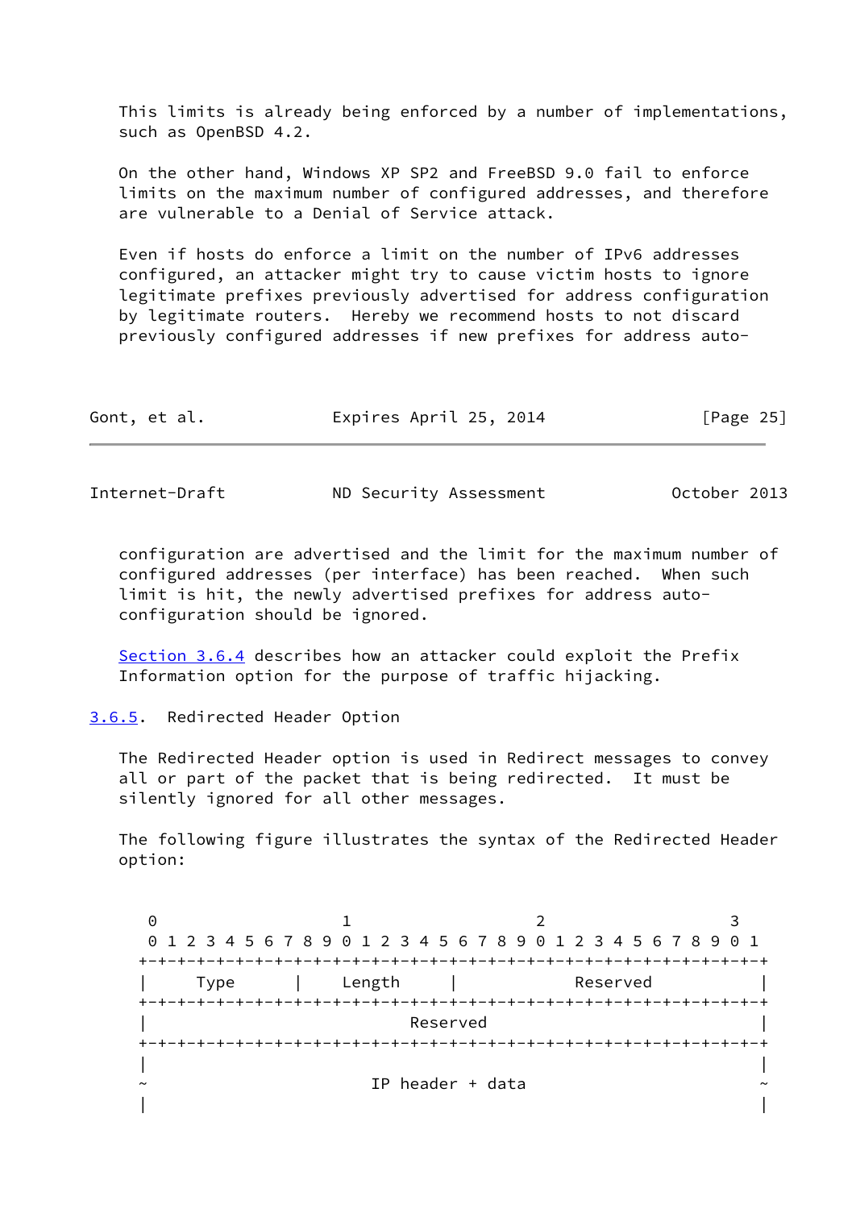This limits is already being enforced by a number of implementations, such as OpenBSD 4.2.

On the other hand, Windows XP SP2 and FreeBSD 9.0 fail to enforce limits on the maximum number of configured addresses, and therefore are vulnerable to a Denial of Service attack.

Even if hosts do enforce a limit on the number of IPv6 addresses configured, an attacker might try to cause victim hosts to ignore legitimate prefixes previously advertised for address configuration by legitimate routers. Hereby we recommend hosts to not discard previously configured addresses if new prefixes for address auto-configuration are advertised and the limit for the maximum number of configured addresses (per interface) has been reached. When such limit is hit, the newly advertised prefixes for address auto-configuration should be ignored.

Section 3.6.4 describes how an attacker could exploit the Prefix Information option for the purpose of traffic hijacking.

### 3.6.5. Redirected Header Option

The Redirected Header option is used in Redirect messages to convey all or part of the packet that is being redirected. It must be silently ignored for all other messages.

The following figure illustrates the syntax of the Redirected Header option:

```
 0                   1                   2                   3
 0 1 2 3 4 5 6 7 8 9 0 1 2 3 4 5 6 7 8 9 0 1 2 3 4 5 6 7 8 9 0 1
+-+-+-+-+-+-+-+-+-+-+-+-+-+-+-+-+-+-+-+-+-+-+-+-+-+-+-+-+-+-+-+-+
|     Type      |    Length     |            Reserved           |
+-+-+-+-+-+-+-+-+-+-+-+-+-+-+-+-+-+-+-+-+-+-+-+-+-+-+-+-+-+-+-+-+
|                           Reserved                            |
+-+-+-+-+-+-+-+-+-+-+-+-+-+-+-+-+-+-+-+-+-+-+-+-+-+-+-+-+-+-+-+-+
|                                                               |
~                       IP header + data                        ~
|                                                               |
```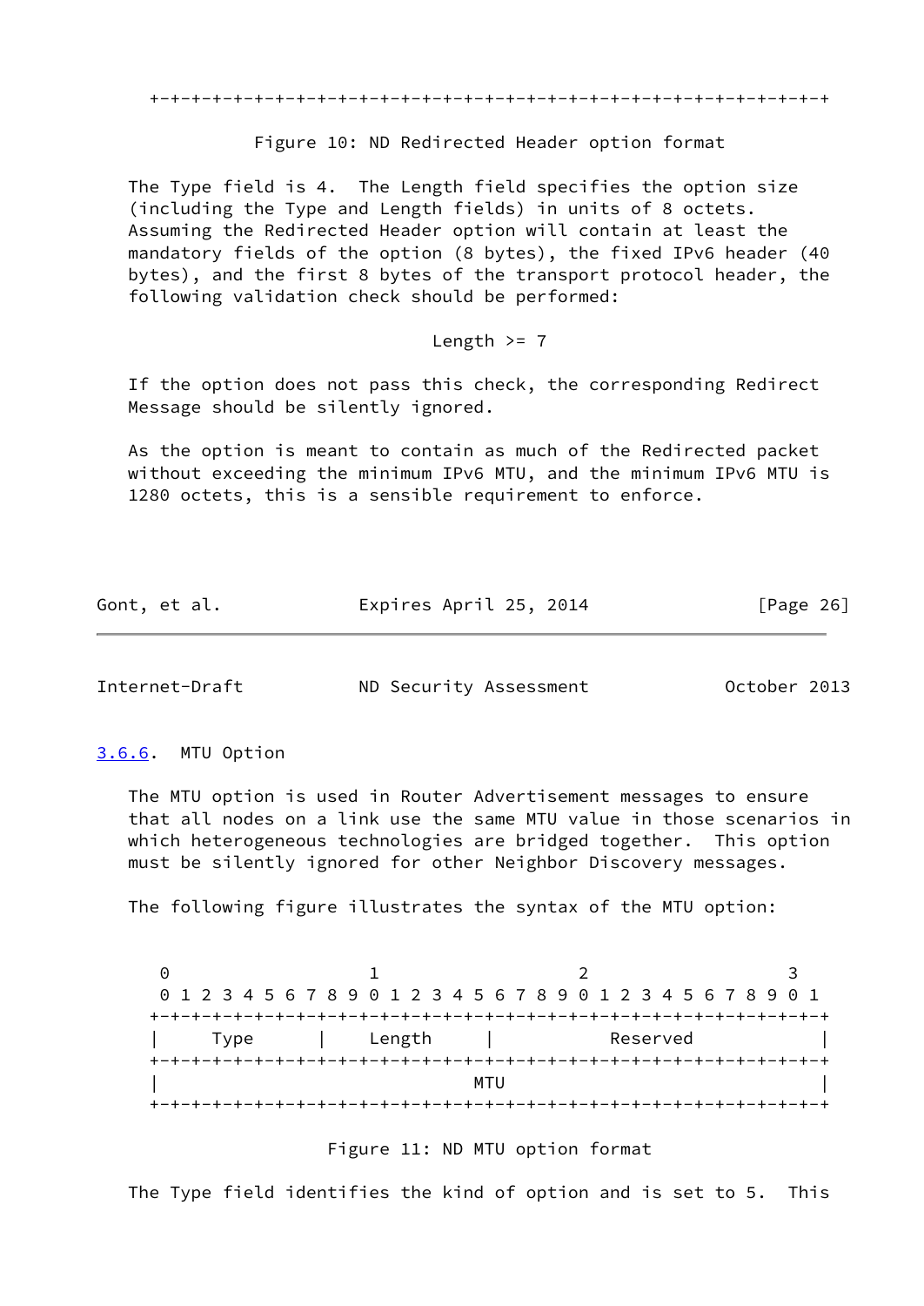```
+-+-+-+-+-+-+-+-+-+-+-+-+-+-+-+-+-+-+-+-+-+-+-+-+-+-+-+-+-+-+-+-+
```

Figure 10: ND Redirected Header option format

The Type field is 4. The Length field specifies the option size (including the Type and Length fields) in units of 8 octets. Assuming the Redirected Header option will contain at least the mandatory fields of the option (8 bytes), the fixed IPv6 header (40 bytes), and the first 8 bytes of the transport protocol header, the following validation check should be performed:

Length >= 7

If the option does not pass this check, the corresponding Redirect Message should be silently ignored.

As the option is meant to contain as much of the Redirected packet without exceeding the minimum IPv6 MTU, and the minimum IPv6 MTU is 1280 octets, this is a sensible requirement to enforce.

### 3.6.6. MTU Option

The MTU option is used in Router Advertisement messages to ensure that all nodes on a link use the same MTU value in those scenarios in which heterogeneous technologies are bridged together. This option must be silently ignored for other Neighbor Discovery messages.

The following figure illustrates the syntax of the MTU option:

```
 0                   1                   2                   3
 0 1 2 3 4 5 6 7 8 9 0 1 2 3 4 5 6 7 8 9 0 1 2 3 4 5 6 7 8 9 0 1
+-+-+-+-+-+-+-+-+-+-+-+-+-+-+-+-+-+-+-+-+-+-+-+-+-+-+-+-+-+-+-+-+
|     Type      |    Length     |           Reserved            |
+-+-+-+-+-+-+-+-+-+-+-+-+-+-+-+-+-+-+-+-+-+-+-+-+-+-+-+-+-+-+-+-+
|                              MTU                              |
+-+-+-+-+-+-+-+-+-+-+-+-+-+-+-+-+-+-+-+-+-+-+-+-+-+-+-+-+-+-+-+-+
```

Figure 11: ND MTU option format

The Type field identifies the kind of option and is set to 5. This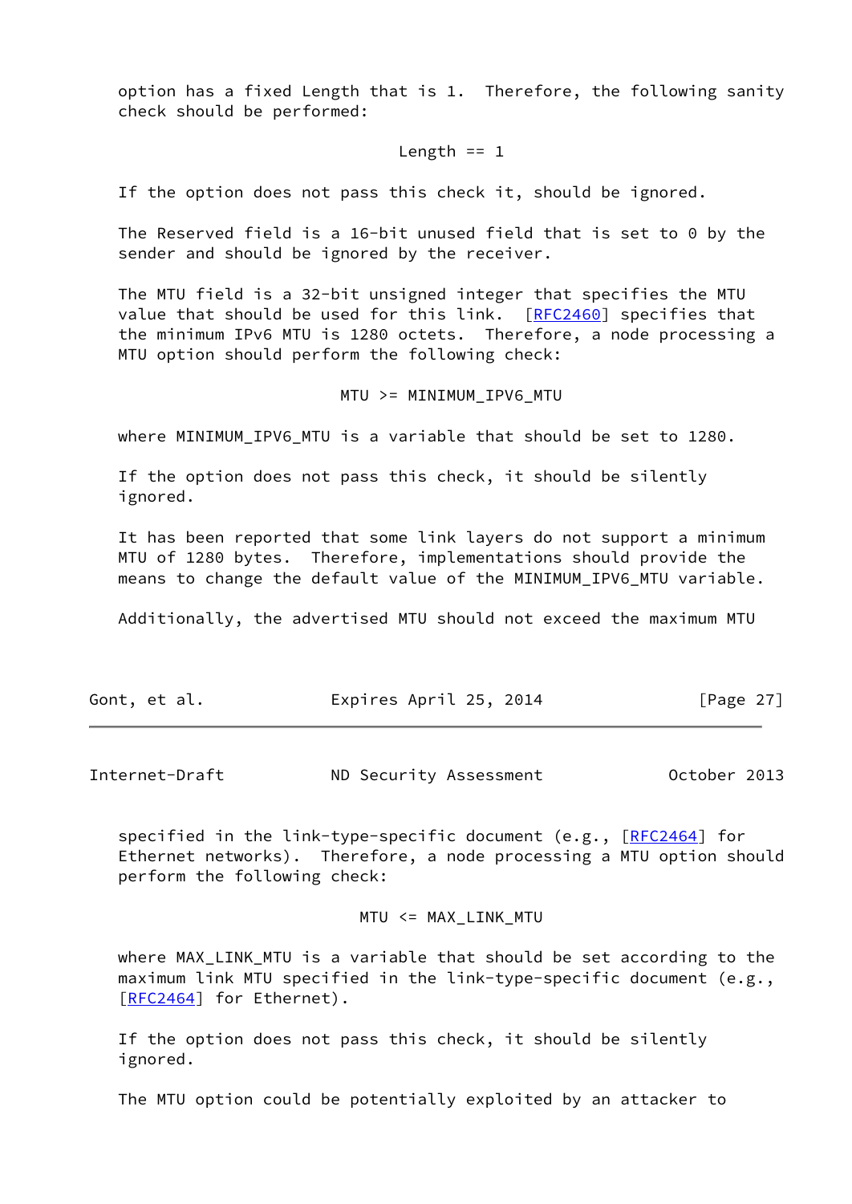option has a fixed Length that is 1. Therefore, the following sanity check should be performed:

```
Length == 1
```

If the option does not pass this check it, should be ignored.

The Reserved field is a 16-bit unused field that is set to 0 by the sender and should be ignored by the receiver.

The MTU field is a 32-bit unsigned integer that specifies the MTU value that should be used for this link. [RFC2460] specifies that the minimum IPv6 MTU is 1280 octets. Therefore, a node processing a MTU option should perform the following check:

```
MTU >= MINIMUM_IPV6_MTU
```

where MINIMUM_IPV6_MTU is a variable that should be set to 1280.

If the option does not pass this check, it should be silently ignored.

It has been reported that some link layers do not support a minimum MTU of 1280 bytes. Therefore, implementations should provide the means to change the default value of the MINIMUM_IPV6_MTU variable.

Additionally, the advertised MTU should not exceed the maximum MTU specified in the link-type-specific document (e.g., [RFC2464] for Ethernet networks). Therefore, a node processing a MTU option should perform the following check:

```
MTU <= MAX_LINK_MTU
```

where MAX_LINK_MTU is a variable that should be set according to the maximum link MTU specified in the link-type-specific document (e.g., [RFC2464] for Ethernet).

If the option does not pass this check, it should be silently ignored.

The MTU option could be potentially exploited by an attacker to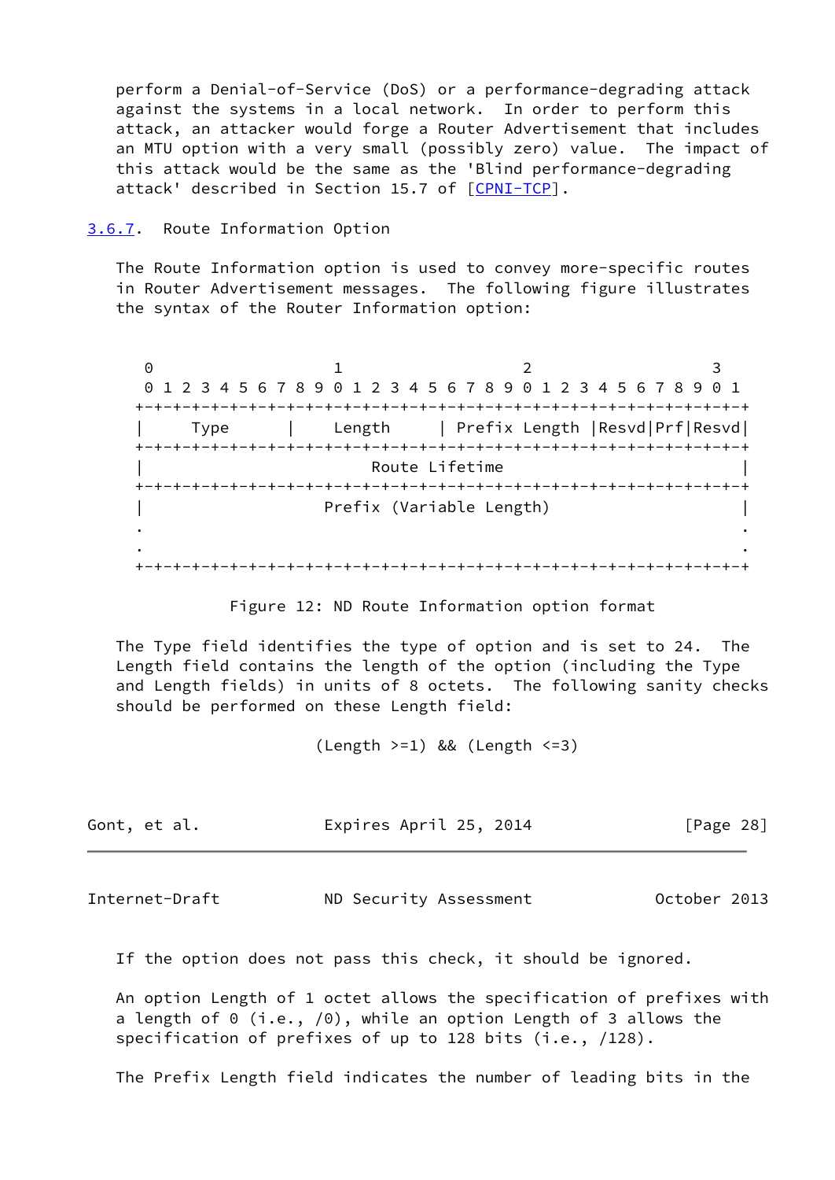perform a Denial-of-Service (DoS) or a performance-degrading attack against the systems in a local network. In order to perform this attack, an attacker would forge a Router Advertisement that includes an MTU option with a very small (possibly zero) value. The impact of this attack would be the same as the 'Blind performance-degrading attack' described in Section 15.7 of [CPNI-TCP].

### 3.6.7. Route Information Option

The Route Information option is used to convey more-specific routes in Router Advertisement messages. The following figure illustrates the syntax of the Router Information option:

```
 0                   1                   2                   3
 0 1 2 3 4 5 6 7 8 9 0 1 2 3 4 5 6 7 8 9 0 1 2 3 4 5 6 7 8 9 0 1
+-+-+-+-+-+-+-+-+-+-+-+-+-+-+-+-+-+-+-+-+-+-+-+-+-+-+-+-+-+-+-+-+
|     Type      |    Length     | Prefix Length |Resvd|Prf|Resvd|
+-+-+-+-+-+-+-+-+-+-+-+-+-+-+-+-+-+-+-+-+-+-+-+-+-+-+-+-+-+-+-+-+
|                        Route Lifetime                         |
+-+-+-+-+-+-+-+-+-+-+-+-+-+-+-+-+-+-+-+-+-+-+-+-+-+-+-+-+-+-+-+-+
|                   Prefix (Variable Length)                    |
.                                                               .
.                                                               .
+-+-+-+-+-+-+-+-+-+-+-+-+-+-+-+-+-+-+-+-+-+-+-+-+-+-+-+-+-+-+-+-+
```

Figure 12: ND Route Information option format

The Type field identifies the type of option and is set to 24. The Length field contains the length of the option (including the Type and Length fields) in units of 8 octets. The following sanity checks should be performed on these Length field:

```
(Length >=1) && (Length <=3)
```

If the option does not pass this check, it should be ignored.

An option Length of 1 octet allows the specification of prefixes with a length of 0 (i.e., /0), while an option Length of 3 allows the specification of prefixes of up to 128 bits (i.e., /128).

The Prefix Length field indicates the number of leading bits in the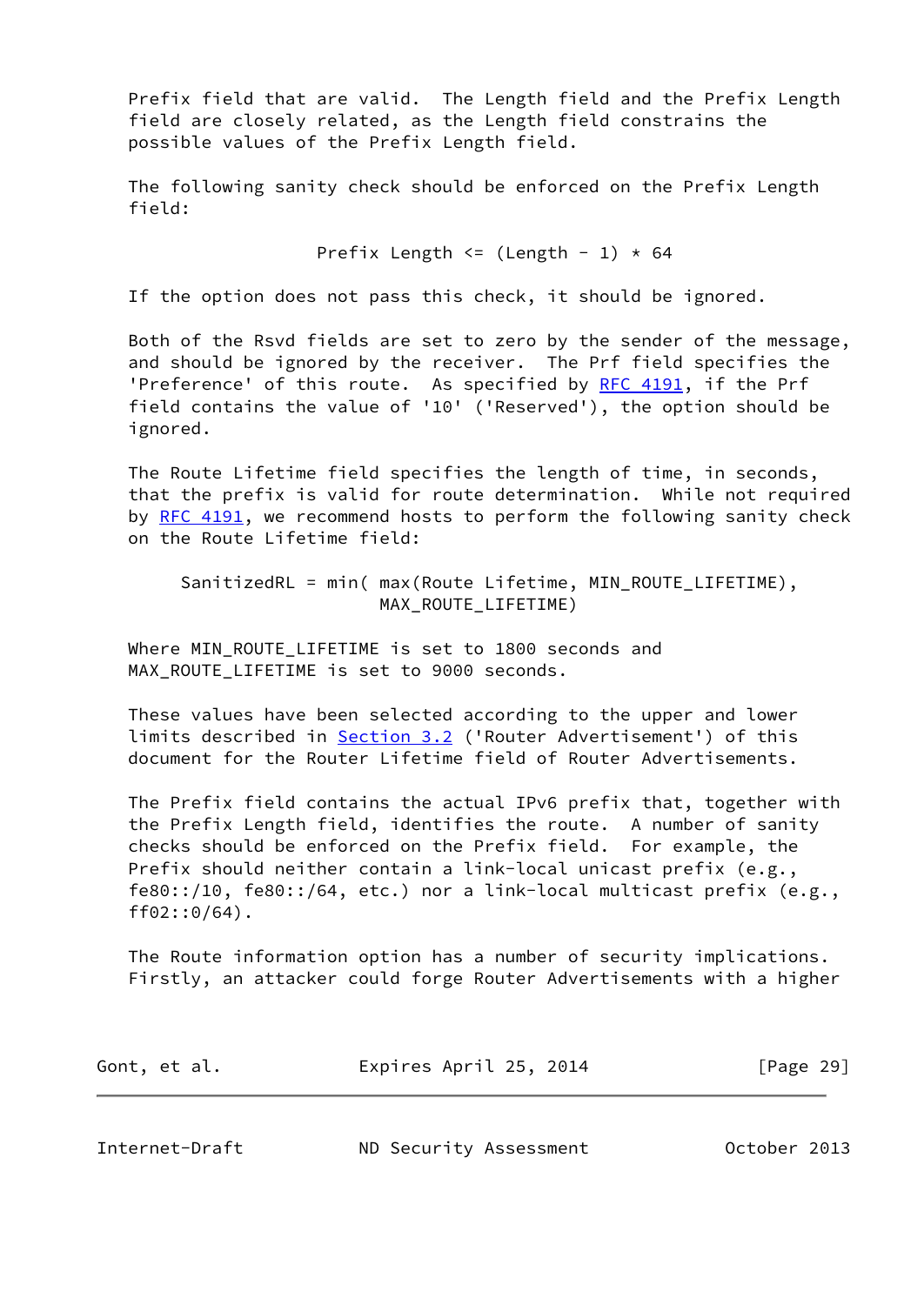Prefix field that are valid. The Length field and the Prefix Length field are closely related, as the Length field constrains the possible values of the Prefix Length field.

The following sanity check should be enforced on the Prefix Length field:

```
Prefix Length <= (Length - 1) * 64
```

If the option does not pass this check, it should be ignored.

Both of the Rsvd fields are set to zero by the sender of the message, and should be ignored by the receiver. The Prf field specifies the 'Preference' of this route. As specified by RFC 4191, if the Prf field contains the value of '10' ('Reserved'), the option should be ignored.

The Route Lifetime field specifies the length of time, in seconds, that the prefix is valid for route determination. While not required by RFC 4191, we recommend hosts to perform the following sanity check on the Route Lifetime field:

```
SanitizedRL = min( max(Route Lifetime, MIN_ROUTE_LIFETIME),
                   MAX_ROUTE_LIFETIME)
```

Where MIN_ROUTE_LIFETIME is set to 1800 seconds and MAX_ROUTE_LIFETIME is set to 9000 seconds.

These values have been selected according to the upper and lower limits described in Section 3.2 ('Router Advertisement') of this document for the Router Lifetime field of Router Advertisements.

The Prefix field contains the actual IPv6 prefix that, together with the Prefix Length field, identifies the route. A number of sanity checks should be enforced on the Prefix field. For example, the Prefix should neither contain a link-local unicast prefix (e.g., fe80::/10, fe80::/64, etc.) nor a link-local multicast prefix (e.g., ff02::0/64).

The Route information option has a number of security implications. Firstly, an attacker could forge Router Advertisements with a higher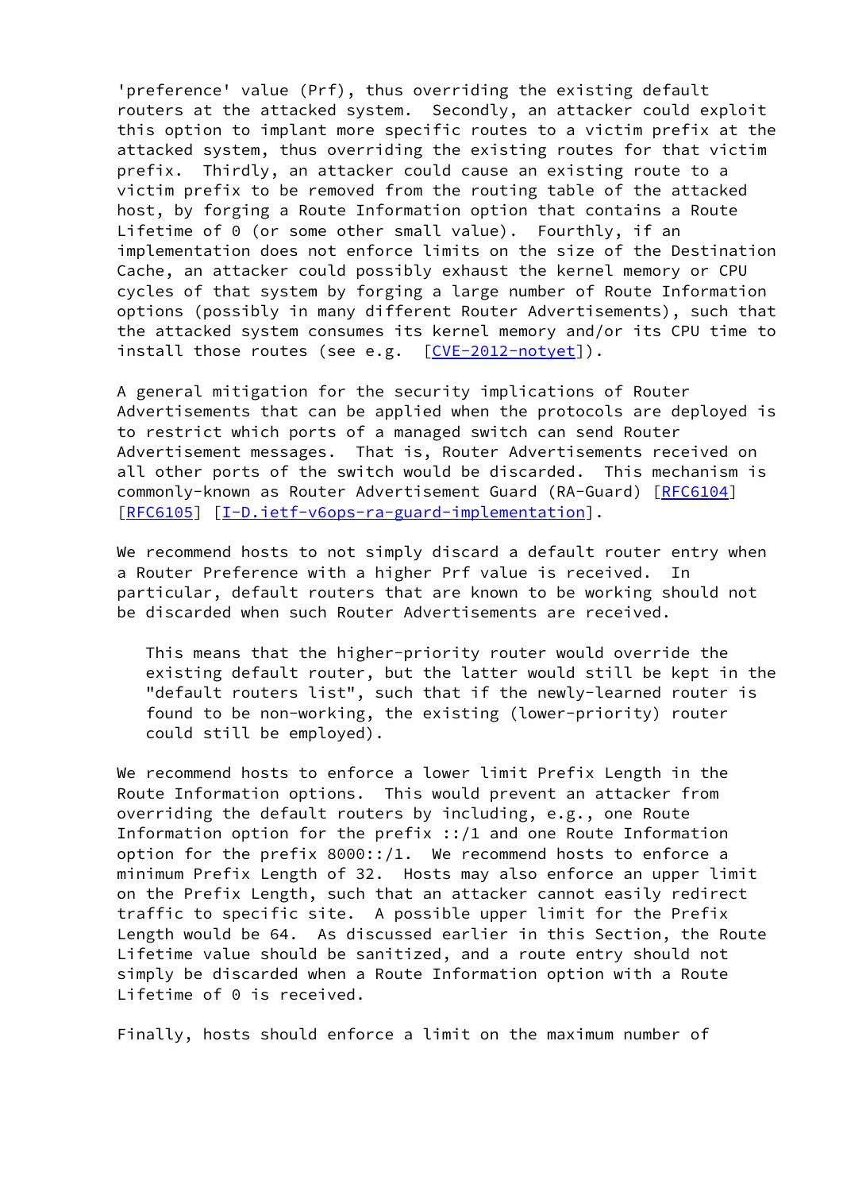'preference' value (Prf), thus overriding the existing default routers at the attacked system. Secondly, an attacker could exploit this option to implant more specific routes to a victim prefix at the attacked system, thus overriding the existing routes for that victim prefix. Thirdly, an attacker could cause an existing route to a victim prefix to be removed from the routing table of the attacked host, by forging a Route Information option that contains a Route Lifetime of 0 (or some other small value). Fourthly, if an implementation does not enforce limits on the size of the Destination Cache, an attacker could possibly exhaust the kernel memory or CPU cycles of that system by forging a large number of Route Information options (possibly in many different Router Advertisements), such that the attacked system consumes its kernel memory and/or its CPU time to install those routes (see e.g. [CVE-2012-notyet]).

A general mitigation for the security implications of Router Advertisements that can be applied when the protocols are deployed is to restrict which ports of a managed switch can send Router Advertisement messages. That is, Router Advertisements received on all other ports of the switch would be discarded. This mechanism is commonly-known as Router Advertisement Guard (RA-Guard) [RFC6104] [RFC6105] [I-D.ietf-v6ops-ra-guard-implementation].

We recommend hosts to not simply discard a default router entry when a Router Preference with a higher Prf value is received. In particular, default routers that are known to be working should not be discarded when such Router Advertisements are received.

> This means that the higher-priority router would override the existing default router, but the latter would still be kept in the "default routers list", such that if the newly-learned router is found to be non-working, the existing (lower-priority) router could still be employed).

We recommend hosts to enforce a lower limit Prefix Length in the Route Information options. This would prevent an attacker from overriding the default routers by including, e.g., one Route Information option for the prefix ::/1 and one Route Information option for the prefix 8000::/1. We recommend hosts to enforce a minimum Prefix Length of 32. Hosts may also enforce an upper limit on the Prefix Length, such that an attacker cannot easily redirect traffic to specific site. A possible upper limit for the Prefix Length would be 64. As discussed earlier in this Section, the Route Lifetime value should be sanitized, and a route entry should not simply be discarded when a Route Information option with a Route Lifetime of 0 is received.

Finally, hosts should enforce a limit on the maximum number of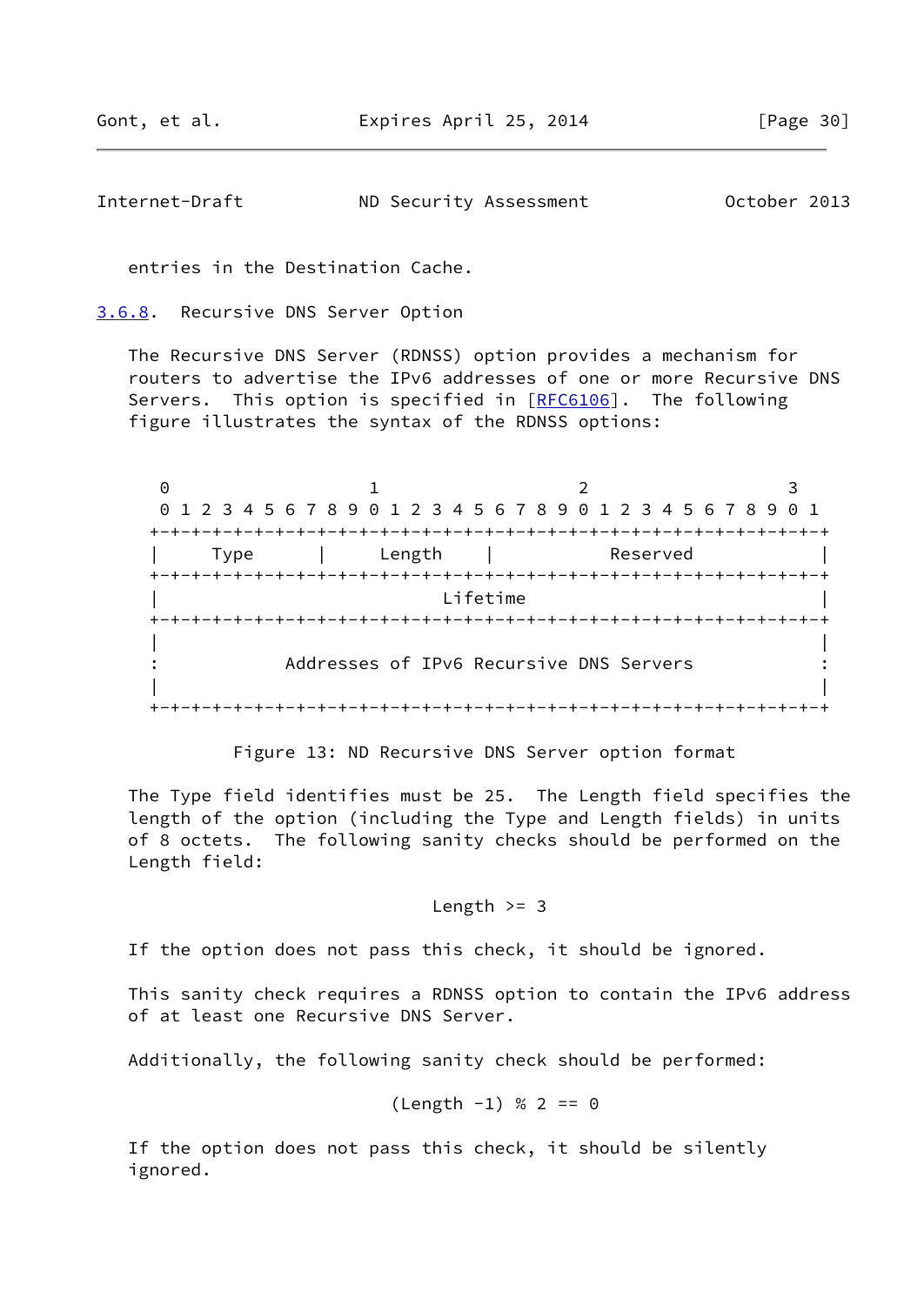entries in the Destination Cache.

### 3.6.8. Recursive DNS Server Option

The Recursive DNS Server (RDNSS) option provides a mechanism for routers to advertise the IPv6 addresses of one or more Recursive DNS Servers. This option is specified in [RFC6106]. The following figure illustrates the syntax of the RDNSS options:

```
 0                   1                   2                   3
 0 1 2 3 4 5 6 7 8 9 0 1 2 3 4 5 6 7 8 9 0 1 2 3 4 5 6 7 8 9 0 1
+-+-+-+-+-+-+-+-+-+-+-+-+-+-+-+-+-+-+-+-+-+-+-+-+-+-+-+-+-+-+-+-+
|     Type      |     Length    |           Reserved            |
+-+-+-+-+-+-+-+-+-+-+-+-+-+-+-+-+-+-+-+-+-+-+-+-+-+-+-+-+-+-+-+-+
|                           Lifetime                            |
+-+-+-+-+-+-+-+-+-+-+-+-+-+-+-+-+-+-+-+-+-+-+-+-+-+-+-+-+-+-+-+-+
|                                                               |
:            Addresses of IPv6 Recursive DNS Servers            :
|                                                               |
+-+-+-+-+-+-+-+-+-+-+-+-+-+-+-+-+-+-+-+-+-+-+-+-+-+-+-+-+-+-+-+-+
```

Figure 13: ND Recursive DNS Server option format

The Type field identifies must be 25. The Length field specifies the length of the option (including the Type and Length fields) in units of 8 octets. The following sanity checks should be performed on the Length field:

$$Length >= 3$$

If the option does not pass this check, it should be ignored.

This sanity check requires a RDNSS option to contain the IPv6 address of at least one Recursive DNS Server.

Additionally, the following sanity check should be performed:

$$(Length -1) \% 2 == 0$$

If the option does not pass this check, it should be silently ignored.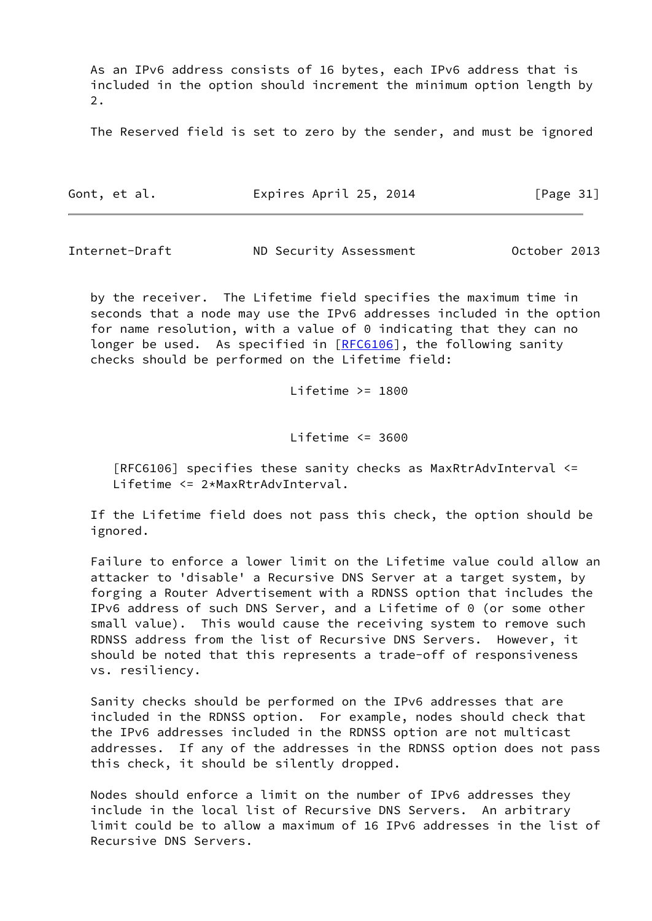As an IPv6 address consists of 16 bytes, each IPv6 address that is included in the option should increment the minimum option length by 2.

The Reserved field is set to zero by the sender, and must be ignored by the receiver. The Lifetime field specifies the maximum time in seconds that a node may use the IPv6 addresses included in the option for name resolution, with a value of 0 indicating that they can no longer be used. As specified in [RFC6106], the following sanity checks should be performed on the Lifetime field:

Lifetime >= 1800

Lifetime <= 3600

> [RFC6106] specifies these sanity checks as MaxRtrAdvInterval <= Lifetime <= 2*MaxRtrAdvInterval.

If the Lifetime field does not pass this check, the option should be ignored.

Failure to enforce a lower limit on the Lifetime value could allow an attacker to 'disable' a Recursive DNS Server at a target system, by forging a Router Advertisement with a RDNSS option that includes the IPv6 address of such DNS Server, and a Lifetime of 0 (or some other small value). This would cause the receiving system to remove such RDNSS address from the list of Recursive DNS Servers. However, it should be noted that this represents a trade-off of responsiveness vs. resiliency.

Sanity checks should be performed on the IPv6 addresses that are included in the RDNSS option. For example, nodes should check that the IPv6 addresses included in the RDNSS option are not multicast addresses. If any of the addresses in the RDNSS option does not pass this check, it should be silently dropped.

Nodes should enforce a limit on the number of IPv6 addresses they include in the local list of Recursive DNS Servers. An arbitrary limit could be to allow a maximum of 16 IPv6 addresses in the list of Recursive DNS Servers.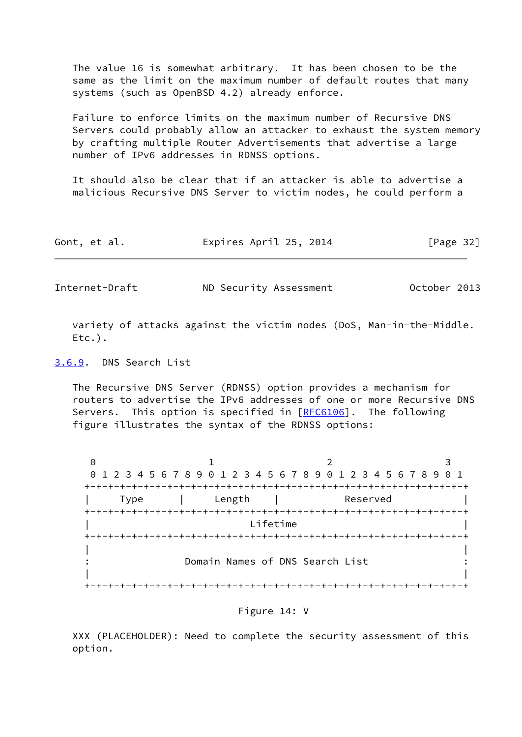The value 16 is somewhat arbitrary. It has been chosen to be the same as the limit on the maximum number of default routes that many systems (such as OpenBSD 4.2) already enforce.

Failure to enforce limits on the maximum number of Recursive DNS Servers could probably allow an attacker to exhaust the system memory by crafting multiple Router Advertisements that advertise a large number of IPv6 addresses in RDNSS options.

It should also be clear that if an attacker is able to advertise a malicious Recursive DNS Server to victim nodes, he could perform a variety of attacks against the victim nodes (DoS, Man-in-the-Middle. Etc.).

### 3.6.9. DNS Search List

The Recursive DNS Server (RDNSS) option provides a mechanism for routers to advertise the IPv6 addresses of one or more Recursive DNS Servers. This option is specified in [RFC6106]. The following figure illustrates the syntax of the RDNSS options:

```
 0                   1                   2                   3
 0 1 2 3 4 5 6 7 8 9 0 1 2 3 4 5 6 7 8 9 0 1 2 3 4 5 6 7 8 9 0 1
+-+-+-+-+-+-+-+-+-+-+-+-+-+-+-+-+-+-+-+-+-+-+-+-+-+-+-+-+-+-+-+-+
|     Type      |     Length    |           Reserved            |
+-+-+-+-+-+-+-+-+-+-+-+-+-+-+-+-+-+-+-+-+-+-+-+-+-+-+-+-+-+-+-+-+
|                           Lifetime                            |
+-+-+-+-+-+-+-+-+-+-+-+-+-+-+-+-+-+-+-+-+-+-+-+-+-+-+-+-+-+-+-+-+
|                                                               |
:                Domain Names of DNS Search List                :
|                                                               |
+-+-+-+-+-+-+-+-+-+-+-+-+-+-+-+-+-+-+-+-+-+-+-+-+-+-+-+-+-+-+-+-+
```

Figure 14: V

XXX (PLACEHOLDER): Need to complete the security assessment of this option.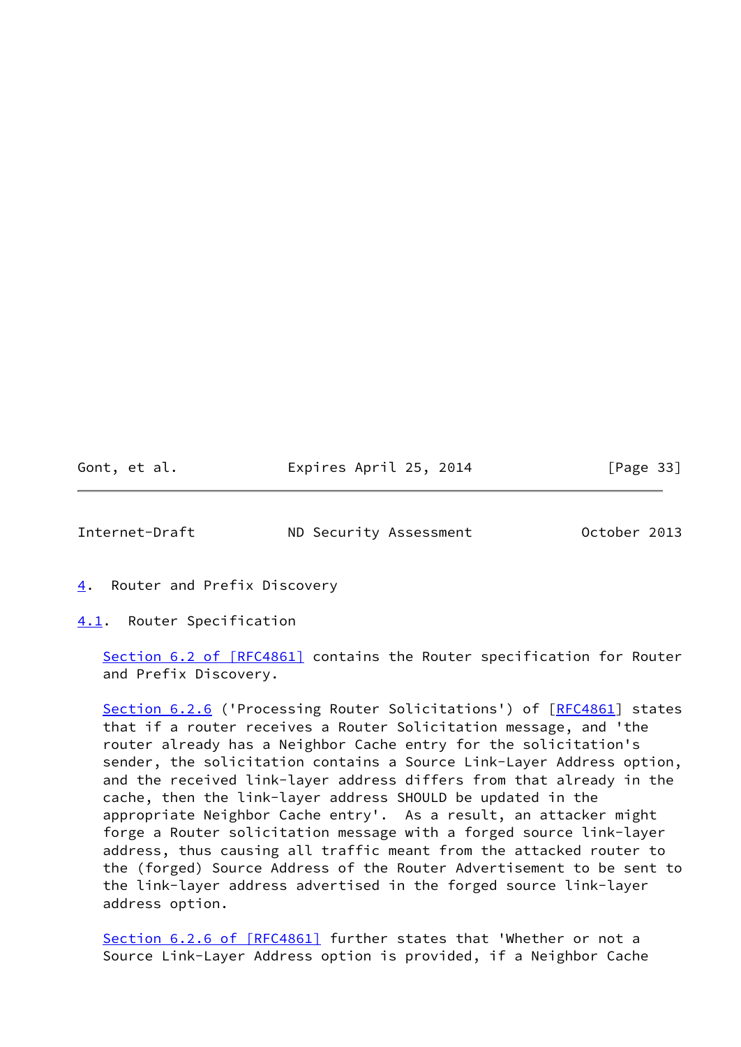## 4. Router and Prefix Discovery

### 4.1. Router Specification

Section 6.2 of [RFC4861] contains the Router specification for Router and Prefix Discovery.

Section 6.2.6 ('Processing Router Solicitations') of [RFC4861] states that if a router receives a Router Solicitation message, and 'the router already has a Neighbor Cache entry for the solicitation's sender, the solicitation contains a Source Link-Layer Address option, and the received link-layer address differs from that already in the cache, then the link-layer address SHOULD be updated in the appropriate Neighbor Cache entry'. As a result, an attacker might forge a Router solicitation message with a forged source link-layer address, thus causing all traffic meant from the attacked router to the (forged) Source Address of the Router Advertisement to be sent to the link-layer address advertised in the forged source link-layer address option.

Section 6.2.6 of [RFC4861] further states that 'Whether or not a Source Link-Layer Address option is provided, if a Neighbor Cache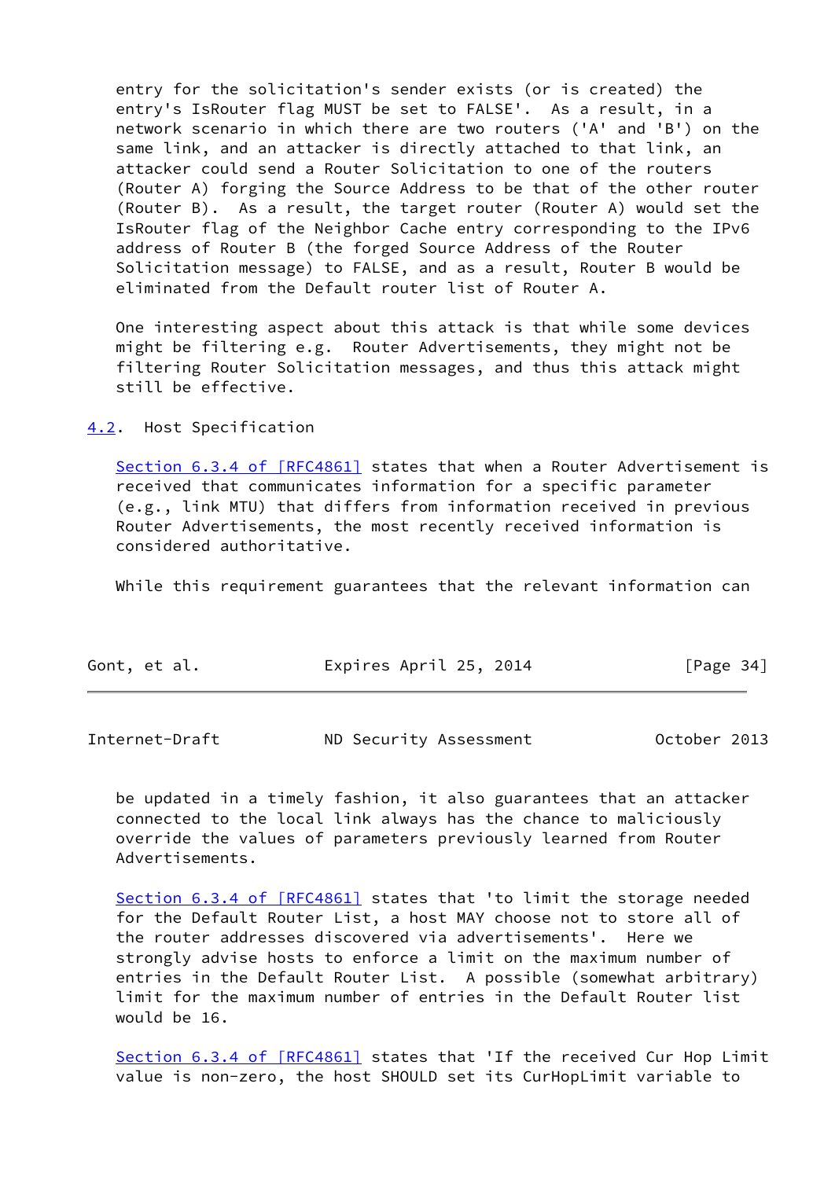entry for the solicitation's sender exists (or is created) the entry's IsRouter flag MUST be set to FALSE'. As a result, in a network scenario in which there are two routers ('A' and 'B') on the same link, and an attacker is directly attached to that link, an attacker could send a Router Solicitation to one of the routers (Router A) forging the Source Address to be that of the other router (Router B). As a result, the target router (Router A) would set the IsRouter flag of the Neighbor Cache entry corresponding to the IPv6 address of Router B (the forged Source Address of the Router Solicitation message) to FALSE, and as a result, Router B would be eliminated from the Default router list of Router A.

One interesting aspect about this attack is that while some devices might be filtering e.g. Router Advertisements, they might not be filtering Router Solicitation messages, and thus this attack might still be effective.

## 4.2. Host Specification

Section 6.3.4 of [RFC4861] states that when a Router Advertisement is received that communicates information for a specific parameter (e.g., link MTU) that differs from information received in previous Router Advertisements, the most recently received information is considered authoritative.

While this requirement guarantees that the relevant information can be updated in a timely fashion, it also guarantees that an attacker connected to the local link always has the chance to maliciously override the values of parameters previously learned from Router Advertisements.

Section 6.3.4 of [RFC4861] states that 'to limit the storage needed for the Default Router List, a host MAY choose not to store all of the router addresses discovered via advertisements'. Here we strongly advise hosts to enforce a limit on the maximum number of entries in the Default Router List. A possible (somewhat arbitrary) limit for the maximum number of entries in the Default Router list would be 16.

Section 6.3.4 of [RFC4861] states that 'If the received Cur Hop Limit value is non-zero, the host SHOULD set its CurHopLimit variable to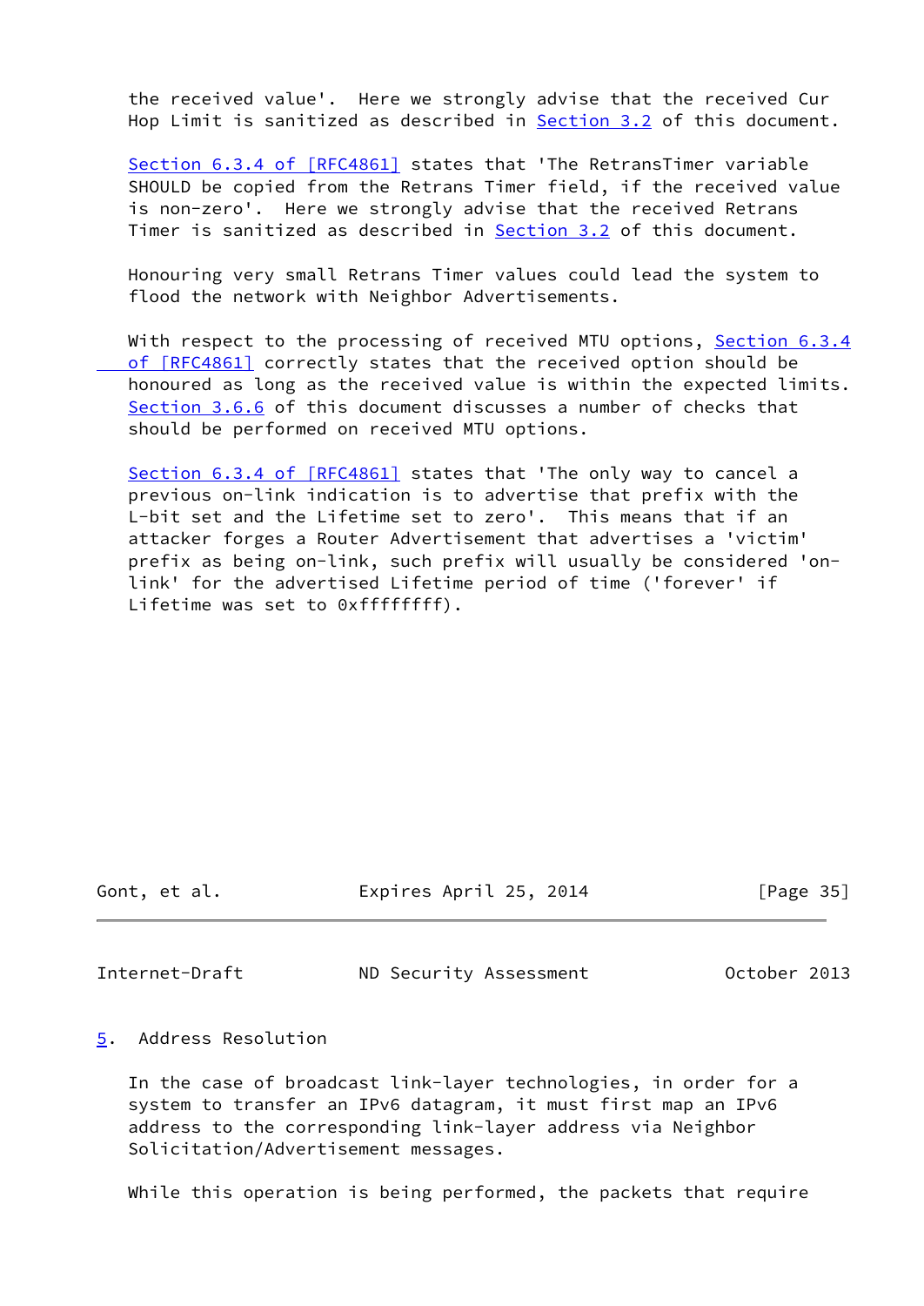the received value'. Here we strongly advise that the received Cur Hop Limit is sanitized as described in Section 3.2 of this document.

Section 6.3.4 of [RFC4861] states that 'The RetransTimer variable SHOULD be copied from the Retrans Timer field, if the received value is non-zero'. Here we strongly advise that the received Retrans Timer is sanitized as described in Section 3.2 of this document.

Honouring very small Retrans Timer values could lead the system to flood the network with Neighbor Advertisements.

With respect to the processing of received MTU options, Section 6.3.4 of [RFC4861] correctly states that the received option should be honoured as long as the received value is within the expected limits. Section 3.6.6 of this document discusses a number of checks that should be performed on received MTU options.

Section 6.3.4 of [RFC4861] states that 'The only way to cancel a previous on-link indication is to advertise that prefix with the L-bit set and the Lifetime set to zero'. This means that if an attacker forges a Router Advertisement that advertises a 'victim' prefix as being on-link, such prefix will usually be considered 'on-link' for the advertised Lifetime period of time ('forever' if Lifetime was set to 0xffffffff).

# 5. Address Resolution

In the case of broadcast link-layer technologies, in order for a system to transfer an IPv6 datagram, it must first map an IPv6 address to the corresponding link-layer address via Neighbor Solicitation/Advertisement messages.

While this operation is being performed, the packets that require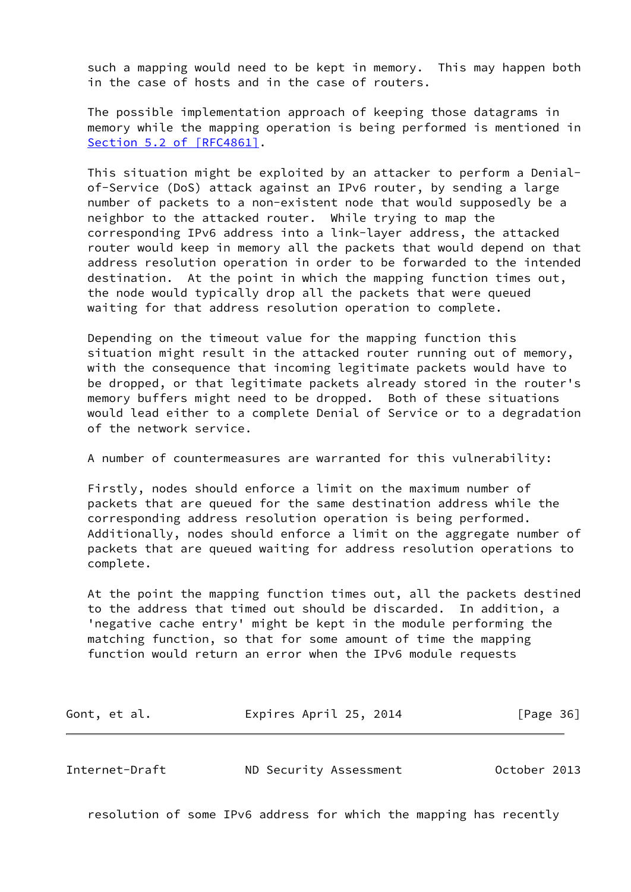such a mapping would need to be kept in memory. This may happen both in the case of hosts and in the case of routers.

The possible implementation approach of keeping those datagrams in memory while the mapping operation is being performed is mentioned in Section 5.2 of [RFC4861].

This situation might be exploited by an attacker to perform a Denial-of-Service (DoS) attack against an IPv6 router, by sending a large number of packets to a non-existent node that would supposedly be a neighbor to the attacked router. While trying to map the corresponding IPv6 address into a link-layer address, the attacked router would keep in memory all the packets that would depend on that address resolution operation in order to be forwarded to the intended destination. At the point in which the mapping function times out, the node would typically drop all the packets that were queued waiting for that address resolution operation to complete.

Depending on the timeout value for the mapping function this situation might result in the attacked router running out of memory, with the consequence that incoming legitimate packets would have to be dropped, or that legitimate packets already stored in the router's memory buffers might need to be dropped. Both of these situations would lead either to a complete Denial of Service or to a degradation of the network service.

A number of countermeasures are warranted for this vulnerability:

Firstly, nodes should enforce a limit on the maximum number of packets that are queued for the same destination address while the corresponding address resolution operation is being performed. Additionally, nodes should enforce a limit on the aggregate number of packets that are queued waiting for address resolution operations to complete.

At the point the mapping function times out, all the packets destined to the address that timed out should be discarded. In addition, a 'negative cache entry' might be kept in the module performing the matching function, so that for some amount of time the mapping function would return an error when the IPv6 module requests resolution of some IPv6 address for which the mapping has recently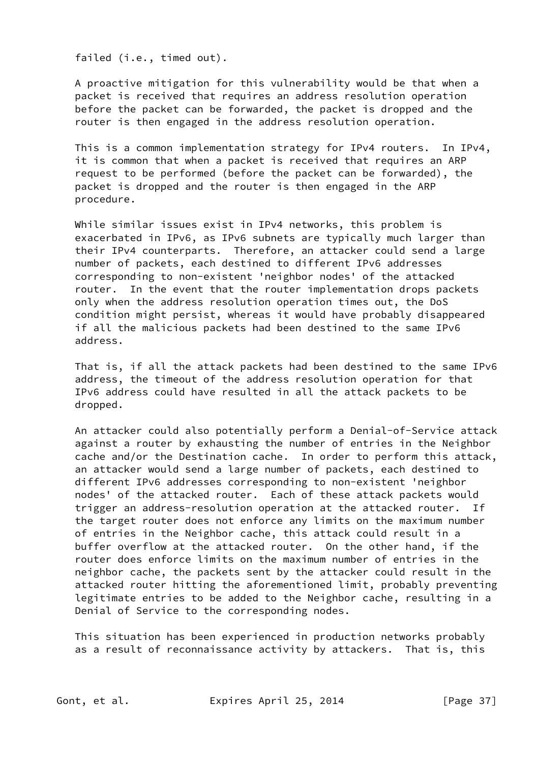failed (i.e., timed out).

A proactive mitigation for this vulnerability would be that when a packet is received that requires an address resolution operation before the packet can be forwarded, the packet is dropped and the router is then engaged in the address resolution operation.

This is a common implementation strategy for IPv4 routers. In IPv4, it is common that when a packet is received that requires an ARP request to be performed (before the packet can be forwarded), the packet is dropped and the router is then engaged in the ARP procedure.

While similar issues exist in IPv4 networks, this problem is exacerbated in IPv6, as IPv6 subnets are typically much larger than their IPv4 counterparts. Therefore, an attacker could send a large number of packets, each destined to different IPv6 addresses corresponding to non-existent 'neighbor nodes' of the attacked router. In the event that the router implementation drops packets only when the address resolution operation times out, the DoS condition might persist, whereas it would have probably disappeared if all the malicious packets had been destined to the same IPv6 address.

That is, if all the attack packets had been destined to the same IPv6 address, the timeout of the address resolution operation for that IPv6 address could have resulted in all the attack packets to be dropped.

An attacker could also potentially perform a Denial-of-Service attack against a router by exhausting the number of entries in the Neighbor cache and/or the Destination cache. In order to perform this attack, an attacker would send a large number of packets, each destined to different IPv6 addresses corresponding to non-existent 'neighbor nodes' of the attacked router. Each of these attack packets would trigger an address-resolution operation at the attacked router. If the target router does not enforce any limits on the maximum number of entries in the Neighbor cache, this attack could result in a buffer overflow at the attacked router. On the other hand, if the router does enforce limits on the maximum number of entries in the neighbor cache, the packets sent by the attacker could result in the attacked router hitting the aforementioned limit, probably preventing legitimate entries to be added to the Neighbor cache, resulting in a Denial of Service to the corresponding nodes.

This situation has been experienced in production networks probably as a result of reconnaissance activity by attackers. That is, this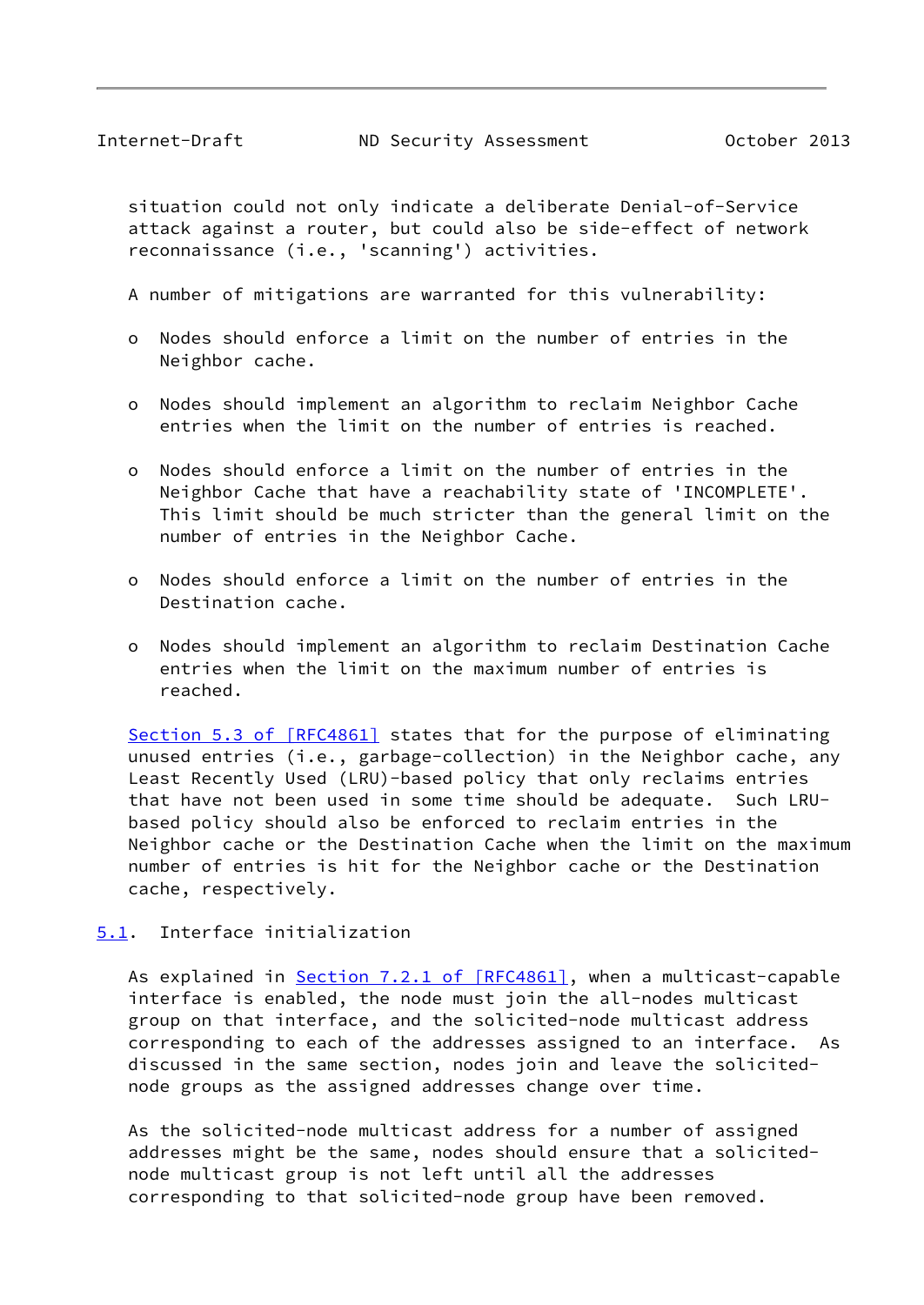situation could not only indicate a deliberate Denial-of-Service attack against a router, but could also be side-effect of network reconnaissance (i.e., 'scanning') activities.

A number of mitigations are warranted for this vulnerability:

- Nodes should enforce a limit on the number of entries in the Neighbor cache.

- Nodes should implement an algorithm to reclaim Neighbor Cache entries when the limit on the number of entries is reached.

- Nodes should enforce a limit on the number of entries in the Neighbor Cache that have a reachability state of 'INCOMPLETE'. This limit should be much stricter than the general limit on the number of entries in the Neighbor Cache.

- Nodes should enforce a limit on the number of entries in the Destination cache.

- Nodes should implement an algorithm to reclaim Destination Cache entries when the limit on the maximum number of entries is reached.

Section 5.3 of [RFC4861] states that for the purpose of eliminating unused entries (i.e., garbage-collection) in the Neighbor cache, any Least Recently Used (LRU)-based policy that only reclaims entries that have not been used in some time should be adequate. Such LRU-based policy should also be enforced to reclaim entries in the Neighbor cache or the Destination Cache when the limit on the maximum number of entries is hit for the Neighbor cache or the Destination cache, respectively.

## 5.1. Interface initialization

As explained in Section 7.2.1 of [RFC4861], when a multicast-capable interface is enabled, the node must join the all-nodes multicast group on that interface, and the solicited-node multicast address corresponding to each of the addresses assigned to an interface. As discussed in the same section, nodes join and leave the solicited-node groups as the assigned addresses change over time.

As the solicited-node multicast address for a number of assigned addresses might be the same, nodes should ensure that a solicited-node multicast group is not left until all the addresses corresponding to that solicited-node group have been removed.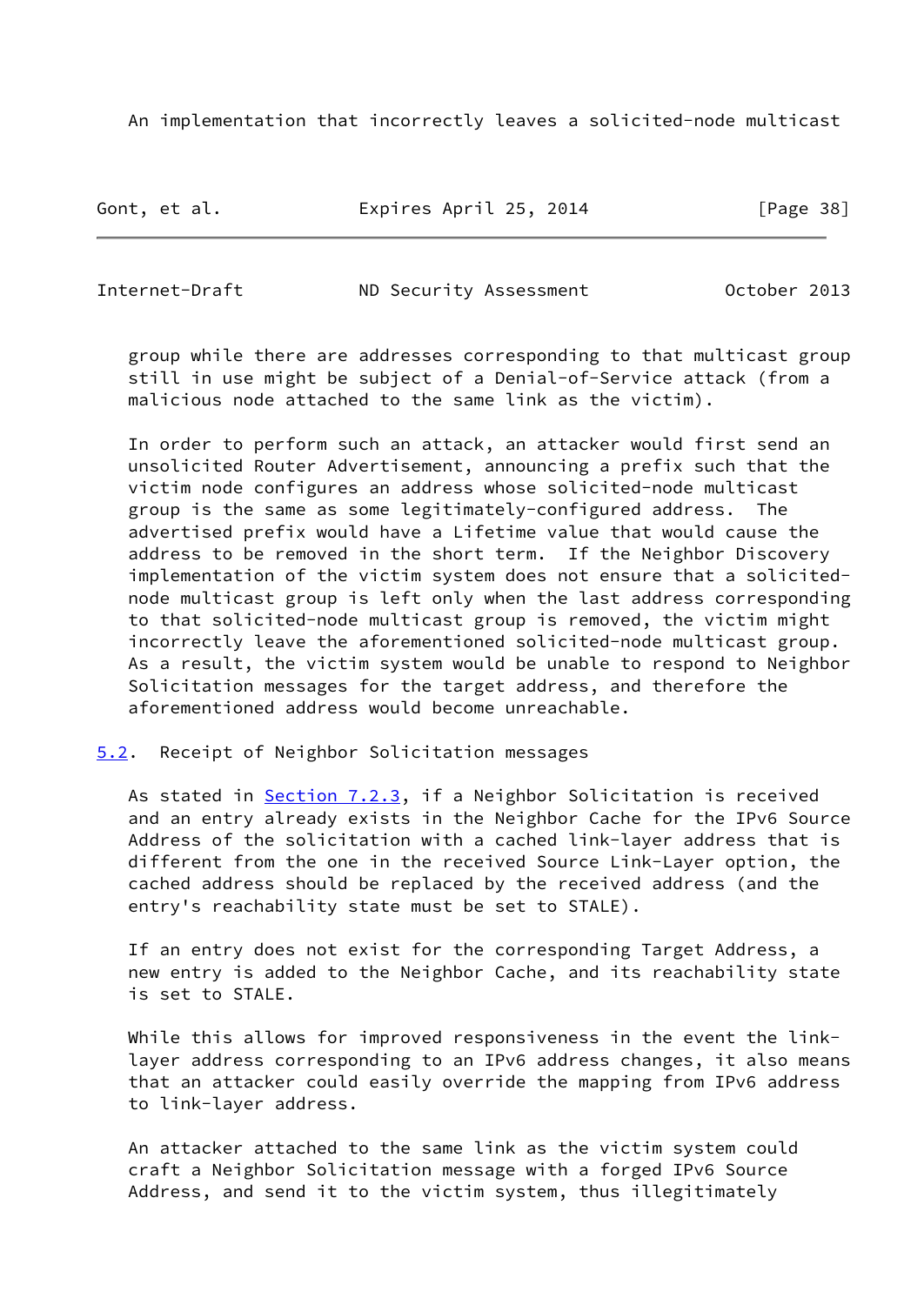An implementation that incorrectly leaves a solicited-node multicast group while there are addresses corresponding to that multicast group still in use might be subject of a Denial-of-Service attack (from a malicious node attached to the same link as the victim).

In order to perform such an attack, an attacker would first send an unsolicited Router Advertisement, announcing a prefix such that the victim node configures an address whose solicited-node multicast group is the same as some legitimately-configured address. The advertised prefix would have a Lifetime value that would cause the address to be removed in the short term. If the Neighbor Discovery implementation of the victim system does not ensure that a solicited-node multicast group is left only when the last address corresponding to that solicited-node multicast group is removed, the victim might incorrectly leave the aforementioned solicited-node multicast group. As a result, the victim system would be unable to respond to Neighbor Solicitation messages for the target address, and therefore the aforementioned address would become unreachable.

## 5.2. Receipt of Neighbor Solicitation messages

As stated in Section 7.2.3, if a Neighbor Solicitation is received and an entry already exists in the Neighbor Cache for the IPv6 Source Address of the solicitation with a cached link-layer address that is different from the one in the received Source Link-Layer option, the cached address should be replaced by the received address (and the entry's reachability state must be set to STALE).

If an entry does not exist for the corresponding Target Address, a new entry is added to the Neighbor Cache, and its reachability state is set to STALE.

While this allows for improved responsiveness in the event the link-layer address corresponding to an IPv6 address changes, it also means that an attacker could easily override the mapping from IPv6 address to link-layer address.

An attacker attached to the same link as the victim system could craft a Neighbor Solicitation message with a forged IPv6 Source Address, and send it to the victim system, thus illegitimately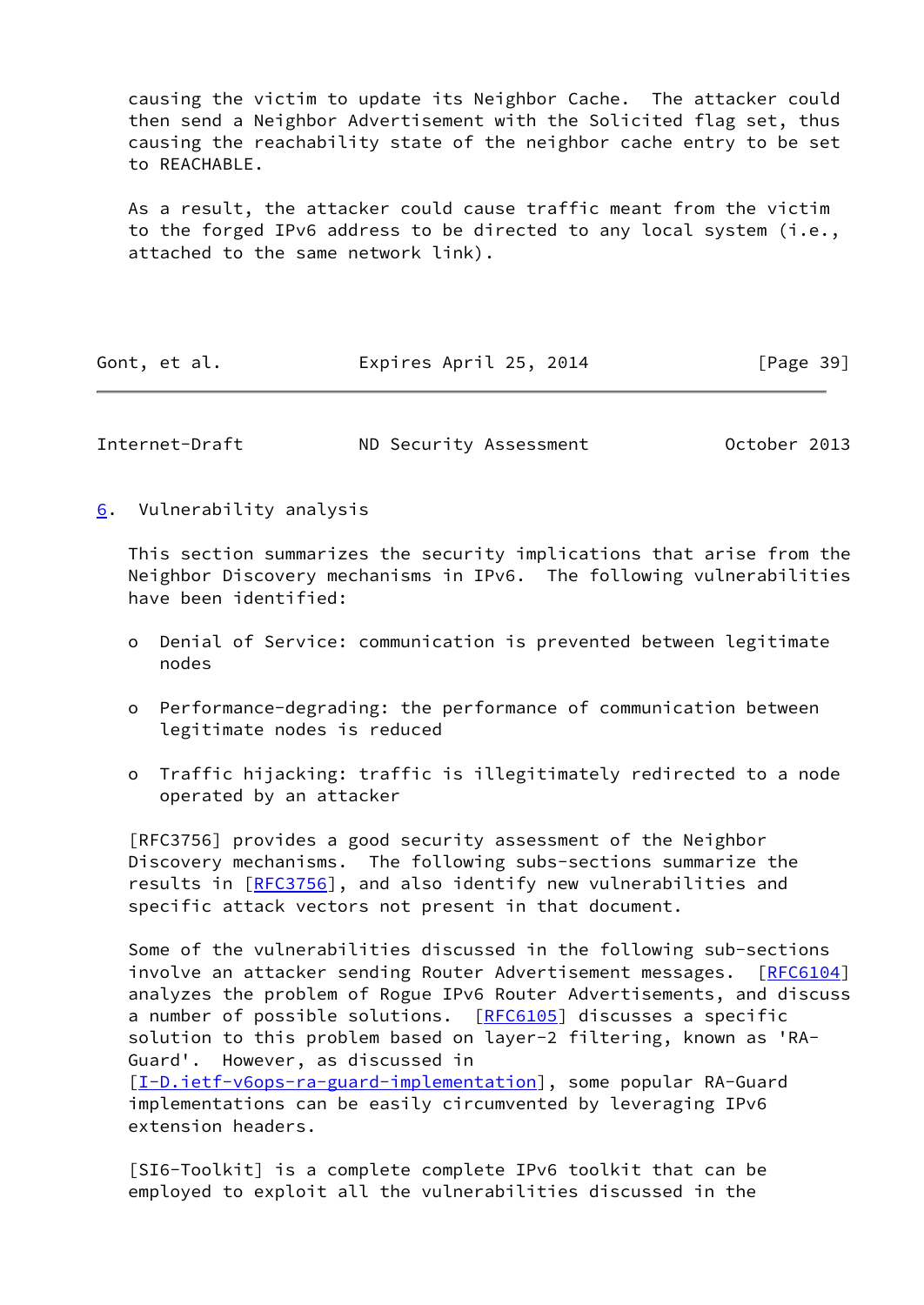causing the victim to update its Neighbor Cache. The attacker could then send a Neighbor Advertisement with the Solicited flag set, thus causing the reachability state of the neighbor cache entry to be set to REACHABLE.

As a result, the attacker could cause traffic meant from the victim to the forged IPv6 address to be directed to any local system (i.e., attached to the same network link).

## 6. Vulnerability analysis

This section summarizes the security implications that arise from the Neighbor Discovery mechanisms in IPv6. The following vulnerabilities have been identified:

- Denial of Service: communication is prevented between legitimate nodes
- Performance-degrading: the performance of communication between legitimate nodes is reduced
- Traffic hijacking: traffic is illegitimately redirected to a node operated by an attacker

[RFC3756] provides a good security assessment of the Neighbor Discovery mechanisms. The following subs-sections summarize the results in [RFC3756], and also identify new vulnerabilities and specific attack vectors not present in that document.

Some of the vulnerabilities discussed in the following sub-sections involve an attacker sending Router Advertisement messages. [RFC6104] analyzes the problem of Rogue IPv6 Router Advertisements, and discuss a number of possible solutions. [RFC6105] discusses a specific solution to this problem based on layer-2 filtering, known as 'RA-Guard'. However, as discussed in [I-D.ietf-v6ops-ra-guard-implementation], some popular RA-Guard implementations can be easily circumvented by leveraging IPv6 extension headers.

[SI6-Toolkit] is a complete complete IPv6 toolkit that can be employed to exploit all the vulnerabilities discussed in the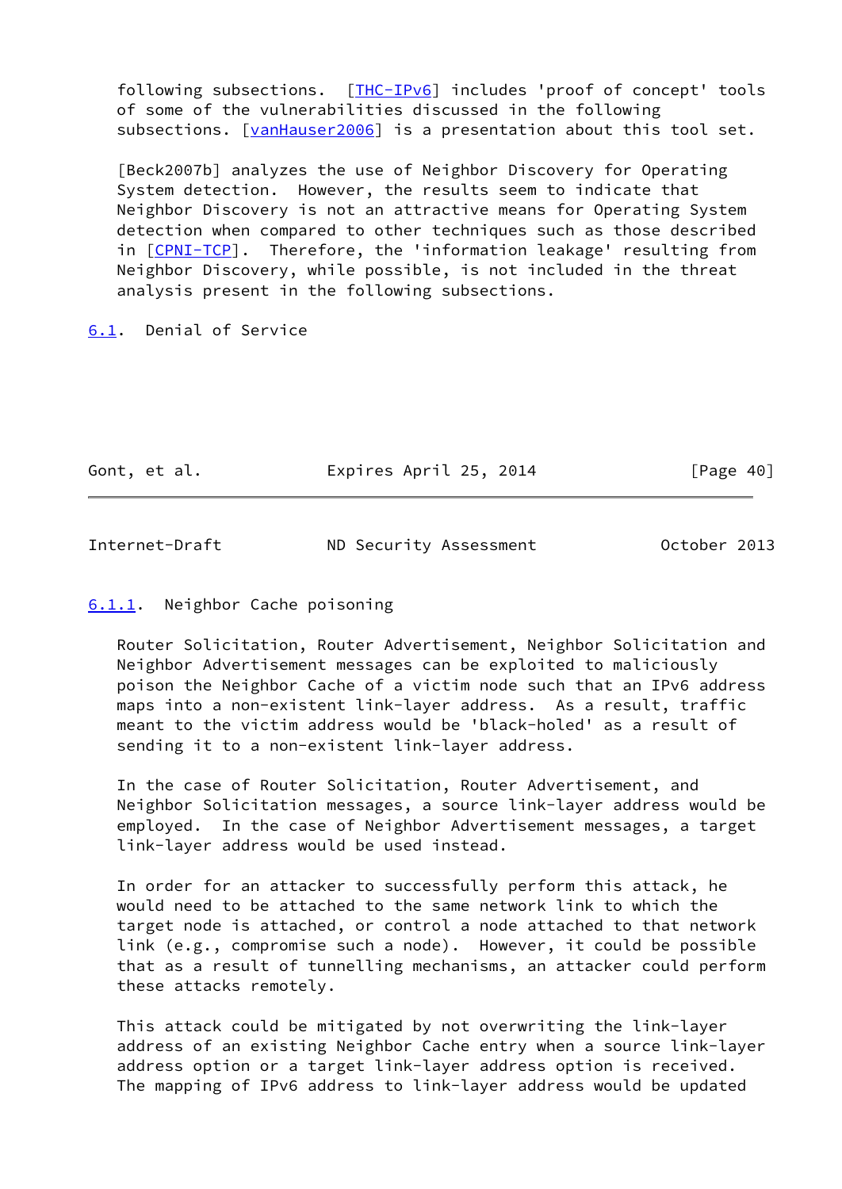following subsections. [THC-IPv6] includes 'proof of concept' tools of some of the vulnerabilities discussed in the following subsections. [vanHauser2006] is a presentation about this tool set.

[Beck2007b] analyzes the use of Neighbor Discovery for Operating System detection. However, the results seem to indicate that Neighbor Discovery is not an attractive means for Operating System detection when compared to other techniques such as those described in [CPNI-TCP]. Therefore, the 'information leakage' resulting from Neighbor Discovery, while possible, is not included in the threat analysis present in the following subsections.

## 6.1. Denial of Service

### 6.1.1. Neighbor Cache poisoning

Router Solicitation, Router Advertisement, Neighbor Solicitation and Neighbor Advertisement messages can be exploited to maliciously poison the Neighbor Cache of a victim node such that an IPv6 address maps into a non-existent link-layer address. As a result, traffic meant to the victim address would be 'black-holed' as a result of sending it to a non-existent link-layer address.

In the case of Router Solicitation, Router Advertisement, and Neighbor Solicitation messages, a source link-layer address would be employed. In the case of Neighbor Advertisement messages, a target link-layer address would be used instead.

In order for an attacker to successfully perform this attack, he would need to be attached to the same network link to which the target node is attached, or control a node attached to that network link (e.g., compromise such a node). However, it could be possible that as a result of tunnelling mechanisms, an attacker could perform these attacks remotely.

This attack could be mitigated by not overwriting the link-layer address of an existing Neighbor Cache entry when a source link-layer address option or a target link-layer address option is received. The mapping of IPv6 address to link-layer address would be updated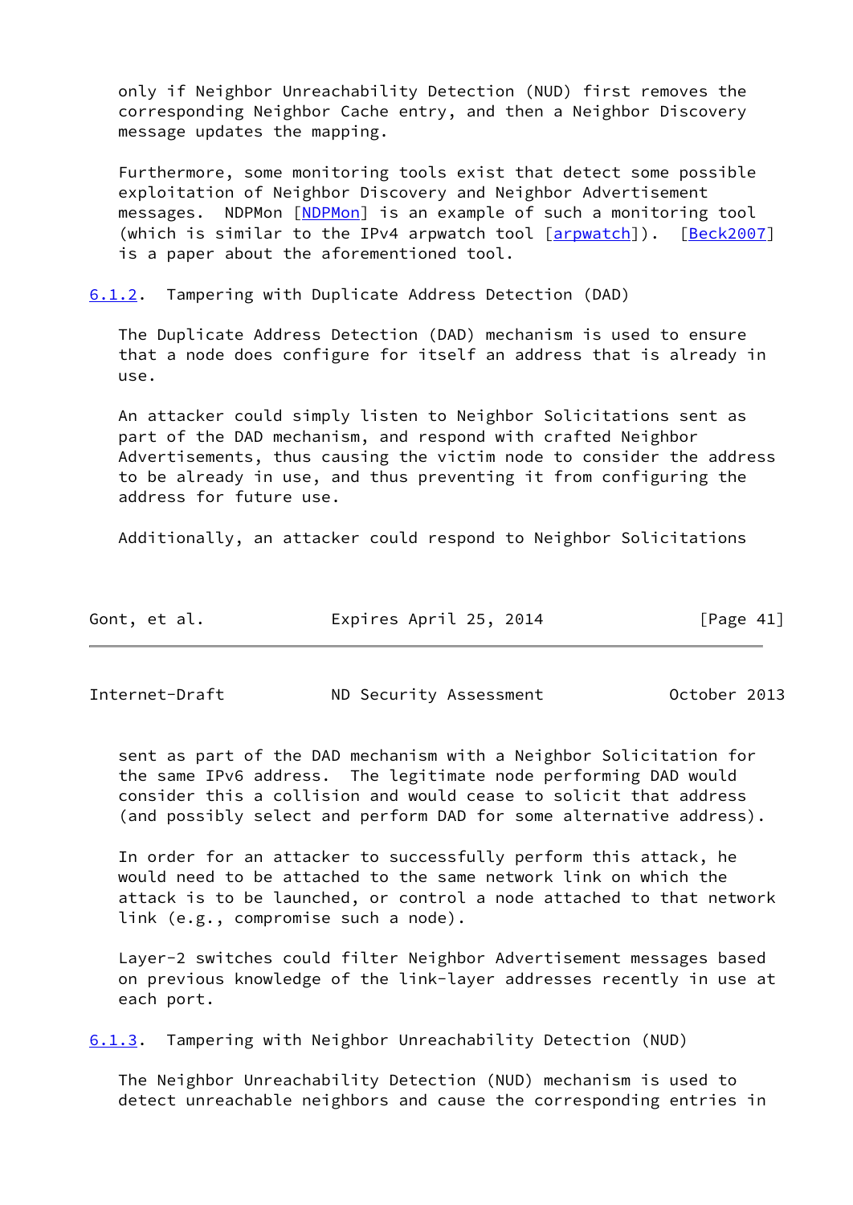only if Neighbor Unreachability Detection (NUD) first removes the corresponding Neighbor Cache entry, and then a Neighbor Discovery message updates the mapping.

Furthermore, some monitoring tools exist that detect some possible exploitation of Neighbor Discovery and Neighbor Advertisement messages. NDPMon [NDPMon] is an example of such a monitoring tool (which is similar to the IPv4 arpwatch tool [arpwatch]). [Beck2007] is a paper about the aforementioned tool.

### 6.1.2. Tampering with Duplicate Address Detection (DAD)

The Duplicate Address Detection (DAD) mechanism is used to ensure that a node does configure for itself an address that is already in use.

An attacker could simply listen to Neighbor Solicitations sent as part of the DAD mechanism, and respond with crafted Neighbor Advertisements, thus causing the victim node to consider the address to be already in use, and thus preventing it from configuring the address for future use.

Additionally, an attacker could respond to Neighbor Solicitations sent as part of the DAD mechanism with a Neighbor Solicitation for the same IPv6 address. The legitimate node performing DAD would consider this a collision and would cease to solicit that address (and possibly select and perform DAD for some alternative address).

In order for an attacker to successfully perform this attack, he would need to be attached to the same network link on which the attack is to be launched, or control a node attached to that network link (e.g., compromise such a node).

Layer-2 switches could filter Neighbor Advertisement messages based on previous knowledge of the link-layer addresses recently in use at each port.

### 6.1.3. Tampering with Neighbor Unreachability Detection (NUD)

The Neighbor Unreachability Detection (NUD) mechanism is used to detect unreachable neighbors and cause the corresponding entries in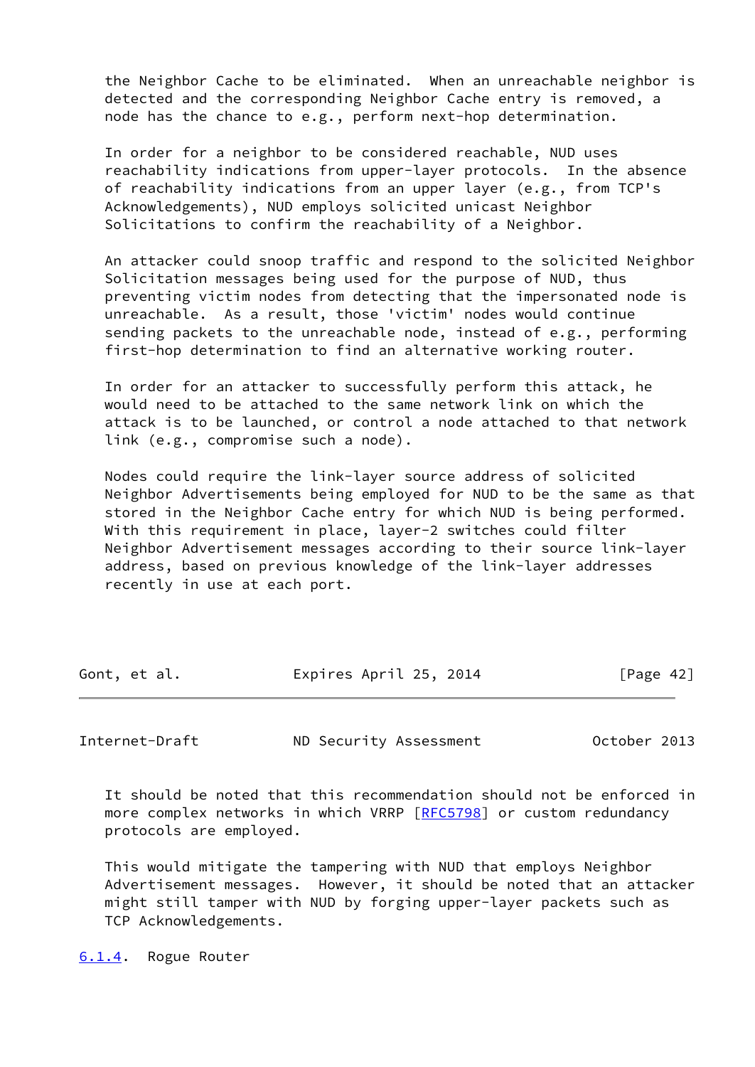the Neighbor Cache to be eliminated. When an unreachable neighbor is detected and the corresponding Neighbor Cache entry is removed, a node has the chance to e.g., perform next-hop determination.

In order for a neighbor to be considered reachable, NUD uses reachability indications from upper-layer protocols. In the absence of reachability indications from an upper layer (e.g., from TCP's Acknowledgements), NUD employs solicited unicast Neighbor Solicitations to confirm the reachability of a Neighbor.

An attacker could snoop traffic and respond to the solicited Neighbor Solicitation messages being used for the purpose of NUD, thus preventing victim nodes from detecting that the impersonated node is unreachable. As a result, those 'victim' nodes would continue sending packets to the unreachable node, instead of e.g., performing first-hop determination to find an alternative working router.

In order for an attacker to successfully perform this attack, he would need to be attached to the same network link on which the attack is to be launched, or control a node attached to that network link (e.g., compromise such a node).

Nodes could require the link-layer source address of solicited Neighbor Advertisements being employed for NUD to be the same as that stored in the Neighbor Cache entry for which NUD is being performed. With this requirement in place, layer-2 switches could filter Neighbor Advertisement messages according to their source link-layer address, based on previous knowledge of the link-layer addresses recently in use at each port.

It should be noted that this recommendation should not be enforced in more complex networks in which VRRP [RFC5798] or custom redundancy protocols are employed.

This would mitigate the tampering with NUD that employs Neighbor Advertisement messages. However, it should be noted that an attacker might still tamper with NUD by forging upper-layer packets such as TCP Acknowledgements.

#### 6.1.4. Rogue Router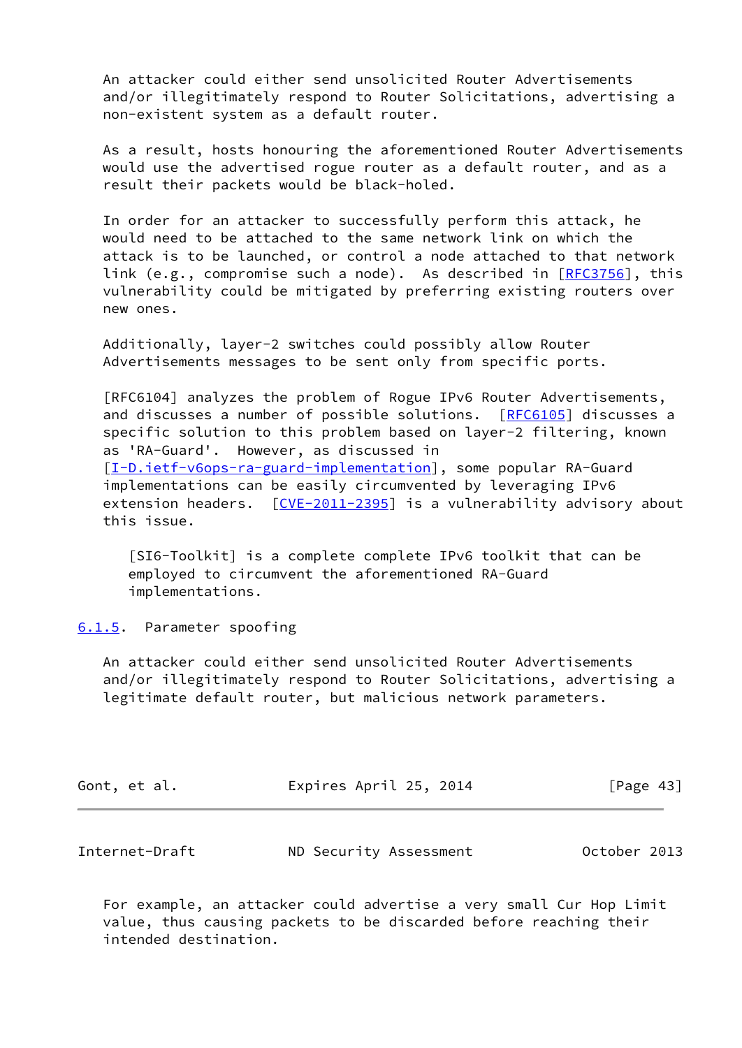An attacker could either send unsolicited Router Advertisements and/or illegitimately respond to Router Solicitations, advertising a non-existent system as a default router.

As a result, hosts honouring the aforementioned Router Advertisements would use the advertised rogue router as a default router, and as a result their packets would be black-holed.

In order for an attacker to successfully perform this attack, he would need to be attached to the same network link on which the attack is to be launched, or control a node attached to that network link (e.g., compromise such a node). As described in [RFC3756], this vulnerability could be mitigated by preferring existing routers over new ones.

Additionally, layer-2 switches could possibly allow Router Advertisements messages to be sent only from specific ports.

[RFC6104] analyzes the problem of Rogue IPv6 Router Advertisements, and discusses a number of possible solutions. [RFC6105] discusses a specific solution to this problem based on layer-2 filtering, known as 'RA-Guard'. However, as discussed in [I-D.ietf-v6ops-ra-guard-implementation], some popular RA-Guard implementations can be easily circumvented by leveraging IPv6 extension headers. [CVE-2011-2395] is a vulnerability advisory about this issue.

> [SI6-Toolkit] is a complete complete IPv6 toolkit that can be employed to circumvent the aforementioned RA-Guard implementations.

#### 6.1.5. Parameter spoofing

An attacker could either send unsolicited Router Advertisements and/or illegitimately respond to Router Solicitations, advertising a legitimate default router, but malicious network parameters.

For example, an attacker could advertise a very small Cur Hop Limit value, thus causing packets to be discarded before reaching their intended destination.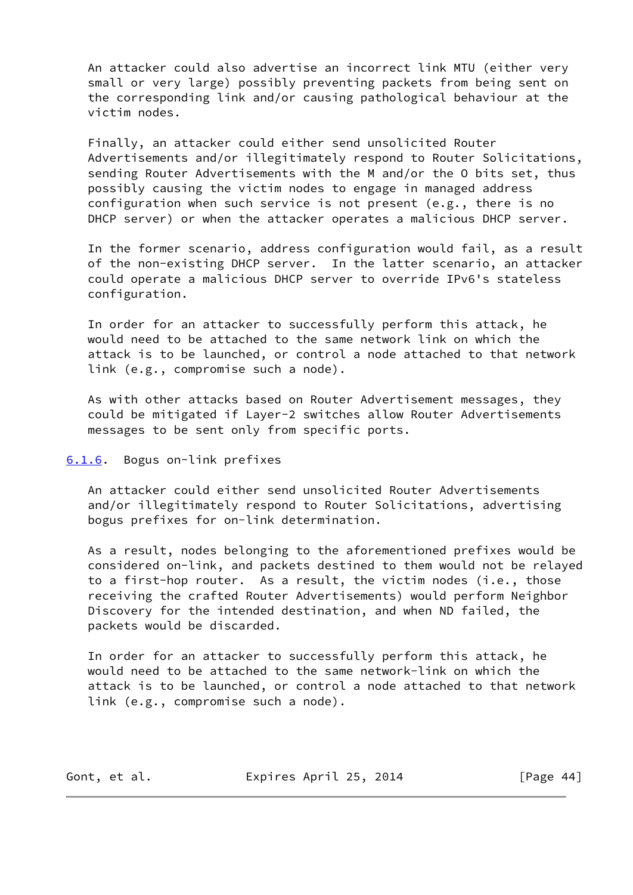An attacker could also advertise an incorrect link MTU (either very small or very large) possibly preventing packets from being sent on the corresponding link and/or causing pathological behaviour at the victim nodes.

Finally, an attacker could either send unsolicited Router Advertisements and/or illegitimately respond to Router Solicitations, sending Router Advertisements with the M and/or the O bits set, thus possibly causing the victim nodes to engage in managed address configuration when such service is not present (e.g., there is no DHCP server) or when the attacker operates a malicious DHCP server.

In the former scenario, address configuration would fail, as a result of the non-existing DHCP server. In the latter scenario, an attacker could operate a malicious DHCP server to override IPv6's stateless configuration.

In order for an attacker to successfully perform this attack, he would need to be attached to the same network link on which the attack is to be launched, or control a node attached to that network link (e.g., compromise such a node).

As with other attacks based on Router Advertisement messages, they could be mitigated if Layer-2 switches allow Router Advertisements messages to be sent only from specific ports.

### 6.1.6. Bogus on-link prefixes

An attacker could either send unsolicited Router Advertisements and/or illegitimately respond to Router Solicitations, advertising bogus prefixes for on-link determination.

As a result, nodes belonging to the aforementioned prefixes would be considered on-link, and packets destined to them would not be relayed to a first-hop router. As a result, the victim nodes (i.e., those receiving the crafted Router Advertisements) would perform Neighbor Discovery for the intended destination, and when ND failed, the packets would be discarded.

In order for an attacker to successfully perform this attack, he would need to be attached to the same network-link on which the attack is to be launched, or control a node attached to that network link (e.g., compromise such a node).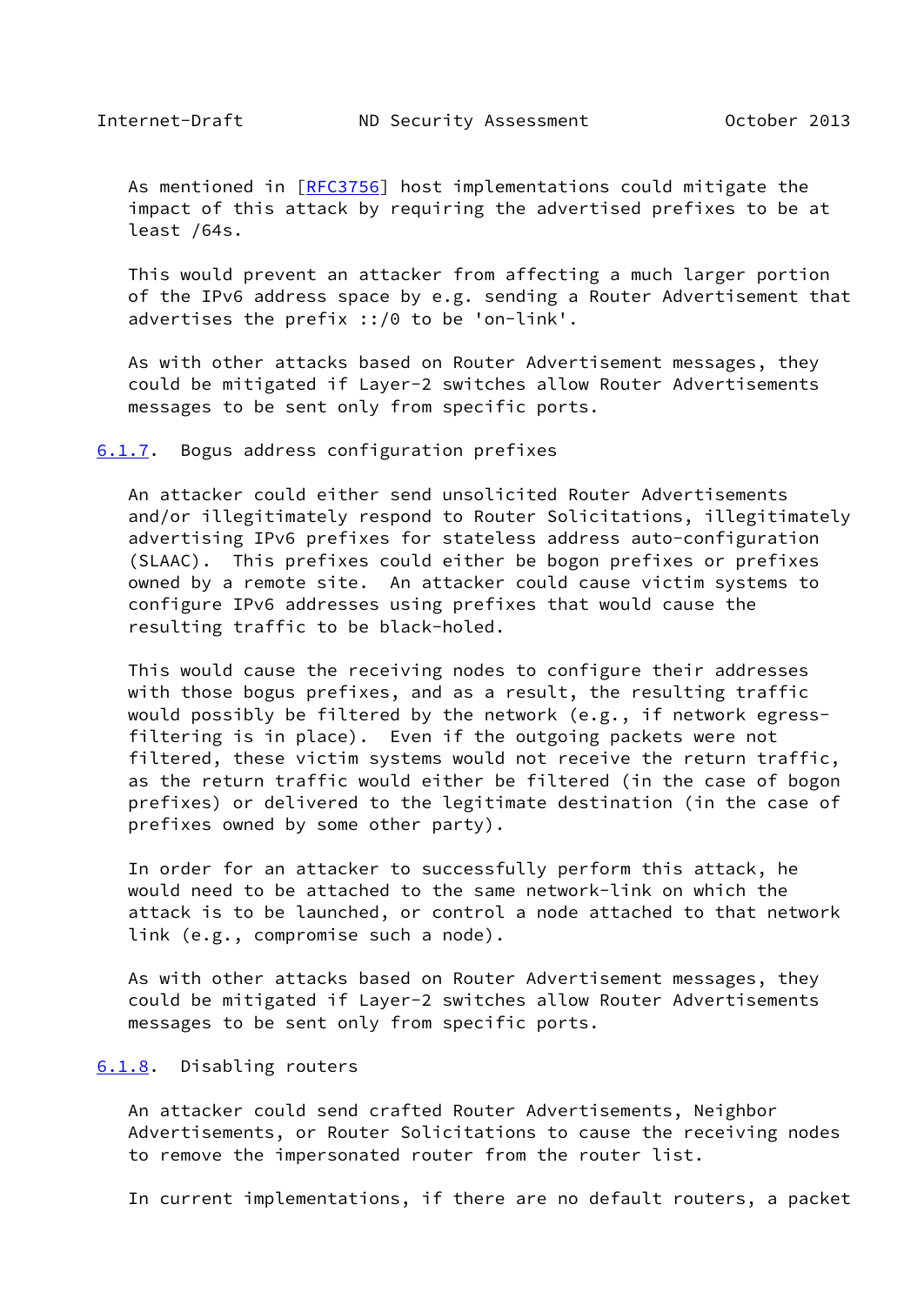As mentioned in [RFC3756] host implementations could mitigate the impact of this attack by requiring the advertised prefixes to be at least /64s.

This would prevent an attacker from affecting a much larger portion of the IPv6 address space by e.g. sending a Router Advertisement that advertises the prefix ::/0 to be 'on-link'.

As with other attacks based on Router Advertisement messages, they could be mitigated if Layer-2 switches allow Router Advertisements messages to be sent only from specific ports.

#### 6.1.7. Bogus address configuration prefixes

An attacker could either send unsolicited Router Advertisements and/or illegitimately respond to Router Solicitations, illegitimately advertising IPv6 prefixes for stateless address auto-configuration (SLAAC). This prefixes could either be bogon prefixes or prefixes owned by a remote site. An attacker could cause victim systems to configure IPv6 addresses using prefixes that would cause the resulting traffic to be black-holed.

This would cause the receiving nodes to configure their addresses with those bogus prefixes, and as a result, the resulting traffic would possibly be filtered by the network (e.g., if network egress-filtering is in place). Even if the outgoing packets were not filtered, these victim systems would not receive the return traffic, as the return traffic would either be filtered (in the case of bogon prefixes) or delivered to the legitimate destination (in the case of prefixes owned by some other party).

In order for an attacker to successfully perform this attack, he would need to be attached to the same network-link on which the attack is to be launched, or control a node attached to that network link (e.g., compromise such a node).

As with other attacks based on Router Advertisement messages, they could be mitigated if Layer-2 switches allow Router Advertisements messages to be sent only from specific ports.

#### 6.1.8. Disabling routers

An attacker could send crafted Router Advertisements, Neighbor Advertisements, or Router Solicitations to cause the receiving nodes to remove the impersonated router from the router list.

In current implementations, if there are no default routers, a packet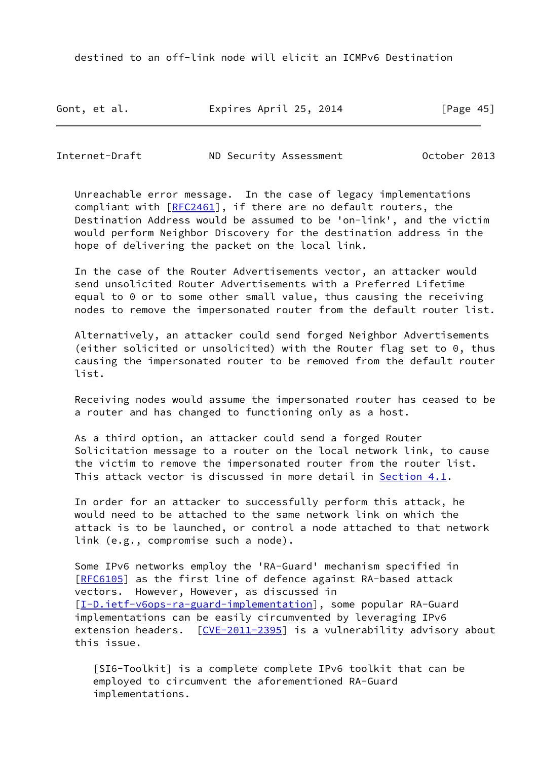destined to an off-link node will elicit an ICMPv6 Destination

Unreachable error message. In the case of legacy implementations compliant with [RFC2461], if there are no default routers, the Destination Address would be assumed to be 'on-link', and the victim would perform Neighbor Discovery for the destination address in the hope of delivering the packet on the local link.

In the case of the Router Advertisements vector, an attacker would send unsolicited Router Advertisements with a Preferred Lifetime equal to 0 or to some other small value, thus causing the receiving nodes to remove the impersonated router from the default router list.

Alternatively, an attacker could send forged Neighbor Advertisements (either solicited or unsolicited) with the Router flag set to 0, thus causing the impersonated router to be removed from the default router list.

Receiving nodes would assume the impersonated router has ceased to be a router and has changed to functioning only as a host.

As a third option, an attacker could send a forged Router Solicitation message to a router on the local network link, to cause the victim to remove the impersonated router from the router list. This attack vector is discussed in more detail in Section 4.1.

In order for an attacker to successfully perform this attack, he would need to be attached to the same network link on which the attack is to be launched, or control a node attached to that network link (e.g., compromise such a node).

Some IPv6 networks employ the 'RA-Guard' mechanism specified in [RFC6105] as the first line of defence against RA-based attack vectors. However, However, as discussed in [I-D.ietf-v6ops-ra-guard-implementation], some popular RA-Guard implementations can be easily circumvented by leveraging IPv6 extension headers. [CVE-2011-2395] is a vulnerability advisory about this issue.

> [SI6-Toolkit] is a complete complete IPv6 toolkit that can be employed to circumvent the aforementioned RA-Guard implementations.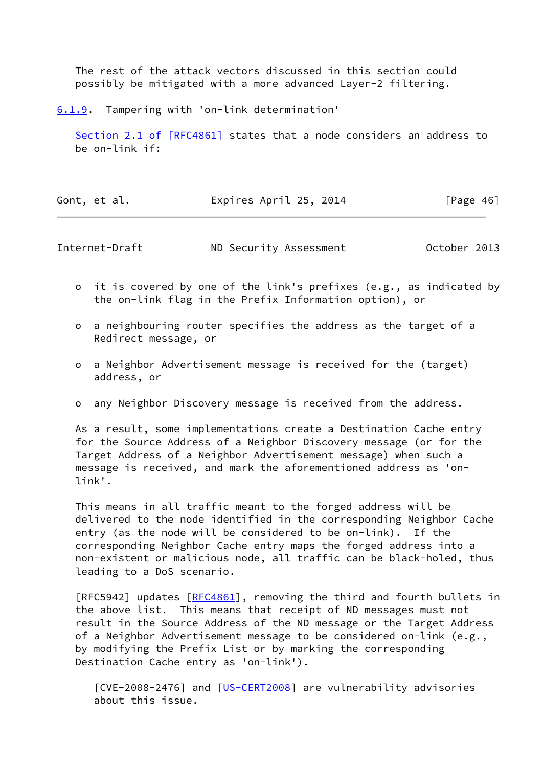The rest of the attack vectors discussed in this section could possibly be mitigated with a more advanced Layer-2 filtering.

#### 6.1.9. Tampering with 'on-link determination'

Section 2.1 of [RFC4861] states that a node considers an address to be on-link if:

- it is covered by one of the link's prefixes (e.g., as indicated by the on-link flag in the Prefix Information option), or

- a neighbouring router specifies the address as the target of a Redirect message, or

- a Neighbor Advertisement message is received for the (target) address, or

- any Neighbor Discovery message is received from the address.

As a result, some implementations create a Destination Cache entry for the Source Address of a Neighbor Discovery message (or for the Target Address of a Neighbor Advertisement message) when such a message is received, and mark the aforementioned address as 'on-link'.

This means in all traffic meant to the forged address will be delivered to the node identified in the corresponding Neighbor Cache entry (as the node will be considered to be on-link). If the corresponding Neighbor Cache entry maps the forged address into a non-existent or malicious node, all traffic can be black-holed, thus leading to a DoS scenario.

[RFC5942] updates [RFC4861], removing the third and fourth bullets in the above list. This means that receipt of ND messages must not result in the Source Address of the ND message or the Target Address of a Neighbor Advertisement message to be considered on-link (e.g., by modifying the Prefix List or by marking the corresponding Destination Cache entry as 'on-link').

> [CVE-2008-2476] and [US-CERT2008] are vulnerability advisories about this issue.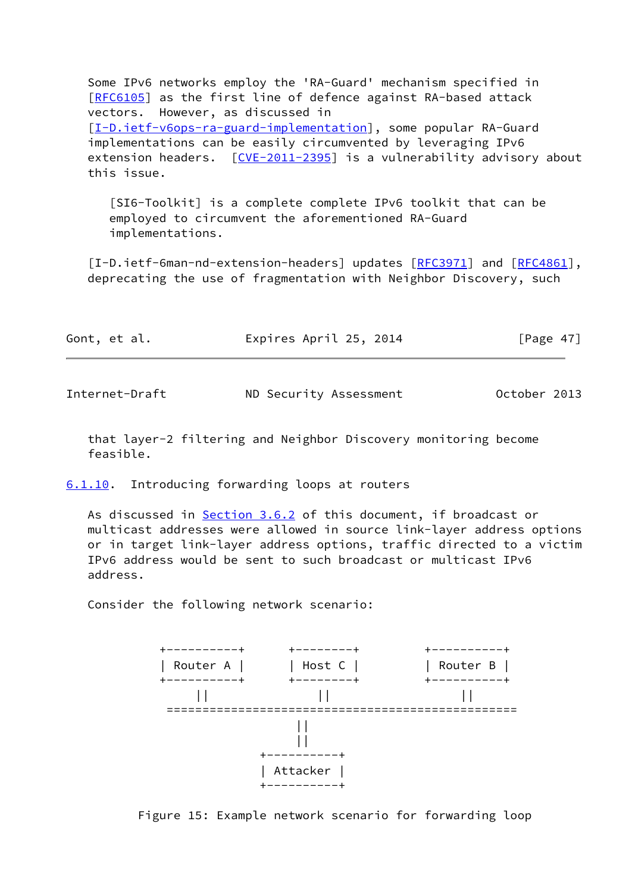Some IPv6 networks employ the 'RA-Guard' mechanism specified in [RFC6105] as the first line of defence against RA-based attack vectors. However, as discussed in [I-D.ietf-v6ops-ra-guard-implementation], some popular RA-Guard implementations can be easily circumvented by leveraging IPv6 extension headers. [CVE-2011-2395] is a vulnerability advisory about this issue.

> [SI6-Toolkit] is a complete complete IPv6 toolkit that can be employed to circumvent the aforementioned RA-Guard implementations.

[I-D.ietf-6man-nd-extension-headers] updates [RFC3971] and [RFC4861], deprecating the use of fragmentation with Neighbor Discovery, such that layer-2 filtering and Neighbor Discovery monitoring become feasible.

### 6.1.10. Introducing forwarding loops at routers

As discussed in Section 3.6.2 of this document, if broadcast or multicast addresses were allowed in source link-layer address options or in target link-layer address options, traffic directed to a victim IPv6 address would be sent to such broadcast or multicast IPv6 address.

Consider the following network scenario:

```
 +----------+      +--------+         +----------+
 | Router A |      | Host C |         | Router B |
 +----------+      +--------+         +----------+
      ||               ||                  ||
 ==================================================
                      ||
                      ||
                 +----------+
                 | Attacker |
                 +----------+
```

Figure 15: Example network scenario for forwarding loop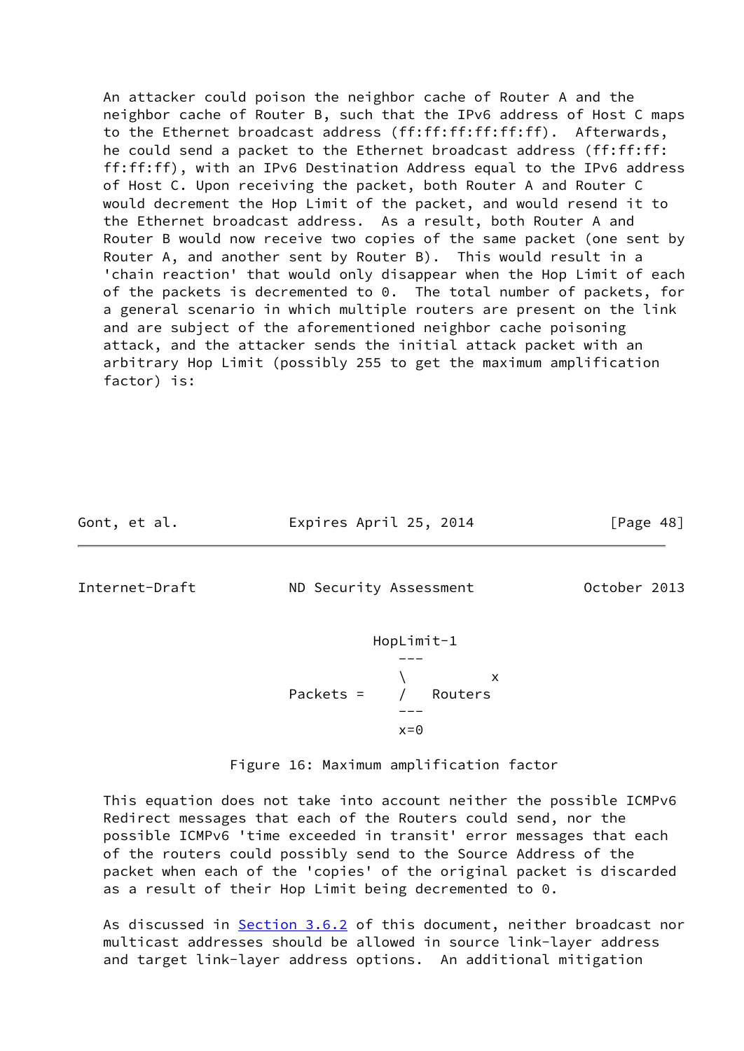An attacker could poison the neighbor cache of Router A and the neighbor cache of Router B, such that the IPv6 address of Host C maps to the Ethernet broadcast address (ff:ff:ff:ff:ff:ff). Afterwards, he could send a packet to the Ethernet broadcast address (ff:ff:ff:ff:ff:ff), with an IPv6 Destination Address equal to the IPv6 address of Host C. Upon receiving the packet, both Router A and Router C would decrement the Hop Limit of the packet, and would resend it to the Ethernet broadcast address. As a result, both Router A and Router B would now receive two copies of the same packet (one sent by Router A, and another sent by Router B). This would result in a 'chain reaction' that would only disappear when the Hop Limit of each of the packets is decremented to 0. The total number of packets, for a general scenario in which multiple routers are present on the link and are subject of the aforementioned neighbor cache poisoning attack, and the attacker sends the initial attack packet with an arbitrary Hop Limit (possibly 255 to get the maximum amplification factor) is:

$$\text{Packets} = \sum_{x=0}^{\text{HopLimit}-1} \text{Routers}^{x}$$

Figure 16: Maximum amplification factor

This equation does not take into account neither the possible ICMPv6 Redirect messages that each of the Routers could send, nor the possible ICMPv6 'time exceeded in transit' error messages that each of the routers could possibly send to the Source Address of the packet when each of the 'copies' of the original packet is discarded as a result of their Hop Limit being decremented to 0.

As discussed in Section 3.6.2 of this document, neither broadcast nor multicast addresses should be allowed in source link-layer address and target link-layer address options. An additional mitigation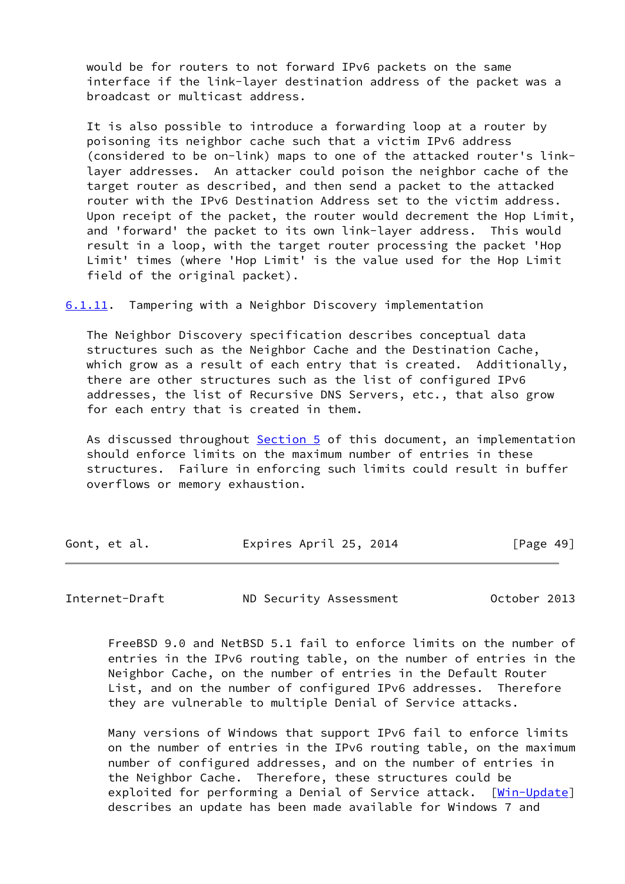would be for routers to not forward IPv6 packets on the same interface if the link-layer destination address of the packet was a broadcast or multicast address.

It is also possible to introduce a forwarding loop at a router by poisoning its neighbor cache such that a victim IPv6 address (considered to be on-link) maps to one of the attacked router's link-layer addresses. An attacker could poison the neighbor cache of the target router as described, and then send a packet to the attacked router with the IPv6 Destination Address set to the victim address. Upon receipt of the packet, the router would decrement the Hop Limit, and 'forward' the packet to its own link-layer address. This would result in a loop, with the target router processing the packet 'Hop Limit' times (where 'Hop Limit' is the value used for the Hop Limit field of the original packet).

### 6.1.11. Tampering with a Neighbor Discovery implementation

The Neighbor Discovery specification describes conceptual data structures such as the Neighbor Cache and the Destination Cache, which grow as a result of each entry that is created. Additionally, there are other structures such as the list of configured IPv6 addresses, the list of Recursive DNS Servers, etc., that also grow for each entry that is created in them.

As discussed throughout Section 5 of this document, an implementation should enforce limits on the maximum number of entries in these structures. Failure in enforcing such limits could result in buffer overflows or memory exhaustion.

FreeBSD 9.0 and NetBSD 5.1 fail to enforce limits on the number of entries in the IPv6 routing table, on the number of entries in the Neighbor Cache, on the number of entries in the Default Router List, and on the number of configured IPv6 addresses. Therefore they are vulnerable to multiple Denial of Service attacks.

Many versions of Windows that support IPv6 fail to enforce limits on the number of entries in the IPv6 routing table, on the maximum number of configured addresses, and on the number of entries in the Neighbor Cache. Therefore, these structures could be exploited for performing a Denial of Service attack. [Win-Update] describes an update has been made available for Windows 7 and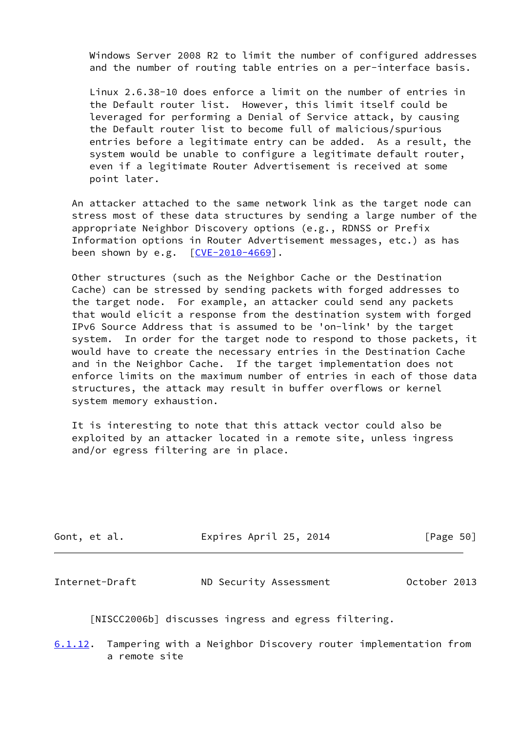Windows Server 2008 R2 to limit the number of configured addresses and the number of routing table entries on a per-interface basis.

Linux 2.6.38-10 does enforce a limit on the number of entries in the Default router list. However, this limit itself could be leveraged for performing a Denial of Service attack, by causing the Default router list to become full of malicious/spurious entries before a legitimate entry can be added. As a result, the system would be unable to configure a legitimate default router, even if a legitimate Router Advertisement is received at some point later.

An attacker attached to the same network link as the target node can stress most of these data structures by sending a large number of the appropriate Neighbor Discovery options (e.g., RDNSS or Prefix Information options in Router Advertisement messages, etc.) as has been shown by e.g. [CVE-2010-4669].

Other structures (such as the Neighbor Cache or the Destination Cache) can be stressed by sending packets with forged addresses to the target node. For example, an attacker could send any packets that would elicit a response from the destination system with forged IPv6 Source Address that is assumed to be 'on-link' by the target system. In order for the target node to respond to those packets, it would have to create the necessary entries in the Destination Cache and in the Neighbor Cache. If the target implementation does not enforce limits on the maximum number of entries in each of those data structures, the attack may result in buffer overflows or kernel system memory exhaustion.

It is interesting to note that this attack vector could also be exploited by an attacker located in a remote site, unless ingress and/or egress filtering are in place.

[NISCC2006b] discusses ingress and egress filtering.

### 6.1.12. Tampering with a Neighbor Discovery router implementation from a remote site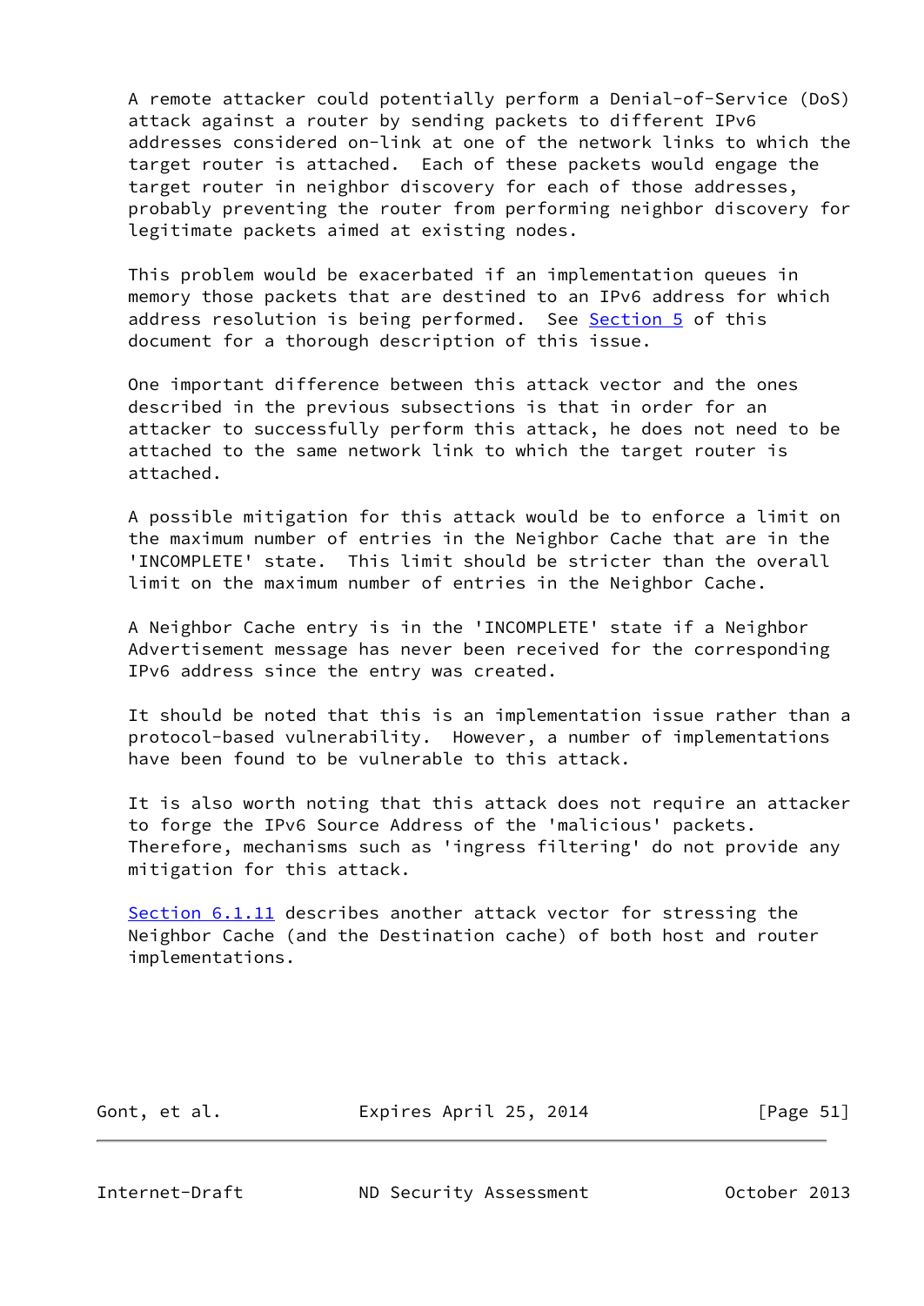A remote attacker could potentially perform a Denial-of-Service (DoS) attack against a router by sending packets to different IPv6 addresses considered on-link at one of the network links to which the target router is attached. Each of these packets would engage the target router in neighbor discovery for each of those addresses, probably preventing the router from performing neighbor discovery for legitimate packets aimed at existing nodes.

This problem would be exacerbated if an implementation queues in memory those packets that are destined to an IPv6 address for which address resolution is being performed. See Section 5 of this document for a thorough description of this issue.

One important difference between this attack vector and the ones described in the previous subsections is that in order for an attacker to successfully perform this attack, he does not need to be attached to the same network link to which the target router is attached.

A possible mitigation for this attack would be to enforce a limit on the maximum number of entries in the Neighbor Cache that are in the 'INCOMPLETE' state. This limit should be stricter than the overall limit on the maximum number of entries in the Neighbor Cache.

A Neighbor Cache entry is in the 'INCOMPLETE' state if a Neighbor Advertisement message has never been received for the corresponding IPv6 address since the entry was created.

It should be noted that this is an implementation issue rather than a protocol-based vulnerability. However, a number of implementations have been found to be vulnerable to this attack.

It is also worth noting that this attack does not require an attacker to forge the IPv6 Source Address of the 'malicious' packets. Therefore, mechanisms such as 'ingress filtering' do not provide any mitigation for this attack.

Section 6.1.11 describes another attack vector for stressing the Neighbor Cache (and the Destination cache) of both host and router implementations.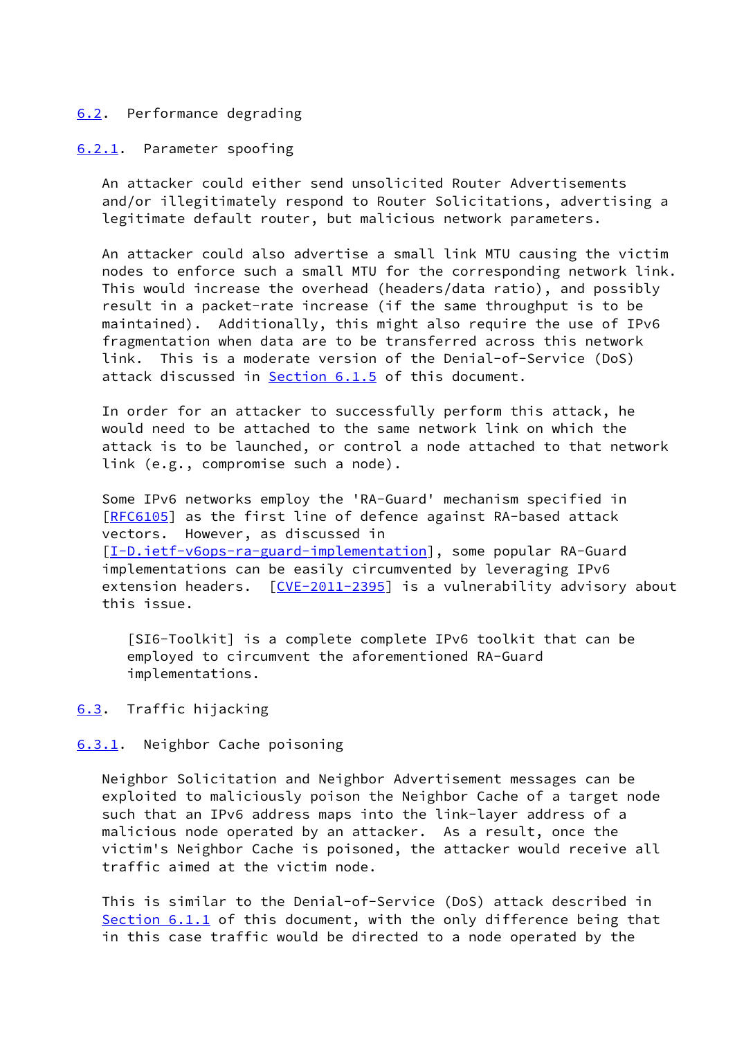### 6.2. Performance degrading

#### 6.2.1. Parameter spoofing

An attacker could either send unsolicited Router Advertisements and/or illegitimately respond to Router Solicitations, advertising a legitimate default router, but malicious network parameters.

An attacker could also advertise a small link MTU causing the victim nodes to enforce such a small MTU for the corresponding network link. This would increase the overhead (headers/data ratio), and possibly result in a packet-rate increase (if the same throughput is to be maintained). Additionally, this might also require the use of IPv6 fragmentation when data are to be transferred across this network link. This is a moderate version of the Denial-of-Service (DoS) attack discussed in Section 6.1.5 of this document.

In order for an attacker to successfully perform this attack, he would need to be attached to the same network link on which the attack is to be launched, or control a node attached to that network link (e.g., compromise such a node).

Some IPv6 networks employ the 'RA-Guard' mechanism specified in [RFC6105] as the first line of defence against RA-based attack vectors. However, as discussed in [I-D.ietf-v6ops-ra-guard-implementation], some popular RA-Guard implementations can be easily circumvented by leveraging IPv6 extension headers. [CVE-2011-2395] is a vulnerability advisory about this issue.

> [SI6-Toolkit] is a complete complete IPv6 toolkit that can be employed to circumvent the aforementioned RA-Guard implementations.

### 6.3. Traffic hijacking

#### 6.3.1. Neighbor Cache poisoning

Neighbor Solicitation and Neighbor Advertisement messages can be exploited to maliciously poison the Neighbor Cache of a target node such that an IPv6 address maps into the link-layer address of a malicious node operated by an attacker. As a result, once the victim's Neighbor Cache is poisoned, the attacker would receive all traffic aimed at the victim node.

This is similar to the Denial-of-Service (DoS) attack described in Section 6.1.1 of this document, with the only difference being that in this case traffic would be directed to a node operated by the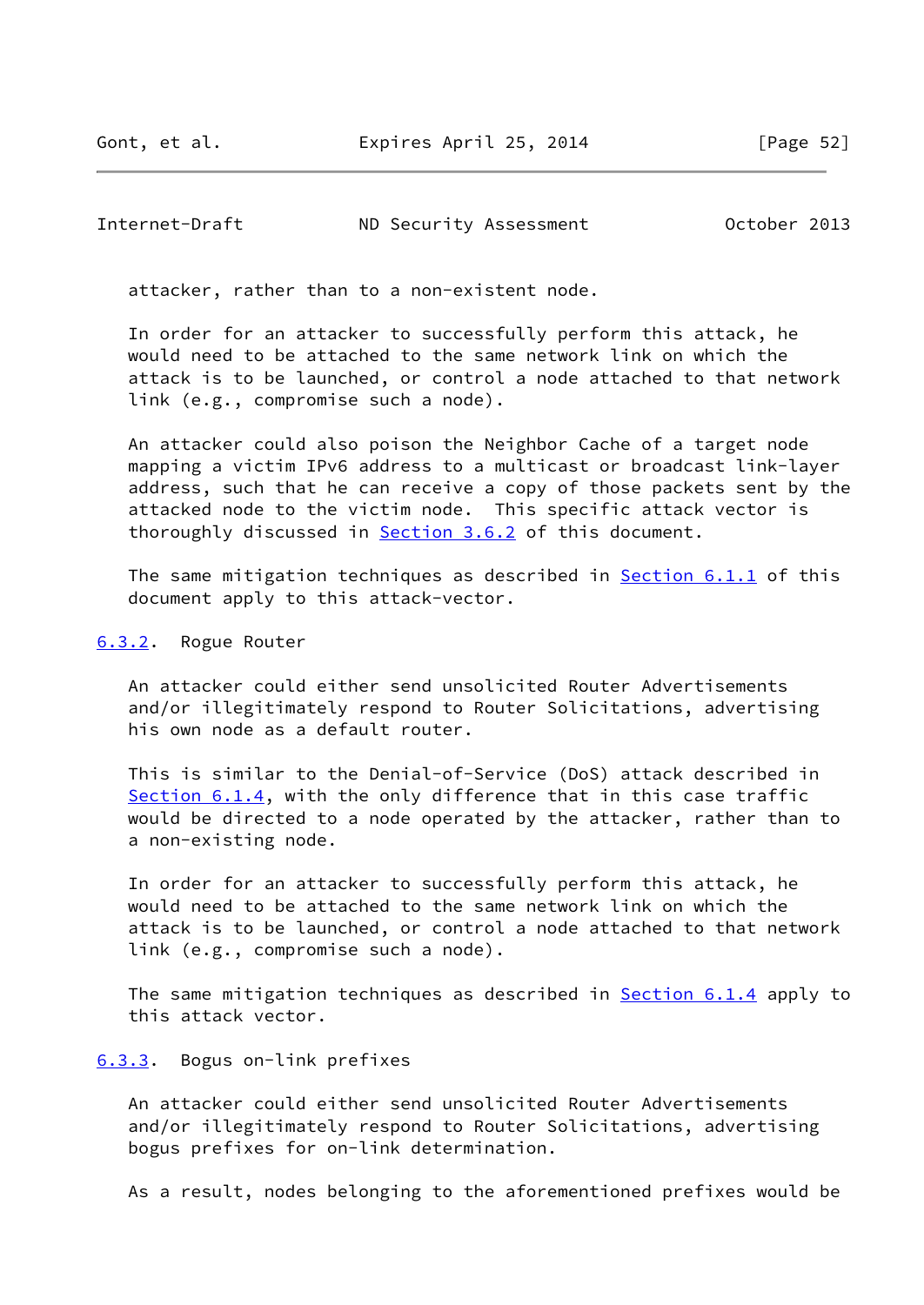attacker, rather than to a non-existent node.

In order for an attacker to successfully perform this attack, he would need to be attached to the same network link on which the attack is to be launched, or control a node attached to that network link (e.g., compromise such a node).

An attacker could also poison the Neighbor Cache of a target node mapping a victim IPv6 address to a multicast or broadcast link-layer address, such that he can receive a copy of those packets sent by the attacked node to the victim node. This specific attack vector is thoroughly discussed in Section 3.6.2 of this document.

The same mitigation techniques as described in Section 6.1.1 of this document apply to this attack-vector.

### 6.3.2. Rogue Router

An attacker could either send unsolicited Router Advertisements and/or illegitimately respond to Router Solicitations, advertising his own node as a default router.

This is similar to the Denial-of-Service (DoS) attack described in Section 6.1.4, with the only difference that in this case traffic would be directed to a node operated by the attacker, rather than to a non-existing node.

In order for an attacker to successfully perform this attack, he would need to be attached to the same network link on which the attack is to be launched, or control a node attached to that network link (e.g., compromise such a node).

The same mitigation techniques as described in Section 6.1.4 apply to this attack vector.

### 6.3.3. Bogus on-link prefixes

An attacker could either send unsolicited Router Advertisements and/or illegitimately respond to Router Solicitations, advertising bogus prefixes for on-link determination.

As a result, nodes belonging to the aforementioned prefixes would be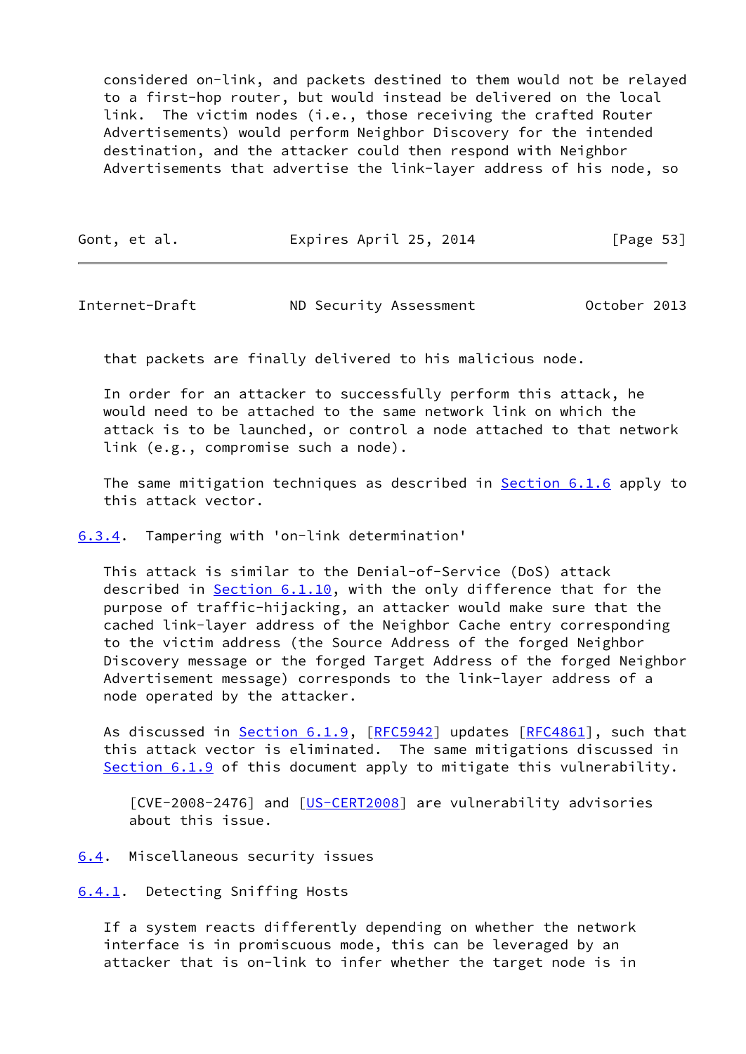considered on-link, and packets destined to them would not be relayed to a first-hop router, but would instead be delivered on the local link. The victim nodes (i.e., those receiving the crafted Router Advertisements) would perform Neighbor Discovery for the intended destination, and the attacker could then respond with Neighbor Advertisements that advertise the link-layer address of his node, so that packets are finally delivered to his malicious node.

In order for an attacker to successfully perform this attack, he would need to be attached to the same network link on which the attack is to be launched, or control a node attached to that network link (e.g., compromise such a node).

The same mitigation techniques as described in Section 6.1.6 apply to this attack vector.

### 6.3.4. Tampering with 'on-link determination'

This attack is similar to the Denial-of-Service (DoS) attack described in Section 6.1.10, with the only difference that for the purpose of traffic-hijacking, an attacker would make sure that the cached link-layer address of the Neighbor Cache entry corresponding to the victim address (the Source Address of the forged Neighbor Discovery message or the forged Target Address of the forged Neighbor Advertisement message) corresponds to the link-layer address of a node operated by the attacker.

As discussed in Section 6.1.9, [RFC5942] updates [RFC4861], such that this attack vector is eliminated. The same mitigations discussed in Section 6.1.9 of this document apply to mitigate this vulnerability.

> [CVE-2008-2476] and [US-CERT2008] are vulnerability advisories about this issue.

## 6.4. Miscellaneous security issues

### 6.4.1. Detecting Sniffing Hosts

If a system reacts differently depending on whether the network interface is in promiscuous mode, this can be leveraged by an attacker that is on-link to infer whether the target node is in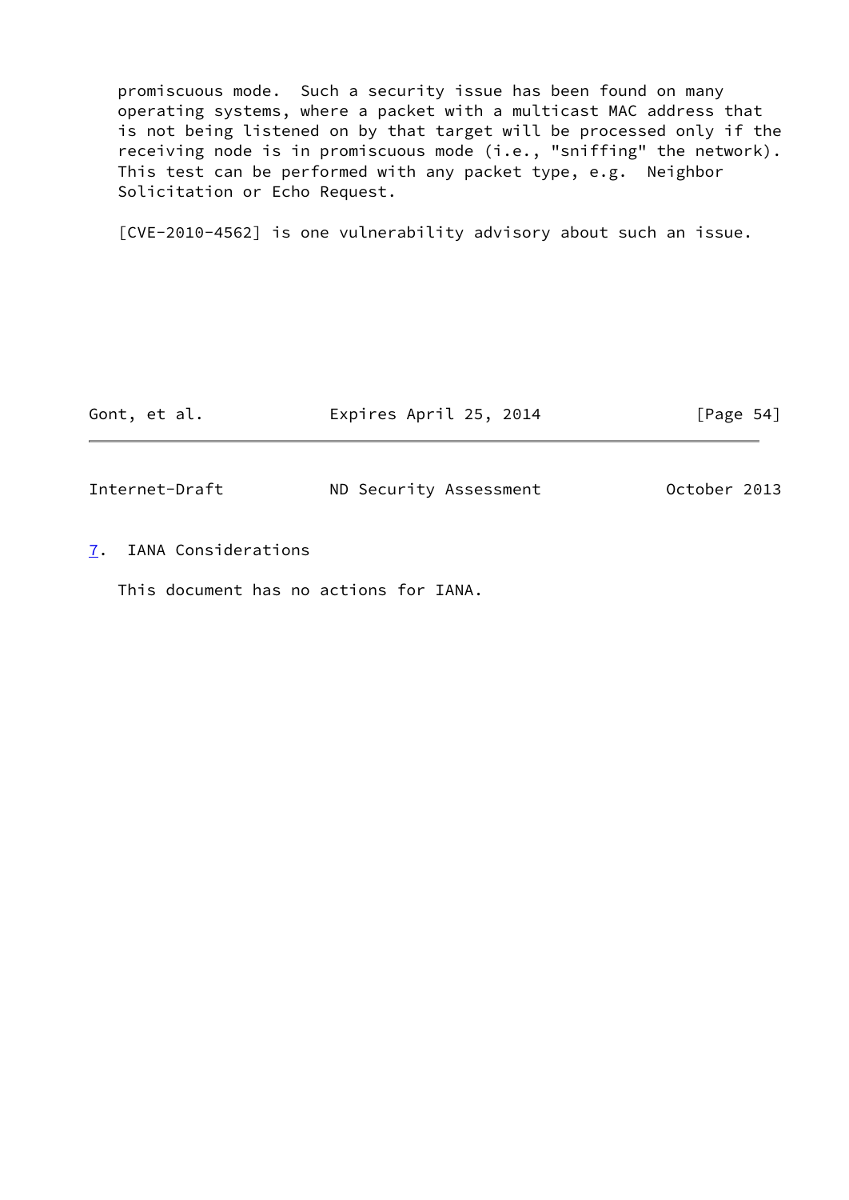promiscuous mode. Such a security issue has been found on many operating systems, where a packet with a multicast MAC address that is not being listened on by that target will be processed only if the receiving node is in promiscuous mode (i.e., "sniffing" the network). This test can be performed with any packet type, e.g. Neighbor Solicitation or Echo Request.

[CVE-2010-4562] is one vulnerability advisory about such an issue.

## 7. IANA Considerations

This document has no actions for IANA.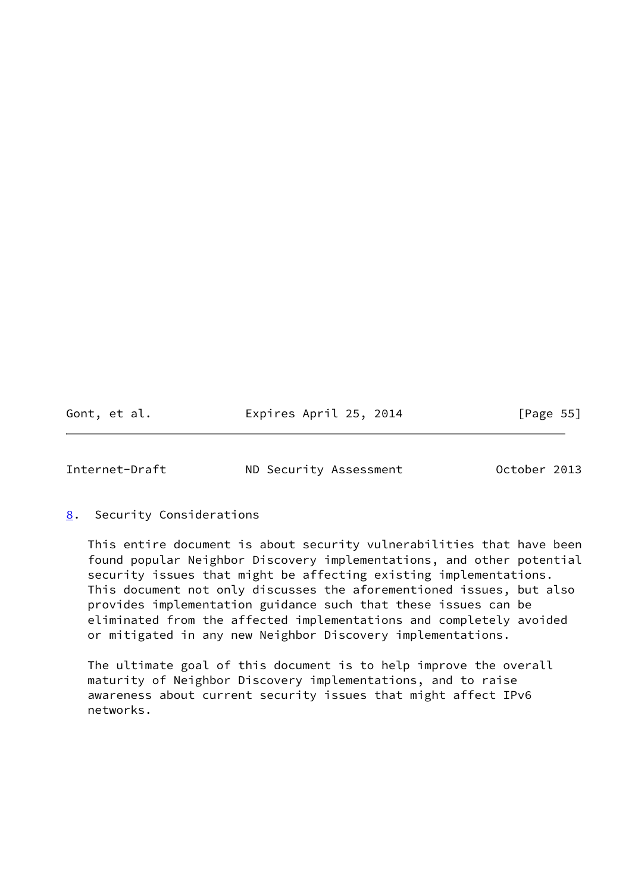## 8. Security Considerations

This entire document is about security vulnerabilities that have been found popular Neighbor Discovery implementations, and other potential security issues that might be affecting existing implementations. This document not only discusses the aforementioned issues, but also provides implementation guidance such that these issues can be eliminated from the affected implementations and completely avoided or mitigated in any new Neighbor Discovery implementations.

The ultimate goal of this document is to help improve the overall maturity of Neighbor Discovery implementations, and to raise awareness about current security issues that might affect IPv6 networks.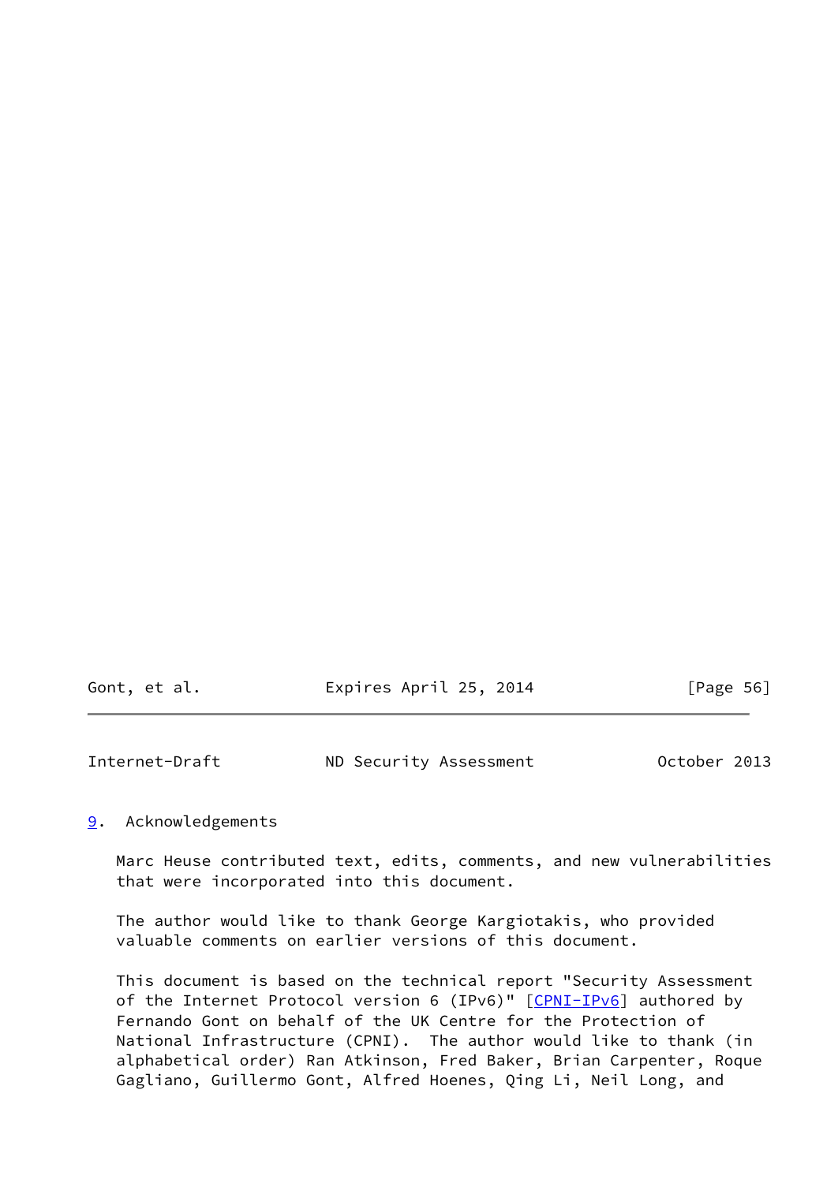## 9. Acknowledgements

Marc Heuse contributed text, edits, comments, and new vulnerabilities that were incorporated into this document.

The author would like to thank George Kargiotakis, who provided valuable comments on earlier versions of this document.

This document is based on the technical report "Security Assessment of the Internet Protocol version 6 (IPv6)" [CPNI-IPv6] authored by Fernando Gont on behalf of the UK Centre for the Protection of National Infrastructure (CPNI). The author would like to thank (in alphabetical order) Ran Atkinson, Fred Baker, Brian Carpenter, Roque Gagliano, Guillermo Gont, Alfred Hoenes, Qing Li, Neil Long, and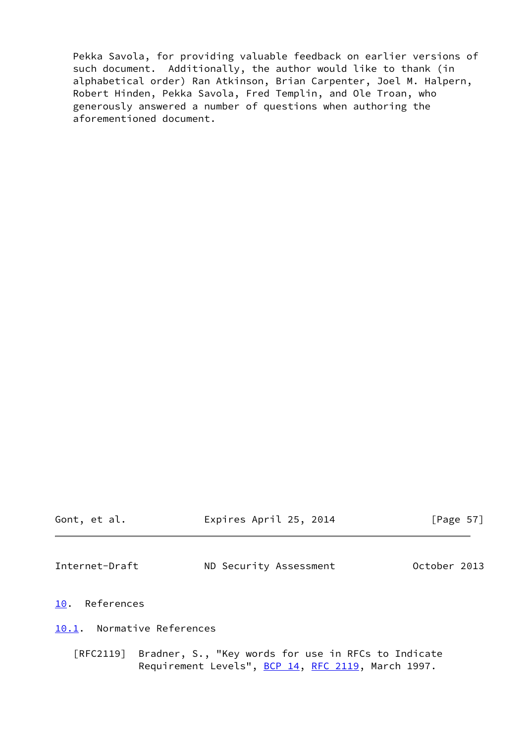Pekka Savola, for providing valuable feedback on earlier versions of such document. Additionally, the author would like to thank (in alphabetical order) Ran Atkinson, Brian Carpenter, Joel M. Halpern, Robert Hinden, Pekka Savola, Fred Templin, and Ole Troan, who generously answered a number of questions when authoring the aforementioned document.

# 10. References

## 10.1. Normative References

[RFC2119] Bradner, S., "Key words for use in RFCs to Indicate Requirement Levels", BCP 14, RFC 2119, March 1997.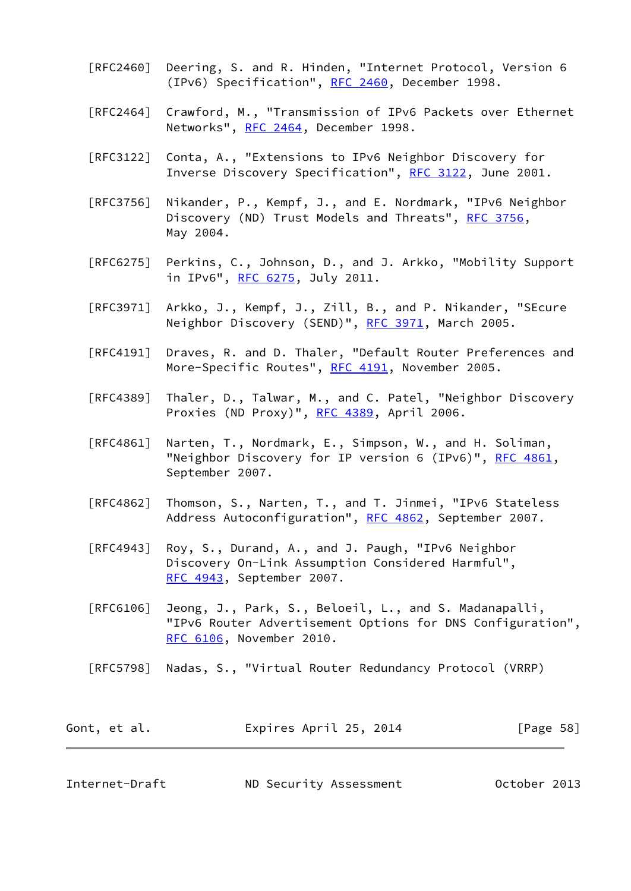[RFC2460] Deering, S. and R. Hinden, "Internet Protocol, Version 6 (IPv6) Specification", RFC 2460, December 1998.

[RFC2464] Crawford, M., "Transmission of IPv6 Packets over Ethernet Networks", RFC 2464, December 1998.

[RFC3122] Conta, A., "Extensions to IPv6 Neighbor Discovery for Inverse Discovery Specification", RFC 3122, June 2001.

[RFC3756] Nikander, P., Kempf, J., and E. Nordmark, "IPv6 Neighbor Discovery (ND) Trust Models and Threats", RFC 3756, May 2004.

[RFC6275] Perkins, C., Johnson, D., and J. Arkko, "Mobility Support in IPv6", RFC 6275, July 2011.

[RFC3971] Arkko, J., Kempf, J., Zill, B., and P. Nikander, "SEcure Neighbor Discovery (SEND)", RFC 3971, March 2005.

[RFC4191] Draves, R. and D. Thaler, "Default Router Preferences and More-Specific Routes", RFC 4191, November 2005.

[RFC4389] Thaler, D., Talwar, M., and C. Patel, "Neighbor Discovery Proxies (ND Proxy)", RFC 4389, April 2006.

[RFC4861] Narten, T., Nordmark, E., Simpson, W., and H. Soliman, "Neighbor Discovery for IP version 6 (IPv6)", RFC 4861, September 2007.

[RFC4862] Thomson, S., Narten, T., and T. Jinmei, "IPv6 Stateless Address Autoconfiguration", RFC 4862, September 2007.

[RFC4943] Roy, S., Durand, A., and J. Paugh, "IPv6 Neighbor Discovery On-Link Assumption Considered Harmful", RFC 4943, September 2007.

[RFC6106] Jeong, J., Park, S., Beloeil, L., and S. Madanapalli, "IPv6 Router Advertisement Options for DNS Configuration", RFC 6106, November 2010.

[RFC5798] Nadas, S., "Virtual Router Redundancy Protocol (VRRP)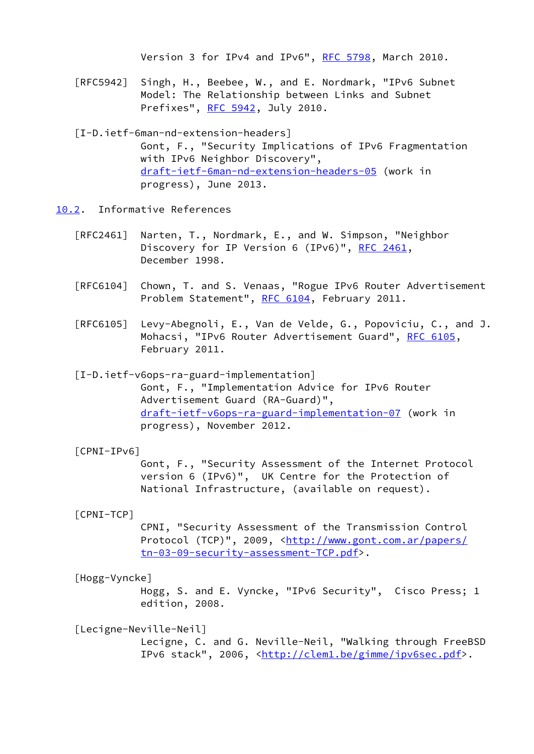Version 3 for IPv4 and IPv6", RFC 5798, March 2010.

[RFC5942] Singh, H., Beebee, W., and E. Nordmark, "IPv6 Subnet Model: The Relationship between Links and Subnet Prefixes", RFC 5942, July 2010.

[I-D.ietf-6man-nd-extension-headers]
Gont, F., "Security Implications of IPv6 Fragmentation with IPv6 Neighbor Discovery", draft-ietf-6man-nd-extension-headers-05 (work in progress), June 2013.

## 10.2. Informative References

[RFC2461] Narten, T., Nordmark, E., and W. Simpson, "Neighbor Discovery for IP Version 6 (IPv6)", RFC 2461, December 1998.

[RFC6104] Chown, T. and S. Venaas, "Rogue IPv6 Router Advertisement Problem Statement", RFC 6104, February 2011.

[RFC6105] Levy-Abegnoli, E., Van de Velde, G., Popoviciu, C., and J. Mohacsi, "IPv6 Router Advertisement Guard", RFC 6105, February 2011.

[I-D.ietf-v6ops-ra-guard-implementation]
Gont, F., "Implementation Advice for IPv6 Router Advertisement Guard (RA-Guard)", draft-ietf-v6ops-ra-guard-implementation-07 (work in progress), November 2012.

[CPNI-IPv6]
Gont, F., "Security Assessment of the Internet Protocol version 6 (IPv6)", UK Centre for the Protection of National Infrastructure, (available on request).

[CPNI-TCP]
CPNI, "Security Assessment of the Transmission Control Protocol (TCP)", 2009, <http://www.gont.com.ar/papers/tn-03-09-security-assessment-TCP.pdf>.

[Hogg-Vyncke]
Hogg, S. and E. Vyncke, "IPv6 Security", Cisco Press; 1 edition, 2008.

[Lecigne-Neville-Neil]
Lecigne, C. and G. Neville-Neil, "Walking through FreeBSD IPv6 stack", 2006, <http://clem1.be/gimme/ipv6sec.pdf>.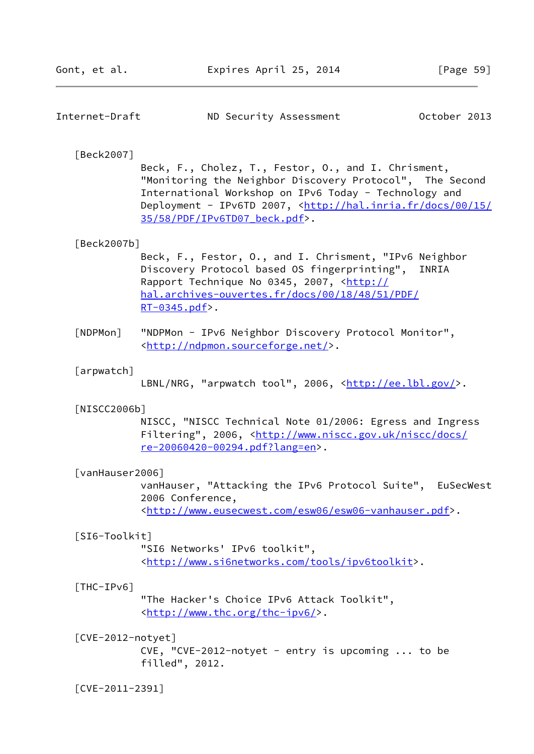[Beck2007]
Beck, F., Cholez, T., Festor, O., and I. Chrisment, "Monitoring the Neighbor Discovery Protocol", The Second International Workshop on IPv6 Today - Technology and Deployment - IPv6TD 2007, <http://hal.inria.fr/docs/00/15/35/58/PDF/IPv6TD07_beck.pdf>.

[Beck2007b]
Beck, F., Festor, O., and I. Chrisment, "IPv6 Neighbor Discovery Protocol based OS fingerprinting", INRIA Rapport Technique No 0345, 2007, <http://hal.archives-ouvertes.fr/docs/00/18/48/51/PDF/RT-0345.pdf>.

[NDPMon] "NDPMon - IPv6 Neighbor Discovery Protocol Monitor", <http://ndpmon.sourceforge.net/>.

[arpwatch]
LBNL/NRG, "arpwatch tool", 2006, <http://ee.lbl.gov/>.

[NISCC2006b]
NISCC, "NISCC Technical Note 01/2006: Egress and Ingress Filtering", 2006, <http://www.niscc.gov.uk/niscc/docs/re-20060420-00294.pdf?lang=en>.

[vanHauser2006]
vanHauser, "Attacking the IPv6 Protocol Suite", EuSecWest 2006 Conference, <http://www.eusecwest.com/esw06/esw06-vanhauser.pdf>.

[SI6-Toolkit]
"SI6 Networks' IPv6 toolkit", <http://www.si6networks.com/tools/ipv6toolkit>.

[THC-IPv6]
"The Hacker's Choice IPv6 Attack Toolkit", <http://www.thc.org/thc-ipv6/>.

[CVE-2012-notyet]
CVE, "CVE-2012-notyet - entry is upcoming ... to be filled", 2012.

[CVE-2011-2391]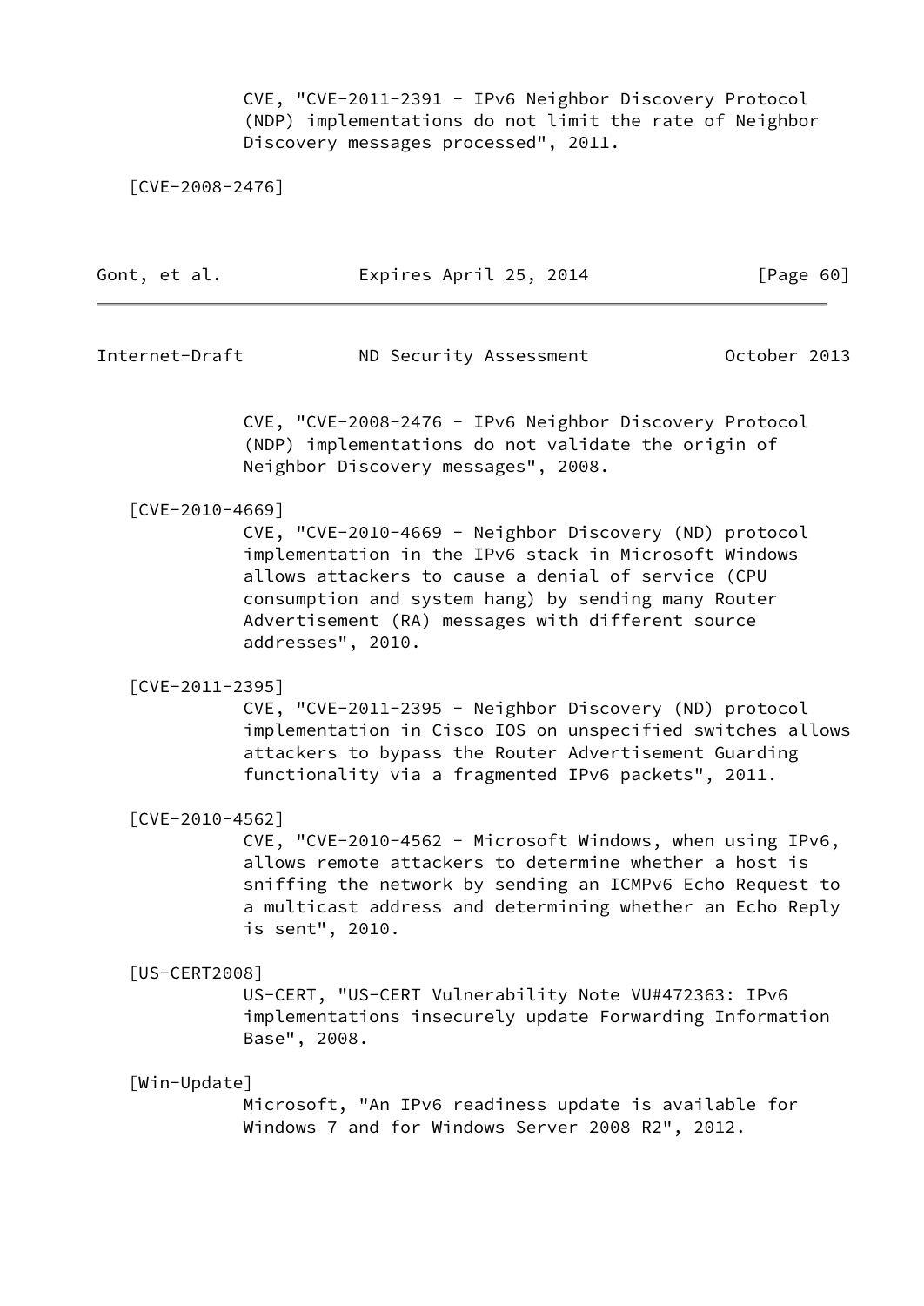CVE, "CVE-2011-2391 - IPv6 Neighbor Discovery Protocol (NDP) implementations do not limit the rate of Neighbor Discovery messages processed", 2011.

[CVE-2008-2476]
CVE, "CVE-2008-2476 - IPv6 Neighbor Discovery Protocol (NDP) implementations do not validate the origin of Neighbor Discovery messages", 2008.

[CVE-2010-4669]
CVE, "CVE-2010-4669 - Neighbor Discovery (ND) protocol implementation in the IPv6 stack in Microsoft Windows allows attackers to cause a denial of service (CPU consumption and system hang) by sending many Router Advertisement (RA) messages with different source addresses", 2010.

[CVE-2011-2395]
CVE, "CVE-2011-2395 - Neighbor Discovery (ND) protocol implementation in Cisco IOS on unspecified switches allows attackers to bypass the Router Advertisement Guarding functionality via a fragmented IPv6 packets", 2011.

[CVE-2010-4562]
CVE, "CVE-2010-4562 - Microsoft Windows, when using IPv6, allows remote attackers to determine whether a host is sniffing the network by sending an ICMPv6 Echo Request to a multicast address and determining whether an Echo Reply is sent", 2010.

[US-CERT2008]
US-CERT, "US-CERT Vulnerability Note VU#472363: IPv6 implementations insecurely update Forwarding Information Base", 2008.

[Win-Update]
Microsoft, "An IPv6 readiness update is available for Windows 7 and for Windows Server 2008 R2", 2012.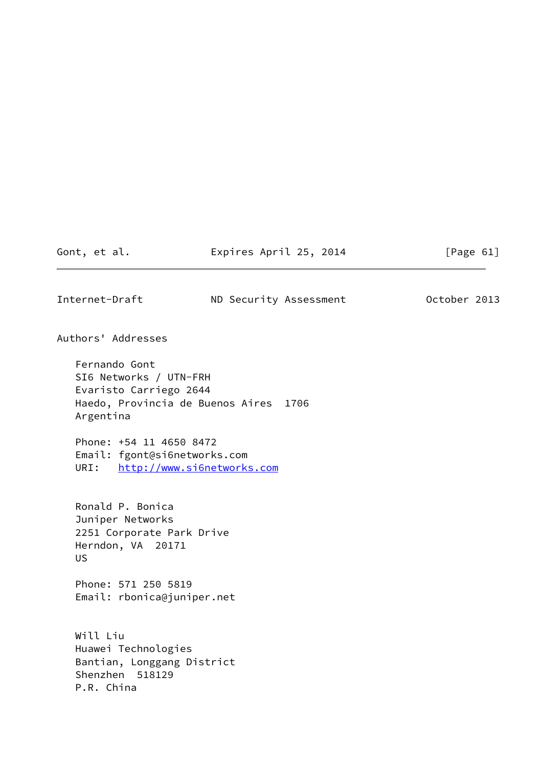## Authors' Addresses

Fernando Gont
SI6 Networks / UTN-FRH
Evaristo Carriego 2644
Haedo, Provincia de Buenos Aires  1706
Argentina

Phone: +54 11 4650 8472
Email: fgont@si6networks.com
URI:   http://www.si6networks.com

Ronald P. Bonica
Juniper Networks
2251 Corporate Park Drive
Herndon, VA  20171
US

Phone: 571 250 5819
Email: rbonica@juniper.net

Will Liu
Huawei Technologies
Bantian, Longgang District
Shenzhen  518129
P.R. China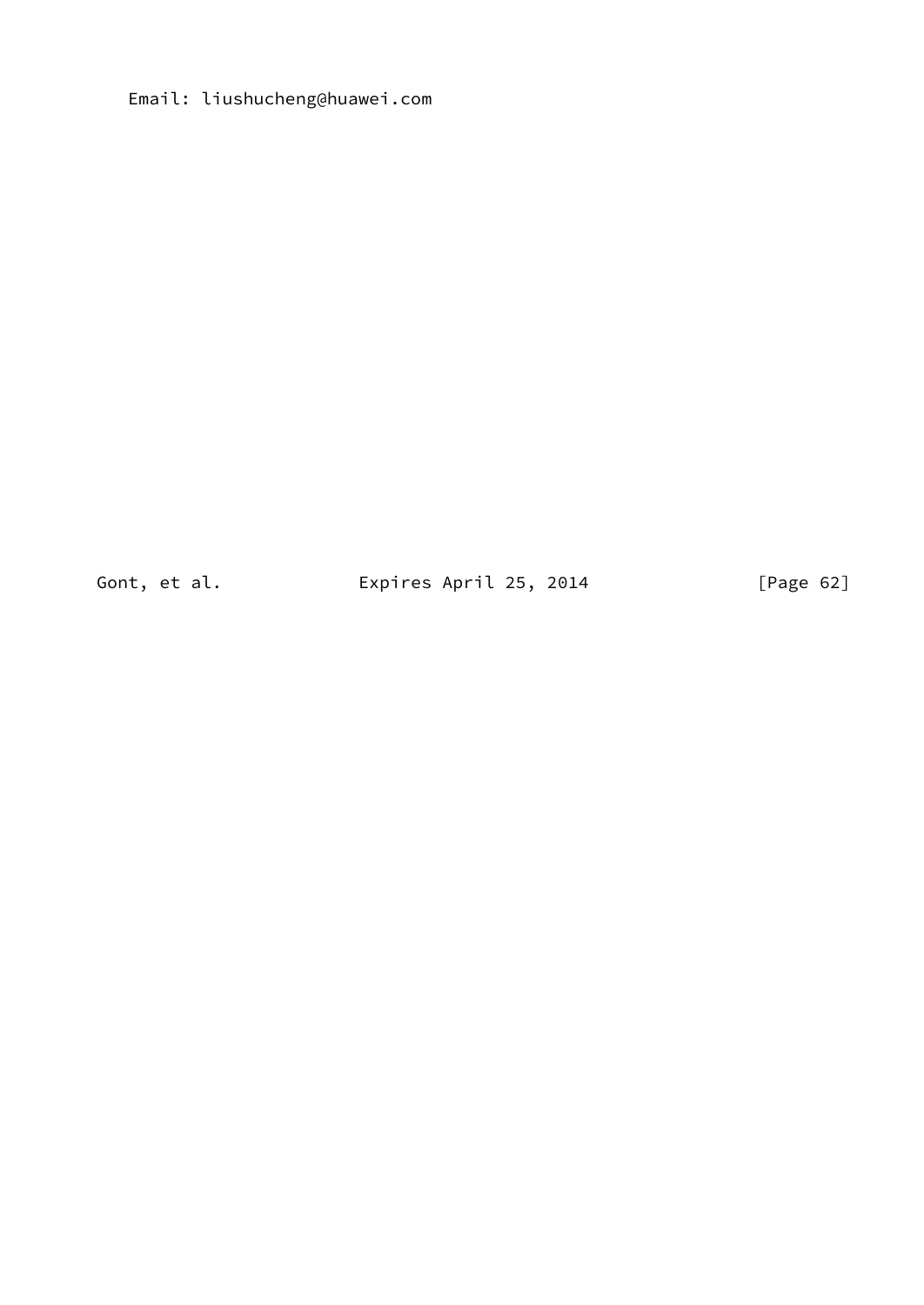Email: liushucheng@huawei.com